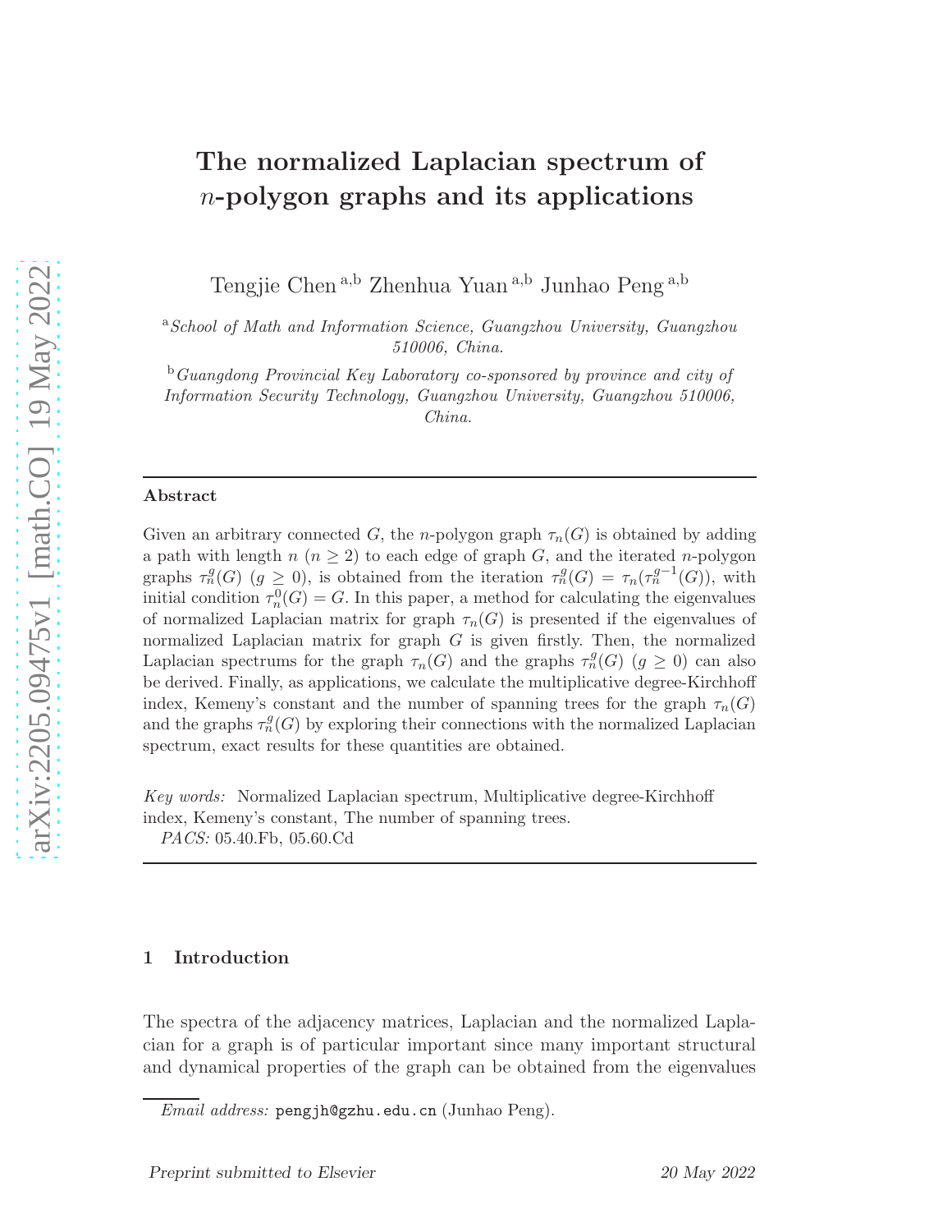# The normalized Laplacian spectrum of $n$-polygon graphs and its applications

Tengjie Chen [a,b] Zhenhua Yuan [a,b] Junhao Peng [a,b]

[a] *School of Math and Information Science, Guangzhou University, Guangzhou 510006, China.*

[b] *Guangdong Provincial Key Laboratory co-sponsored by province and city of Information Security Technology, Guangzhou University, Guangzhou 510006, China.*

---

### Abstract

Given an arbitrary connected $G$, the $n$-polygon graph $\tau_n(G)$ is obtained by adding a path with length $n$ ($n \geq 2$) to each edge of graph $G$, and the iterated $n$-polygon graphs $\tau_n^g(G)$ ($g \geq 0$), is obtained from the iteration $\tau_n^g(G) = \tau_n(\tau_n^{g-1}(G))$, with initial condition $\tau_n^0(G) = G$. In this paper, a method for calculating the eigenvalues of normalized Laplacian matrix for graph $\tau_n(G)$ is presented if the eigenvalues of normalized Laplacian matrix for graph $G$ is given firstly. Then, the normalized Laplacian spectrums for the graph $\tau_n(G)$ and the graphs $\tau_n^g(G)$ ($g \geq 0$) can also be derived. Finally, as applications, we calculate the multiplicative degree-Kirchhoff index, Kemeny's constant and the number of spanning trees for the graph $\tau_n(G)$ and the graphs $\tau_n^g(G)$ by exploring their connections with the normalized Laplacian spectrum, exact results for these quantities are obtained.

*Key words:* Normalized Laplacian spectrum, Multiplicative degree-Kirchhoff index, Kemeny's constant, The number of spanning trees.
*PACS:* 05.40.Fb, 05.60.Cd

---

## 1 Introduction

The spectra of the adjacency matrices, Laplacian and the normalized Laplacian for a graph is of particular important since many important structural and dynamical properties of the graph can be obtained from the eigenvalues

*Email address:* pengjh@gzhu.edu.cn (Junhao Peng).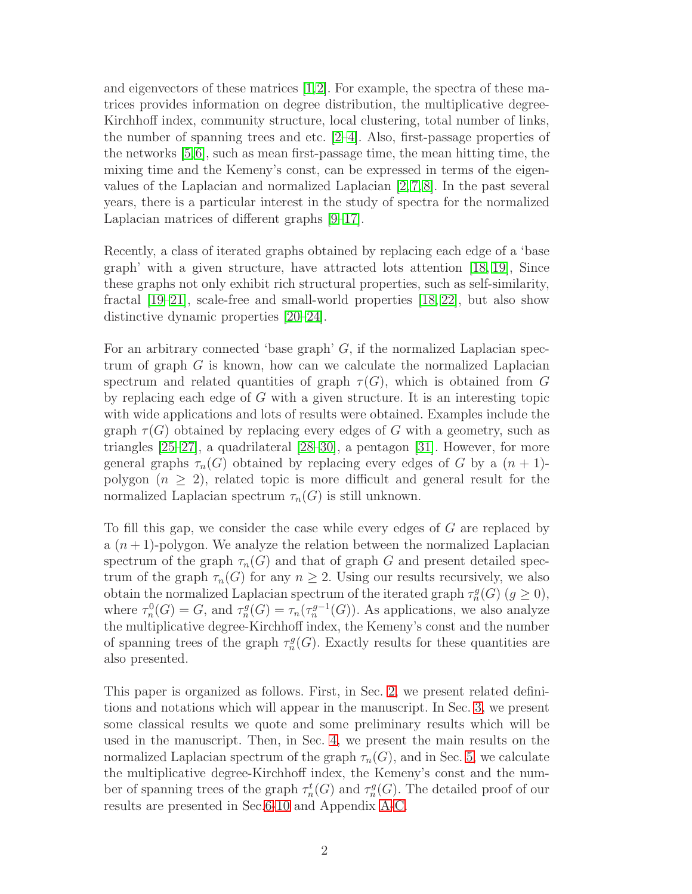and eigenvectors of these matrices [1,2]. For example, the spectra of these matrices provides information on degree distribution, the multiplicative degree-Kirchhoff index, community structure, local clustering, total number of links, the number of spanning trees and etc. [2–4]. Also, first-passage properties of the networks [5,6], such as mean first-passage time, the mean hitting time, the mixing time and the Kemeny's const, can be expressed in terms of the eigenvalues of the Laplacian and normalized Laplacian [2,7,8]. In the past several years, there is a particular interest in the study of spectra for the normalized Laplacian matrices of different graphs [9–17].

Recently, a class of iterated graphs obtained by replacing each edge of a 'base graph' with a given structure, have attracted lots attention [18, 19], Since these graphs not only exhibit rich structural properties, such as self-similarity, fractal [19–21], scale-free and small-world properties [18, 22], but also show distinctive dynamic properties [20–24].

For an arbitrary connected 'base graph' $G$, if the normalized Laplacian spectrum of graph $G$ is known, how can we calculate the normalized Laplacian spectrum and related quantities of graph $\tau(G)$, which is obtained from $G$ by replacing each edge of $G$ with a given structure. It is an interesting topic with wide applications and lots of results were obtained. Examples include the graph $\tau(G)$ obtained by replacing every edges of $G$ with a geometry, such as triangles [25–27], a quadrilateral [28–30], a pentagon [31]. However, for more general graphs $\tau_n(G)$ obtained by replacing every edges of $G$ by a $(n+1)$-polygon ($n \geq 2$), related topic is more difficult and general result for the normalized Laplacian spectrum $\tau_n(G)$ is still unknown.

To fill this gap, we consider the case while every edges of $G$ are replaced by a $(n+1)$-polygon. We analyze the relation between the normalized Laplacian spectrum of the graph $\tau_n(G)$ and that of graph $G$ and present detailed spectrum of the graph $\tau_n(G)$ for any $n \geq 2$. Using our results recursively, we also obtain the normalized Laplacian spectrum of the iterated graph $\tau_n^g(G)$ ($g \geq 0$), where $\tau_n^0(G) = G$, and $\tau_n^g(G) = \tau_n(\tau_n^{g-1}(G))$. As applications, we also analyze the multiplicative degree-Kirchhoff index, the Kemeny's const and the number of spanning trees of the graph $\tau_n^g(G)$. Exactly results for these quantities are also presented.

This paper is organized as follows. First, in Sec. 2, we present related definitions and notations which will appear in the manuscript. In Sec. 3, we present some classical results we quote and some preliminary results which will be used in the manuscript. Then, in Sec. 4, we present the main results on the normalized Laplacian spectrum of the graph $\tau_n(G)$, and in Sec. 5, we calculate the multiplicative degree-Kirchhoff index, the Kemeny's const and the number of spanning trees of the graph $\tau_n^t(G)$ and $\tau_n^g(G)$. The detailed proof of our results are presented in Sec.6-10 and Appendix A-C.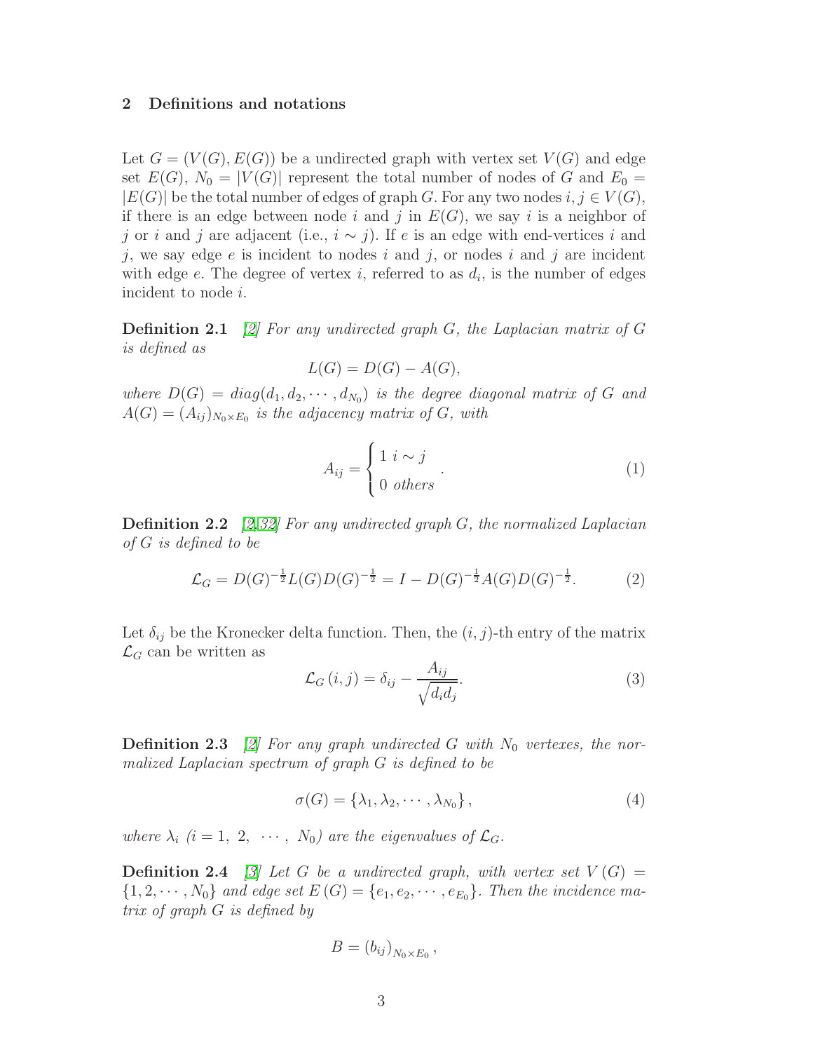## 2 Definitions and notations

Let $G = (V(G), E(G))$ be a undirected graph with vertex set $V(G)$ and edge set $E(G)$, $N_0 = |V(G)|$ represent the total number of nodes of $G$ and $E_0 = |E(G)|$ be the total number of edges of graph $G$. For any two nodes $i, j \in V(G)$, if there is an edge between node $i$ and $j$ in $E(G)$, we say $i$ is a neighbor of $j$ or $i$ and $j$ are adjacent (i.e., $i \sim j$). If $e$ is an edge with end-vertices $i$ and $j$, we say edge $e$ is incident to nodes $i$ and $j$, or nodes $i$ and $j$ are incident with edge $e$. The degree of vertex $i$, referred to as $d_i$, is the number of edges incident to node $i$.

**Definition 2.1** [2] *For any undirected graph $G$, the Laplacian matrix of $G$ is defined as*

$$L(G) = D(G) - A(G),$$

*where $D(G) = diag(d_1, d_2, \cdots, d_{N_0})$ is the degree diagonal matrix of $G$ and $A(G) = (A_{ij})_{N_0 \times E_0}$ is the adjacency matrix of $G$, with*

$$A_{ij} = \begin{cases} 1 & i \sim j \\ 0 & others \end{cases}. \tag{1}$$

**Definition 2.2** [2,32] *For any undirected graph $G$, the normalized Laplacian of $G$ is defined to be*

$$\mathcal{L}_G = D(G)^{-\frac{1}{2}} L(G) D(G)^{-\frac{1}{2}} = I - D(G)^{-\frac{1}{2}} A(G) D(G)^{-\frac{1}{2}}. \tag{2}$$

Let $\delta_{ij}$ be the Kronecker delta function. Then, the $(i, j)$-th entry of the matrix $\mathcal{L}_G$ can be written as

$$\mathcal{L}_G(i, j) = \delta_{ij} - \frac{A_{ij}}{\sqrt{d_i d_j}}. \tag{3}$$

**Definition 2.3** [2] *For any graph undirected $G$ with $N_0$ vertexes, the normalized Laplacian spectrum of graph $G$ is defined to be*

$$\sigma(G) = \{\lambda_1, \lambda_2, \cdots, \lambda_{N_0}\}, \tag{4}$$

*where $\lambda_i$ ($i = 1, 2, \cdots, N_0$) are the eigenvalues of $\mathcal{L}_G$.*

**Definition 2.4** [3] *Let $G$ be a undirected graph, with vertex set $V(G) = \{1, 2, \cdots, N_0\}$ and edge set $E(G) = \{e_1, e_2, \cdots, e_{E_0}\}$. Then the incidence matrix of graph $G$ is defined by*

$$B = (b_{ij})_{N_0 \times E_0},$$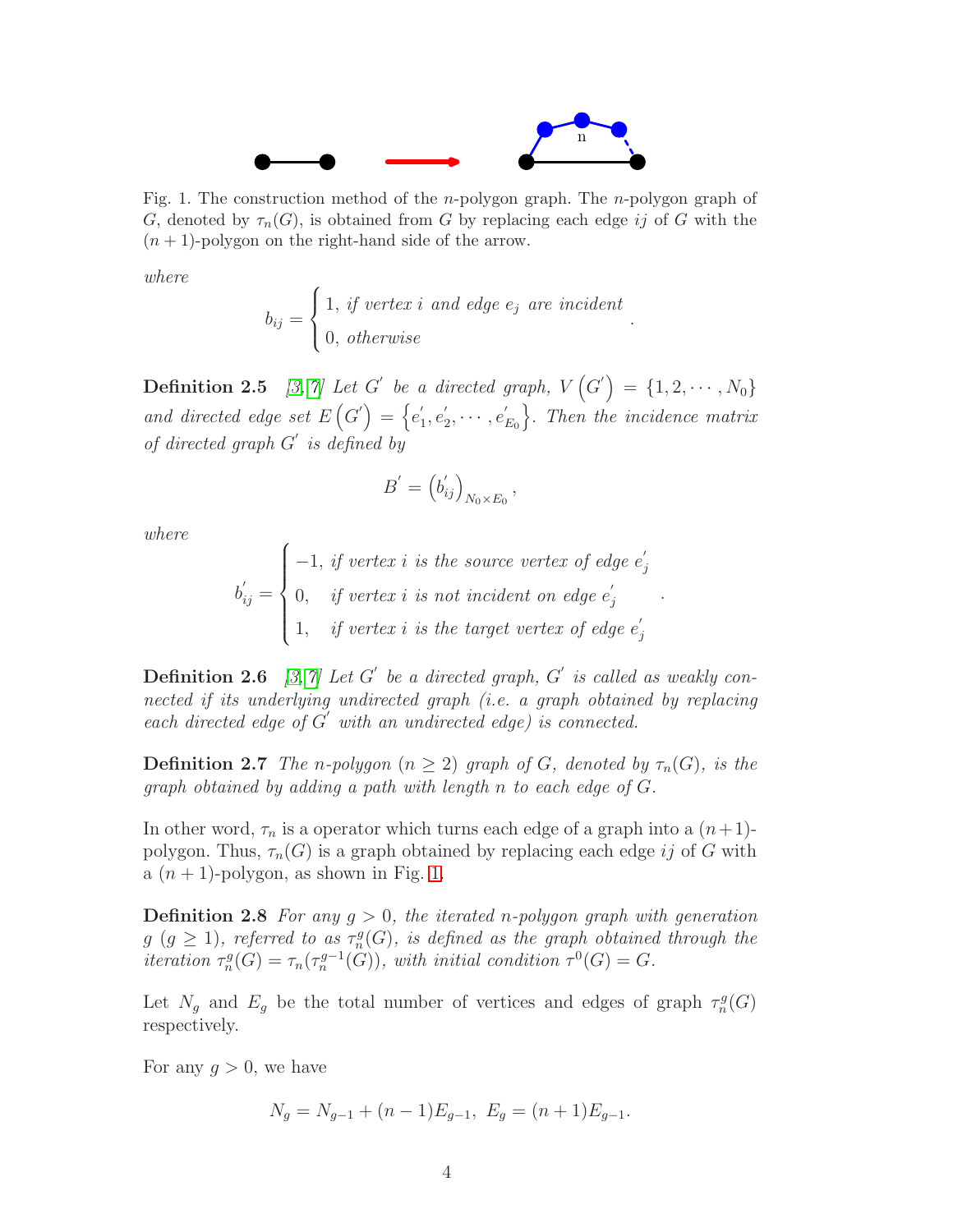Fig. 1. The construction method of the $n$-polygon graph. The $n$-polygon graph of $G$, denoted by $\tau_n(G)$, is obtained from $G$ by replacing each edge $ij$ of $G$ with the $(n+1)$-polygon on the right-hand side of the arrow.

*where*

$$b_{ij} = \begin{cases} 1, & \text{if vertex } i \text{ and edge } e_j \text{ are incident} \\ 0, & \text{otherwise} \end{cases}.$$

**Definition 2.5** *[3, 7] Let $G^{'}$ be a directed graph, $V\left(G^{'}\right) = \{1, 2, \cdots, N_0\}$ and directed edge set $E\left(G^{'}\right) = \left\{e_1^{'}, e_2^{'}, \cdots, e_{E_0}^{'}\right\}$. Then the incidence matrix of directed graph $G^{'}$ is defined by*

$$B^{'} = \left(b_{ij}^{'}\right)_{N_0 \times E_0},$$

*where*

$$b_{ij}^{'} = \begin{cases} -1, & \text{if vertex } i \text{ is the source vertex of edge } e_j^{'} \\ 0, & \text{if vertex } i \text{ is not incident on edge } e_j^{'} \\ 1, & \text{if vertex } i \text{ is the target vertex of edge } e_j^{'} \end{cases}.$$

**Definition 2.6** *[3, 7] Let $G^{'}$ be a directed graph, $G^{'}$ is called as weakly connected if its underlying undirected graph (i.e. a graph obtained by replacing each directed edge of $G^{'}$ with an undirected edge) is connected.*

**Definition 2.7** *The $n$-polygon $(n \geq 2)$ graph of $G$, denoted by $\tau_n(G)$, is the graph obtained by adding a path with length $n$ to each edge of $G$.*

In other word, $\tau_n$ is a operator which turns each edge of a graph into a $(n+1)$-polygon. Thus, $\tau_n(G)$ is a graph obtained by replacing each edge $ij$ of $G$ with a $(n+1)$-polygon, as shown in Fig. 1.

**Definition 2.8** *For any $g > 0$, the iterated $n$-polygon graph with generation $g$ $(g \geq 1)$, referred to as $\tau_n^g(G)$, is defined as the graph obtained through the iteration $\tau_n^g(G) = \tau_n(\tau_n^{g-1}(G))$, with initial condition $\tau^0(G) = G$.*

Let $N_g$ and $E_g$ be the total number of vertices and edges of graph $\tau_n^g(G)$ respectively.

For any $g > 0$, we have

$$N_g = N_{g-1} + (n-1)E_{g-1}, \; E_g = (n+1)E_{g-1}.$$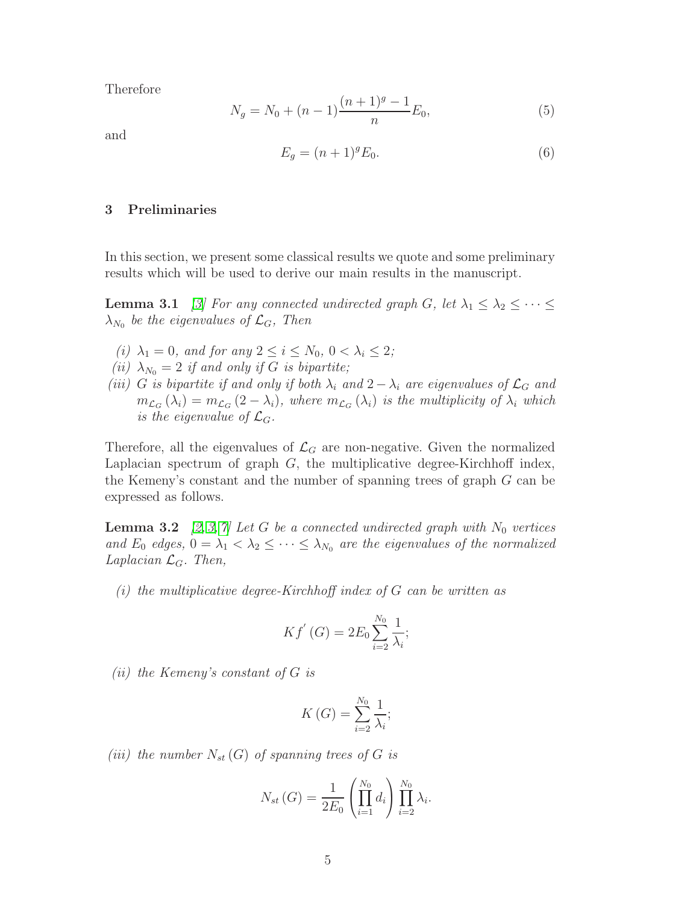Therefore

$$N_g = N_0 + (n-1)\frac{(n+1)^g - 1}{n}E_0, \tag{5}$$

and

$$E_g = (n+1)^g E_0. \tag{6}$$

## 3 Preliminaries

In this section, we present some classical results we quote and some preliminary results which will be used to derive our main results in the manuscript.

**Lemma 3.1** [3] *For any connected undirected graph $G$, let $\lambda_1 \leq \lambda_2 \leq \cdots \leq \lambda_{N_0}$ be the eigenvalues of $\mathcal{L}_G$, Then*

*(i) $\lambda_1 = 0$, and for any $2 \leq i \leq N_0$, $0 < \lambda_i \leq 2$;*

*(ii) $\lambda_{N_0} = 2$ if and only if $G$ is bipartite;*

*(iii) $G$ is bipartite if and only if both $\lambda_i$ and $2 - \lambda_i$ are eigenvalues of $\mathcal{L}_G$ and $m_{\mathcal{L}_G}(\lambda_i) = m_{\mathcal{L}_G}(2 - \lambda_i)$, where $m_{\mathcal{L}_G}(\lambda_i)$ is the multiplicity of $\lambda_i$ which is the eigenvalue of $\mathcal{L}_G$.*

Therefore, all the eigenvalues of $\mathcal{L}_G$ are non-negative. Given the normalized Laplacian spectrum of graph $G$, the multiplicative degree-Kirchhoff index, the Kemeny's constant and the number of spanning trees of graph $G$ can be expressed as follows.

**Lemma 3.2** [2,3,7] *Let $G$ be a connected undirected graph with $N_0$ vertices and $E_0$ edges, $0 = \lambda_1 < \lambda_2 \leq \cdots \leq \lambda_{N_0}$ are the eigenvalues of the normalized Laplacian $\mathcal{L}_G$. Then,*

*(i) the multiplicative degree-Kirchhoff index of $G$ can be written as*

$$Kf'(G) = 2E_0 \sum_{i=2}^{N_0} \frac{1}{\lambda_i};$$

*(ii) the Kemeny's constant of $G$ is*

$$K(G) = \sum_{i=2}^{N_0} \frac{1}{\lambda_i};$$

*(iii) the number $N_{st}(G)$ of spanning trees of $G$ is*

$$N_{st}(G) = \frac{1}{2E_0}\left(\prod_{i=1}^{N_0} d_i\right)\prod_{i=2}^{N_0} \lambda_i.$$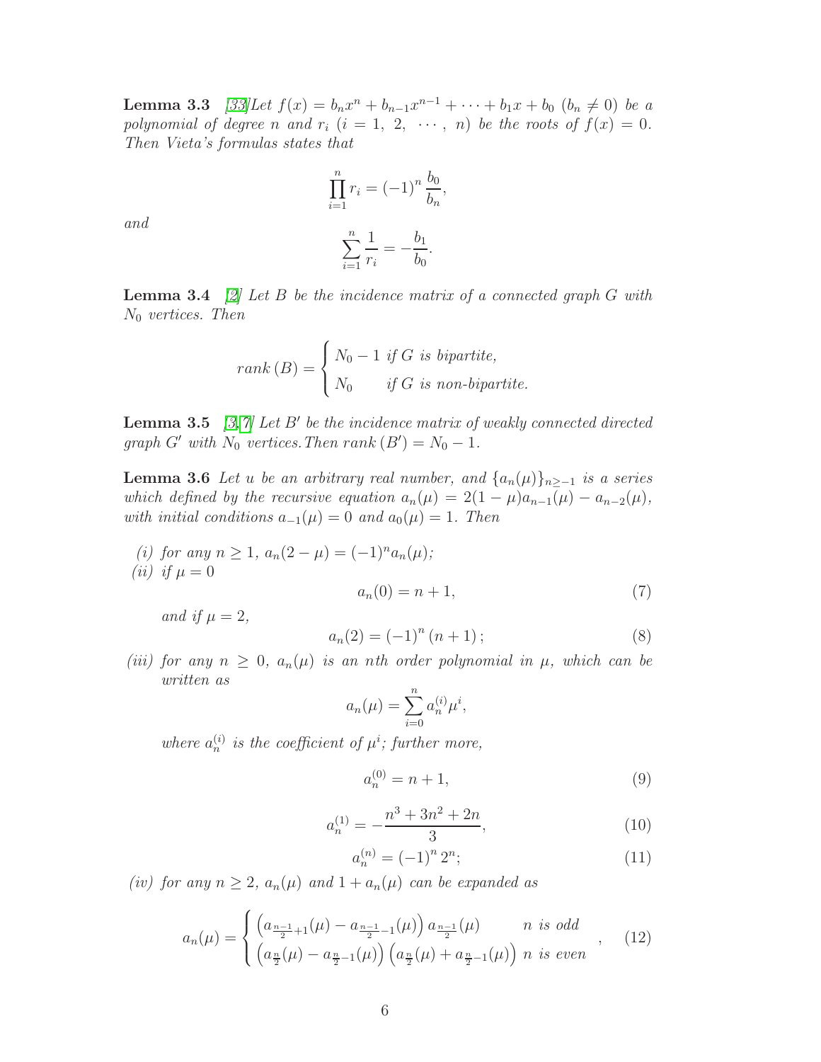**Lemma 3.3** [33]*Let $f(x) = b_n x^n + b_{n-1}x^{n-1} + \cdots + b_1 x + b_0$ $(b_n \neq 0)$ be a polynomial of degree $n$ and $r_i$ $(i = 1,\ 2,\ \cdots,\ n)$ be the roots of $f(x) = 0$. Then Vieta's formulas states that*

$$\prod_{i=1}^{n} r_i = (-1)^n \frac{b_0}{b_n},$$

*and*

$$\sum_{i=1}^{n} \frac{1}{r_i} = -\frac{b_1}{b_0}.$$

**Lemma 3.4** [2] *Let $B$ be the incidence matrix of a connected graph $G$ with $N_0$ vertices. Then*

$$rank\,(B) = \begin{cases} N_0 - 1 & \text{if } G \text{ is bipartite,} \\ N_0 & \text{if } G \text{ is non-bipartite.} \end{cases}$$

**Lemma 3.5** [3,7] *Let $B'$ be the incidence matrix of weakly connected directed graph $G'$ with $N_0$ vertices. Then $rank\,(B') = N_0 - 1$.*

**Lemma 3.6** *Let $u$ be an arbitrary real number, and $\{a_n(\mu)\}_{n\geq -1}$ is a series which defined by the recursive equation $a_n(\mu) = 2(1-\mu)a_{n-1}(\mu) - a_{n-2}(\mu)$, with initial conditions $a_{-1}(\mu) = 0$ and $a_0(\mu) = 1$. Then*

*(i) for any $n \geq 1$, $a_n(2-\mu) = (-1)^n a_n(\mu)$;*

*(ii) if $\mu = 0$*

$$a_n(0) = n + 1, \tag{7}$$

*and if $\mu = 2$,*

$$a_n(2) = (-1)^n (n+1)\,; \tag{8}$$

*(iii) for any $n \geq 0$, $a_n(\mu)$ is an nth order polynomial in $\mu$, which can be written as*

$$a_n(\mu) = \sum_{i=0}^{n} a_n^{(i)} \mu^i,$$

*where $a_n^{(i)}$ is the coefficient of $\mu^i$; further more,*

$$a_n^{(0)} = n + 1, \tag{9}$$

$$a_n^{(1)} = -\frac{n^3 + 3n^2 + 2n}{3}, \tag{10}$$

$$a_n^{(n)} = (-1)^n 2^n; \tag{11}$$

*(iv) for any $n \geq 2$, $a_n(\mu)$ and $1 + a_n(\mu)$ can be expanded as*

$$a_n(\mu) = \begin{cases} \left(a_{\frac{n-1}{2}+1}(\mu) - a_{\frac{n-1}{2}-1}(\mu)\right) a_{\frac{n-1}{2}}(\mu) & n \text{ is odd} \\ \left(a_{\frac{n}{2}}(\mu) - a_{\frac{n}{2}-1}(\mu)\right)\left(a_{\frac{n}{2}}(\mu) + a_{\frac{n}{2}-1}(\mu)\right) & n \text{ is even} \end{cases}, \tag{12}$$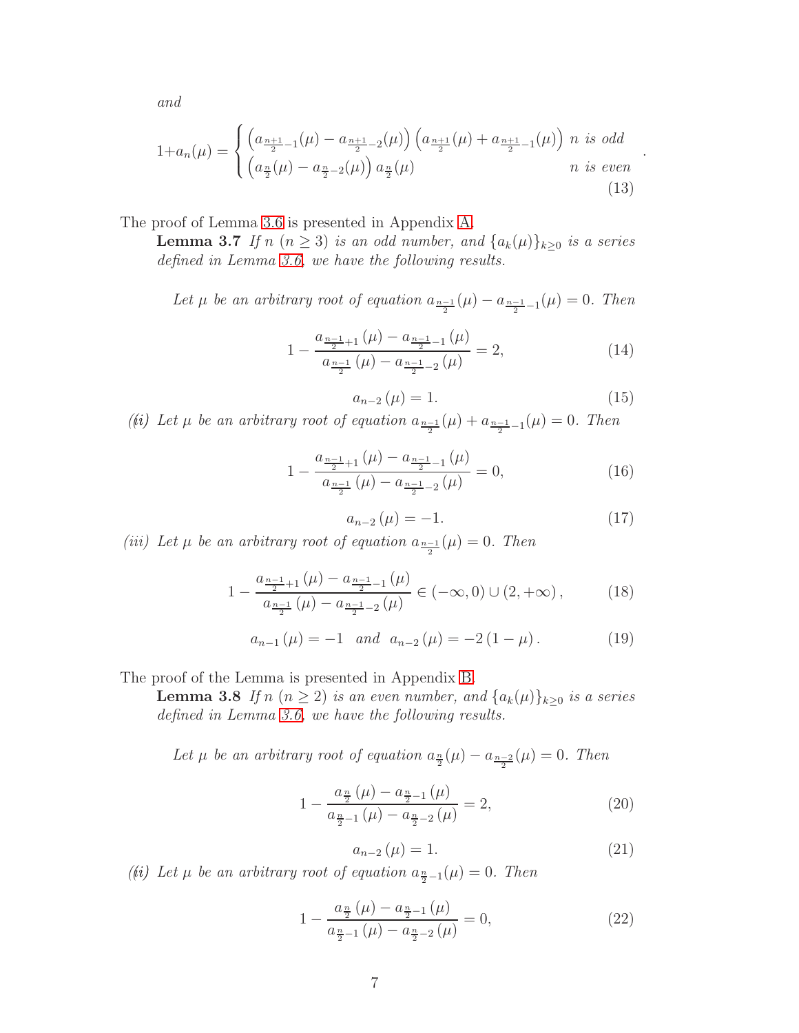*and*

$$1+a_n(\mu) = \begin{cases} \left(a_{\frac{n+1}{2}-1}(\mu) - a_{\frac{n+1}{2}-2}(\mu)\right)\left(a_{\frac{n+1}{2}}(\mu) + a_{\frac{n+1}{2}-1}(\mu)\right) & n \text{ is odd} \\ \left(a_{\frac{n}{2}}(\mu) - a_{\frac{n}{2}-2}(\mu)\right) a_{\frac{n}{2}}(\mu) & n \text{ is even} \end{cases}. \tag{13}$$

The proof of Lemma 3.6 is presented in Appendix A.

**Lemma 3.7** *If $n$ $(n \geq 3)$ is an odd number, and $\{a_k(\mu)\}_{k\geq 0}$ is a series defined in Lemma 3.6, we have the following results.*

*(i) Let $\mu$ be an arbitrary root of equation $a_{\frac{n-1}{2}}(\mu) - a_{\frac{n-1}{2}-1}(\mu) = 0$. Then*

$$1 - \frac{a_{\frac{n-1}{2}+1}(\mu) - a_{\frac{n-1}{2}-1}(\mu)}{a_{\frac{n-1}{2}}(\mu) - a_{\frac{n-1}{2}-2}(\mu)} = 2, \tag{14}$$

$$a_{n-2}(\mu) = 1. \tag{15}$$

*(ii) Let $\mu$ be an arbitrary root of equation $a_{\frac{n-1}{2}}(\mu) + a_{\frac{n-1}{2}-1}(\mu) = 0$. Then*

$$1 - \frac{a_{\frac{n-1}{2}+1}(\mu) - a_{\frac{n-1}{2}-1}(\mu)}{a_{\frac{n-1}{2}}(\mu) - a_{\frac{n-1}{2}-2}(\mu)} = 0, \tag{16}$$

$$a_{n-2}(\mu) = -1. \tag{17}$$

*(iii) Let $\mu$ be an arbitrary root of equation $a_{\frac{n-1}{2}}(\mu) = 0$. Then*

$$1 - \frac{a_{\frac{n-1}{2}+1}(\mu) - a_{\frac{n-1}{2}-1}(\mu)}{a_{\frac{n-1}{2}}(\mu) - a_{\frac{n-1}{2}-2}(\mu)} \in (-\infty, 0) \cup (2, +\infty), \tag{18}$$

$$a_{n-1}(\mu) = -1 \quad \text{and} \quad a_{n-2}(\mu) = -2(1-\mu). \tag{19}$$

The proof of the Lemma is presented in Appendix B.

**Lemma 3.8** *If $n$ $(n \geq 2)$ is an even number, and $\{a_k(\mu)\}_{k\geq 0}$ is a series defined in Lemma 3.6, we have the following results.*

*(i) Let $\mu$ be an arbitrary root of equation $a_{\frac{n}{2}}(\mu) - a_{\frac{n-2}{2}}(\mu) = 0$. Then*

$$1 - \frac{a_{\frac{n}{2}}(\mu) - a_{\frac{n}{2}-1}(\mu)}{a_{\frac{n}{2}-1}(\mu) - a_{\frac{n}{2}-2}(\mu)} = 2, \tag{20}$$

$$a_{n-2}(\mu) = 1. \tag{21}$$

*(ii) Let $\mu$ be an arbitrary root of equation $a_{\frac{n}{2}-1}(\mu) = 0$. Then*

$$1 - \frac{a_{\frac{n}{2}}(\mu) - a_{\frac{n}{2}-1}(\mu)}{a_{\frac{n}{2}-1}(\mu) - a_{\frac{n}{2}-2}(\mu)} = 0, \tag{22}$$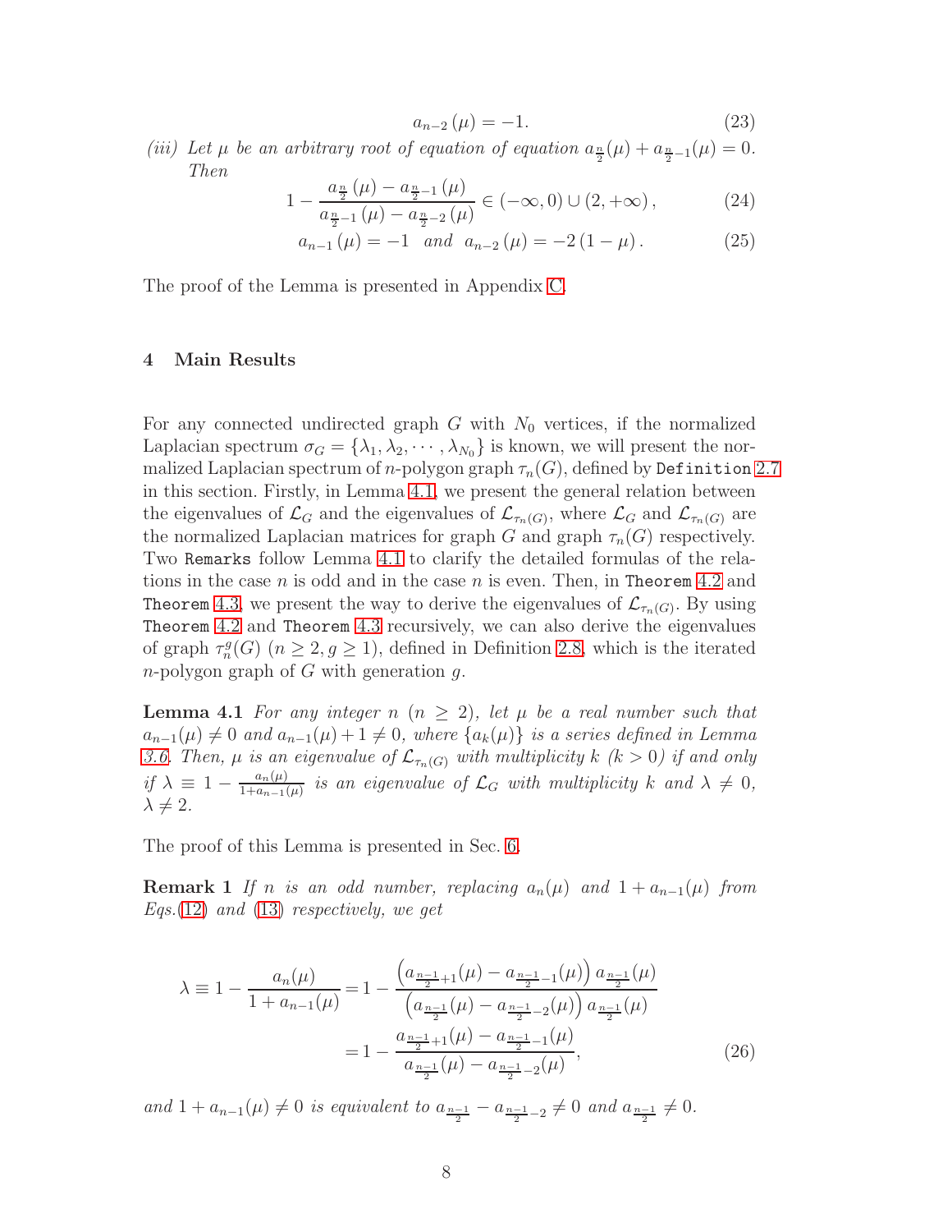$$a_{n-2}(\mu) = -1. \tag{23}$$

*(iii) Let $\mu$ be an arbitrary root of equation of equation $a_{\frac{n}{2}}(\mu) + a_{\frac{n}{2}-1}(\mu) = 0$. Then*

$$1 - \frac{a_{\frac{n}{2}}(\mu) - a_{\frac{n}{2}-1}(\mu)}{a_{\frac{n}{2}-1}(\mu) - a_{\frac{n}{2}-2}(\mu)} \in (-\infty, 0) \cup (2, +\infty), \tag{24}$$

$$a_{n-1}(\mu) = -1 \quad \text{and} \quad a_{n-2}(\mu) = -2(1-\mu). \tag{25}$$

The proof of the Lemma is presented in Appendix C.

## 4 Main Results

For any connected undirected graph $G$ with $N_0$ vertices, if the normalized Laplacian spectrum $\sigma_G = \{\lambda_1, \lambda_2, \cdots, \lambda_{N_0}\}$ is known, we will present the normalized Laplacian spectrum of $n$-polygon graph $\tau_n(G)$, defined by `Definition` 2.7 in this section. Firstly, in Lemma 4.1, we present the general relation between the eigenvalues of $\mathcal{L}_G$ and the eigenvalues of $\mathcal{L}_{\tau_n(G)}$, where $\mathcal{L}_G$ and $\mathcal{L}_{\tau_n(G)}$ are the normalized Laplacian matrices for graph $G$ and graph $\tau_n(G)$ respectively. Two `Remarks` follow Lemma 4.1 to clarify the detailed formulas of the relations in the case $n$ is odd and in the case $n$ is even. Then, in `Theorem` 4.2 and `Theorem` 4.3, we present the way to derive the eigenvalues of $\mathcal{L}_{\tau_n(G)}$. By using `Theorem` 4.2 and `Theorem` 4.3 recursively, we can also derive the eigenvalues of graph $\tau_n^g(G)$ $(n \geq 2, g \geq 1)$, defined in Definition 2.8, which is the iterated $n$-polygon graph of $G$ with generation $g$.

**Lemma 4.1** *For any integer $n$ $(n \geq 2)$, let $\mu$ be a real number such that $a_{n-1}(\mu) \neq 0$ and $a_{n-1}(\mu) + 1 \neq 0$, where $\{a_k(\mu)\}$ is a series defined in Lemma 3.6. Then, $\mu$ is an eigenvalue of $\mathcal{L}_{\tau_n(G)}$ with multiplicity $k$ $(k > 0)$ if and only if $\lambda \equiv 1 - \frac{a_n(\mu)}{1+a_{n-1}(\mu)}$ is an eigenvalue of $\mathcal{L}_G$ with multiplicity $k$ and $\lambda \neq 0$, $\lambda \neq 2$.*

The proof of this Lemma is presented in Sec. 6.

**Remark 1** *If $n$ is an odd number, replacing $a_n(\mu)$ and $1 + a_{n-1}(\mu)$ from Eqs.(12) and (13) respectively, we get*

$$\begin{aligned}
\lambda \equiv 1 - \frac{a_n(\mu)}{1 + a_{n-1}(\mu)} &= 1 - \frac{\left(a_{\frac{n-1}{2}+1}(\mu) - a_{\frac{n-1}{2}-1}(\mu)\right) a_{\frac{n-1}{2}}(\mu)}{\left(a_{\frac{n-1}{2}}(\mu) - a_{\frac{n-1}{2}-2}(\mu)\right) a_{\frac{n-1}{2}}(\mu)} \\
&= 1 - \frac{a_{\frac{n-1}{2}+1}(\mu) - a_{\frac{n-1}{2}-1}(\mu)}{a_{\frac{n-1}{2}}(\mu) - a_{\frac{n-1}{2}-2}(\mu)},
\end{aligned} \tag{26}$$

*and $1 + a_{n-1}(\mu) \neq 0$ is equivalent to $a_{\frac{n-1}{2}} - a_{\frac{n-1}{2}-2} \neq 0$ and $a_{\frac{n-1}{2}} \neq 0$.*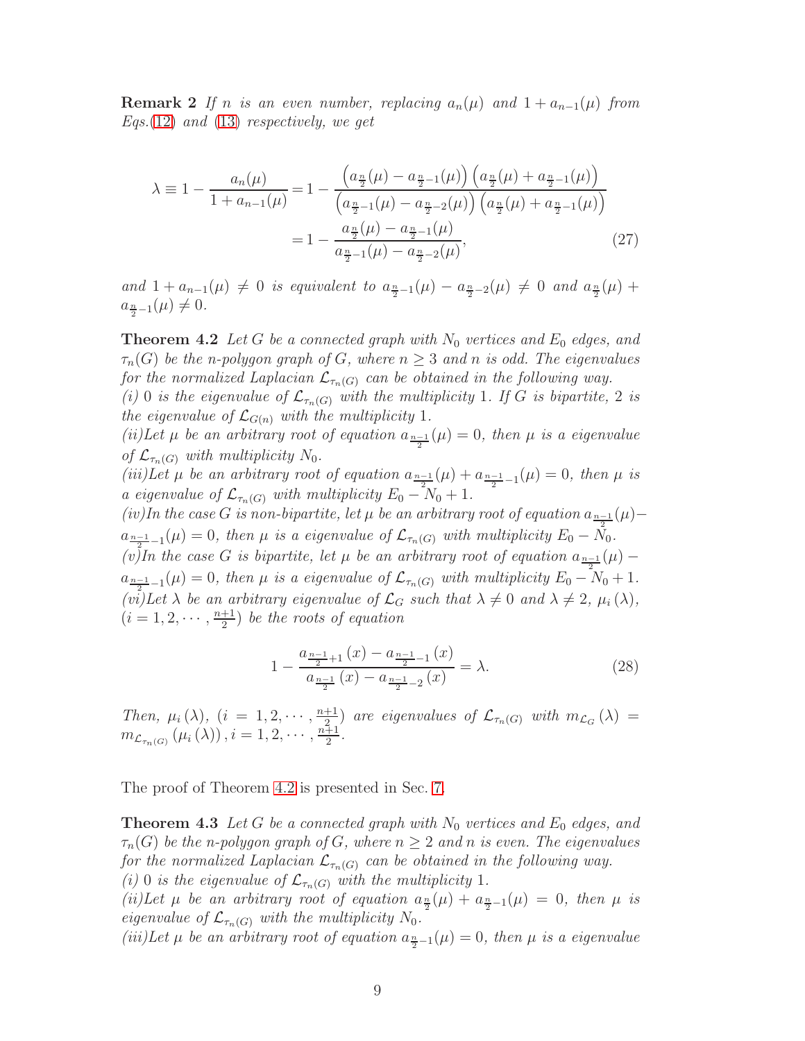**Remark 2** *If $n$ is an even number, replacing $a_n(\mu)$ and $1 + a_{n-1}(\mu)$ from Eqs.(12) and (13) respectively, we get*

$$
\begin{aligned}
\lambda \equiv 1 - \frac{a_n(\mu)}{1 + a_{n-1}(\mu)} &= 1 - \frac{\left(a_{\frac{n}{2}}(\mu) - a_{\frac{n}{2}-1}(\mu)\right)\left(a_{\frac{n}{2}}(\mu) + a_{\frac{n}{2}-1}(\mu)\right)}{\left(a_{\frac{n}{2}-1}(\mu) - a_{\frac{n}{2}-2}(\mu)\right)\left(a_{\frac{n}{2}}(\mu) + a_{\frac{n}{2}-1}(\mu)\right)} \\
&= 1 - \frac{a_{\frac{n}{2}}(\mu) - a_{\frac{n}{2}-1}(\mu)}{a_{\frac{n}{2}-1}(\mu) - a_{\frac{n}{2}-2}(\mu)},
\end{aligned}
\tag{27}
$$

*and $1 + a_{n-1}(\mu) \neq 0$ is equivalent to $a_{\frac{n}{2}-1}(\mu) - a_{\frac{n}{2}-2}(\mu) \neq 0$ and $a_{\frac{n}{2}}(\mu) + a_{\frac{n}{2}-1}(\mu) \neq 0$.*

**Theorem 4.2** *Let $G$ be a connected graph with $N_0$ vertices and $E_0$ edges, and $\tau_n(G)$ be the n-polygon graph of $G$, where $n \geq 3$ and $n$ is odd. The eigenvalues for the normalized Laplacian $\mathcal{L}_{\tau_n(G)}$ can be obtained in the following way.*
*(i) 0 is the eigenvalue of $\mathcal{L}_{\tau_n(G)}$ with the multiplicity 1. If $G$ is bipartite, 2 is the eigenvalue of $\mathcal{L}_{G(n)}$ with the multiplicity 1.*
*(ii)Let $\mu$ be an arbitrary root of equation $a_{\frac{n-1}{2}}(\mu) = 0$, then $\mu$ is a eigenvalue of $\mathcal{L}_{\tau_n(G)}$ with multiplicity $N_0$.*
*(iii)Let $\mu$ be an arbitrary root of equation $a_{\frac{n-1}{2}}(\mu) + a_{\frac{n-1}{2}-1}(\mu) = 0$, then $\mu$ is a eigenvalue of $\mathcal{L}_{\tau_n(G)}$ with multiplicity $E_0 - N_0 + 1$.*
*(iv)In the case $G$ is non-bipartite, let $\mu$ be an arbitrary root of equation $a_{\frac{n-1}{2}}(\mu) - a_{\frac{n-1}{2}-1}(\mu) = 0$, then $\mu$ is a eigenvalue of $\mathcal{L}_{\tau_n(G)}$ with multiplicity $E_0 - N_0$.*
*(v)In the case $G$ is bipartite, let $\mu$ be an arbitrary root of equation $a_{\frac{n-1}{2}}(\mu) - a_{\frac{n-1}{2}-1}(\mu) = 0$, then $\mu$ is a eigenvalue of $\mathcal{L}_{\tau_n(G)}$ with multiplicity $E_0 - N_0 + 1$.*
*(vi)Let $\lambda$ be an arbitrary eigenvalue of $\mathcal{L}_G$ such that $\lambda \neq 0$ and $\lambda \neq 2$, $\mu_i(\lambda)$, $(i = 1, 2, \cdots, \frac{n+1}{2})$ be the roots of equation*

$$
1 - \frac{a_{\frac{n-1}{2}+1}(x) - a_{\frac{n-1}{2}-1}(x)}{a_{\frac{n-1}{2}}(x) - a_{\frac{n-1}{2}-2}(x)} = \lambda. \tag{28}
$$

*Then, $\mu_i(\lambda)$, $(i = 1, 2, \cdots, \frac{n+1}{2})$ are eigenvalues of $\mathcal{L}_{\tau_n(G)}$ with $m_{\mathcal{L}_G}(\lambda) = m_{\mathcal{L}_{\tau_n(G)}}(\mu_i(\lambda)), i = 1, 2, \cdots, \frac{n+1}{2}$.*

The proof of Theorem 4.2 is presented in Sec. 7.

**Theorem 4.3** *Let $G$ be a connected graph with $N_0$ vertices and $E_0$ edges, and $\tau_n(G)$ be the n-polygon graph of $G$, where $n \geq 2$ and $n$ is even. The eigenvalues for the normalized Laplacian $\mathcal{L}_{\tau_n(G)}$ can be obtained in the following way.*
*(i) 0 is the eigenvalue of $\mathcal{L}_{\tau_n(G)}$ with the multiplicity 1.*
*(ii)Let $\mu$ be an arbitrary root of equation $a_{\frac{n}{2}}(\mu) + a_{\frac{n}{2}-1}(\mu) = 0$, then $\mu$ is eigenvalue of $\mathcal{L}_{\tau_n(G)}$ with the multiplicity $N_0$.*
*(iii)Let $\mu$ be an arbitrary root of equation $a_{\frac{n}{2}-1}(\mu) = 0$, then $\mu$ is a eigenvalue*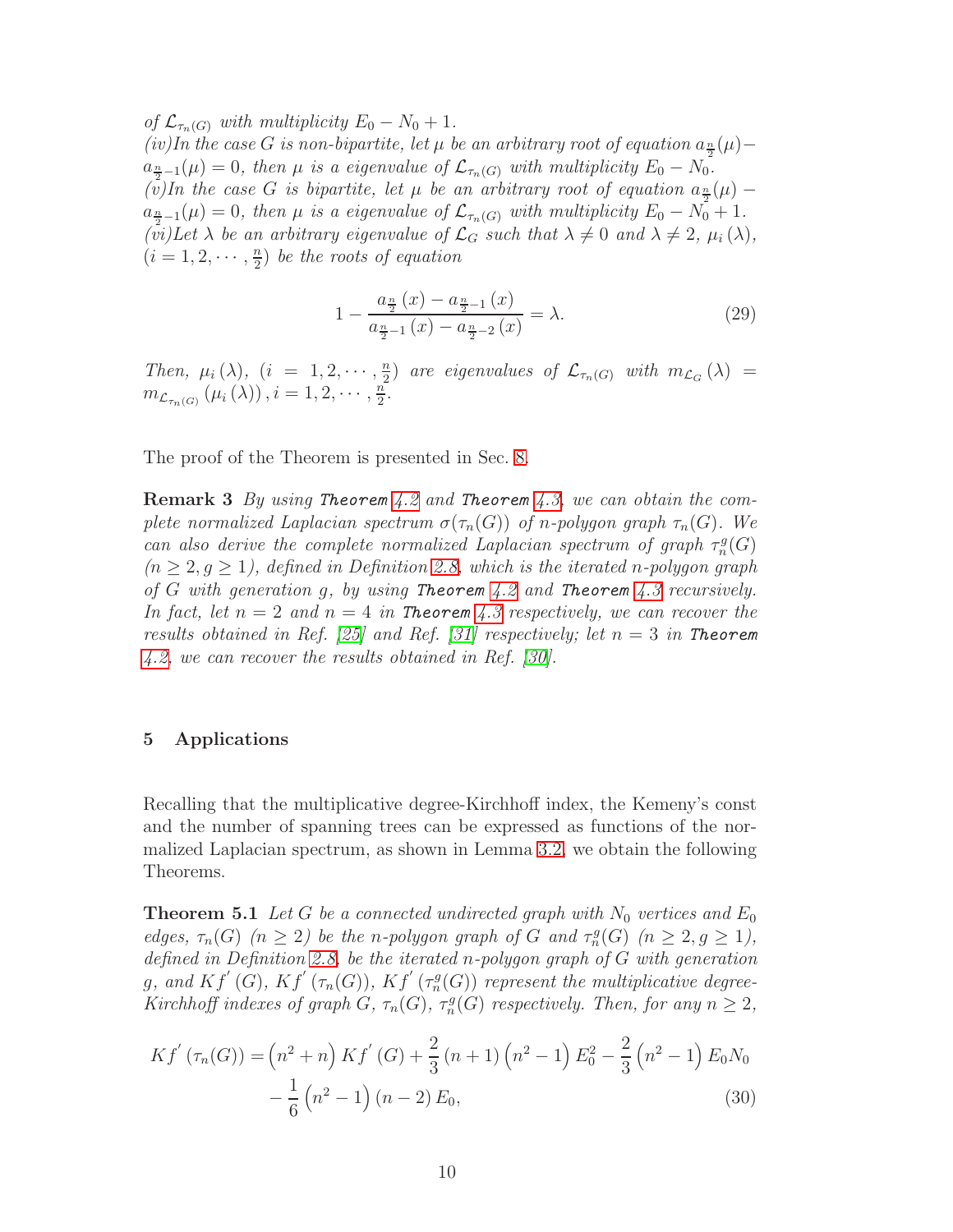*of $\mathcal{L}_{\tau_n(G)}$ with multiplicity $E_0 - N_0 + 1$.*
*(iv)In the case $G$ is non-bipartite, let $\mu$ be an arbitrary root of equation $a_{\frac{n}{2}}(\mu) - a_{\frac{n}{2}-1}(\mu) = 0$, then $\mu$ is a eigenvalue of $\mathcal{L}_{\tau_n(G)}$ with multiplicity $E_0 - N_0$.*
*(v)In the case $G$ is bipartite, let $\mu$ be an arbitrary root of equation $a_{\frac{n}{2}}(\mu) - a_{\frac{n}{2}-1}(\mu) = 0$, then $\mu$ is a eigenvalue of $\mathcal{L}_{\tau_n(G)}$ with multiplicity $E_0 - N_0 + 1$.*
*(vi)Let $\lambda$ be an arbitrary eigenvalue of $\mathcal{L}_G$ such that $\lambda \neq 0$ and $\lambda \neq 2$, $\mu_i(\lambda)$, $(i = 1, 2, \cdots, \frac{n}{2})$ be the roots of equation*

$$1 - \frac{a_{\frac{n}{2}}(x) - a_{\frac{n}{2}-1}(x)}{a_{\frac{n}{2}-1}(x) - a_{\frac{n}{2}-2}(x)} = \lambda. \tag{29}$$

*Then, $\mu_i(\lambda)$, $(i = 1, 2, \cdots, \frac{n}{2})$ are eigenvalues of $\mathcal{L}_{\tau_n(G)}$ with $m_{\mathcal{L}_G}(\lambda) = m_{\mathcal{L}_{\tau_n(G)}}(\mu_i(\lambda)), i = 1, 2, \cdots, \frac{n}{2}$.*

The proof of the Theorem is presented in Sec. 8.

**Remark 3** *By using **Theorem** 4.2 and **Theorem** 4.3, we can obtain the complete normalized Laplacian spectrum $\sigma(\tau_n(G))$ of $n$-polygon graph $\tau_n(G)$. We can also derive the complete normalized Laplacian spectrum of graph $\tau_n^g(G)$ $(n \geq 2, g \geq 1)$, defined in Definition 2.8, which is the iterated $n$-polygon graph of $G$ with generation $g$, by using **Theorem** 4.2 and **Theorem** 4.3 recursively. In fact, let $n = 2$ and $n = 4$ in **Theorem** 4.3 respectively, we can recover the results obtained in Ref. [25] and Ref. [31] respectively; let $n = 3$ in **Theorem** 4.2, we can recover the results obtained in Ref. [30].*

## 5 Applications

Recalling that the multiplicative degree-Kirchhoff index, the Kemeny's const and the number of spanning trees can be expressed as functions of the normalized Laplacian spectrum, as shown in Lemma 3.2, we obtain the following Theorems.

**Theorem 5.1** *Let $G$ be a connected undirected graph with $N_0$ vertices and $E_0$ edges, $\tau_n(G)$ $(n \geq 2)$ be the $n$-polygon graph of $G$ and $\tau_n^g(G)$ $(n \geq 2, g \geq 1)$, defined in Definition 2.8, be the iterated $n$-polygon graph of $G$ with generation $g$, and $Kf'(G)$, $Kf'(\tau_n(G))$, $Kf'(\tau_n^g(G))$ represent the multiplicative degree-Kirchhoff indexes of graph $G$, $\tau_n(G)$, $\tau_n^g(G)$ respectively. Then, for any $n \geq 2$,*

$$\begin{aligned}
Kf'(\tau_n(G)) = &\left(n^2 + n\right) Kf'(G) + \frac{2}{3}(n+1)\left(n^2 - 1\right) E_0^2 - \frac{2}{3}\left(n^2 - 1\right) E_0 N_0 \\
&- \frac{1}{6}\left(n^2 - 1\right)(n-2) E_0,
\end{aligned} \tag{30}$$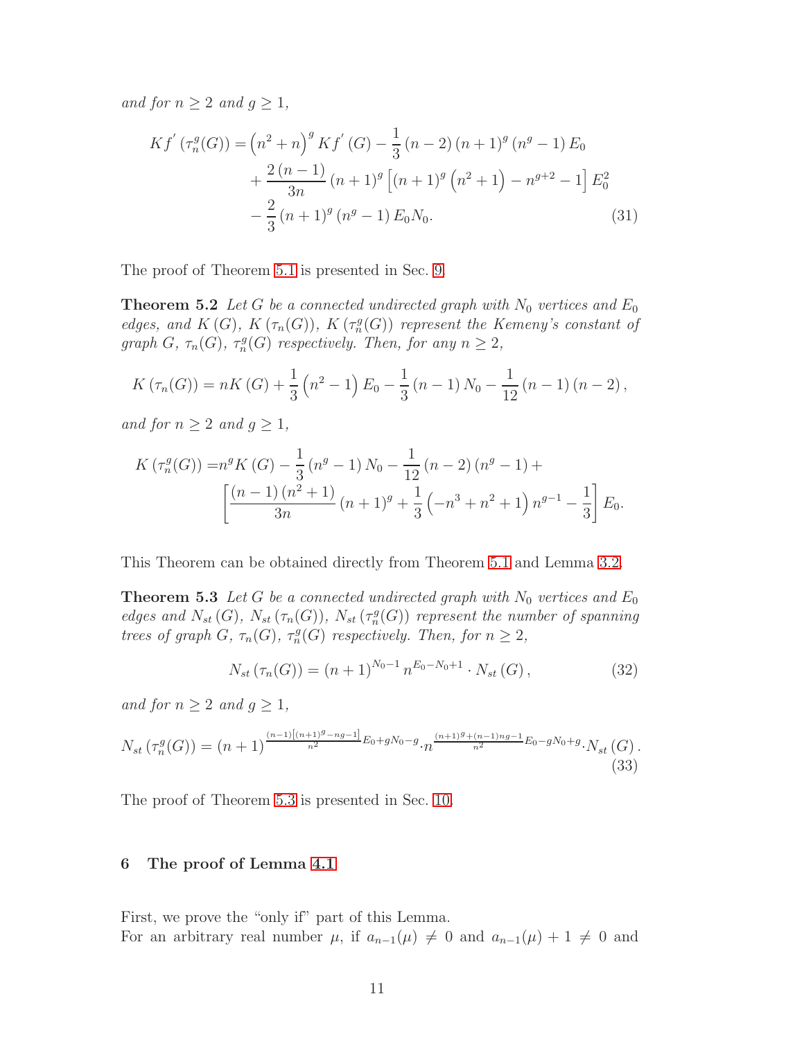*and for $n \geq 2$ and $g \geq 1$,*

$$
\begin{aligned}
Kf^{'}\left(\tau_n^g(G)\right) =& \left(n^2+n\right)^g Kf^{'}\left(G\right) - \frac{1}{3}\left(n-2\right)\left(n+1\right)^g\left(n^g-1\right)E_0 \\
&+ \frac{2\left(n-1\right)}{3n}\left(n+1\right)^g\left[\left(n+1\right)^g\left(n^2+1\right)-n^{g+2}-1\right]E_0^2 \\
&- \frac{2}{3}\left(n+1\right)^g\left(n^g-1\right)E_0N_0. \qquad (31)
\end{aligned}
$$

The proof of Theorem 5.1 is presented in Sec. 9.

**Theorem 5.2** *Let $G$ be a connected undirected graph with $N_0$ vertices and $E_0$ edges, and $K(G)$, $K(\tau_n(G))$, $K(\tau_n^g(G))$ represent the Kemeny's constant of graph $G$, $\tau_n(G)$, $\tau_n^g(G)$ respectively. Then, for any $n \geq 2$,*

$$
K\left(\tau_n(G)\right) = nK\left(G\right) + \frac{1}{3}\left(n^2-1\right)E_0 - \frac{1}{3}\left(n-1\right)N_0 - \frac{1}{12}\left(n-1\right)\left(n-2\right),
$$

*and for $n \geq 2$ and $g \geq 1$,*

$$
\begin{aligned}
K\left(\tau_n^g(G)\right) =& n^g K\left(G\right) - \frac{1}{3}\left(n^g-1\right)N_0 - \frac{1}{12}\left(n-2\right)\left(n^g-1\right) + \\
&\left[\frac{\left(n-1\right)\left(n^2+1\right)}{3n}\left(n+1\right)^g + \frac{1}{3}\left(-n^3+n^2+1\right)n^{g-1} - \frac{1}{3}\right]E_0.
\end{aligned}
$$

This Theorem can be obtained directly from Theorem 5.1 and Lemma 3.2.

**Theorem 5.3** *Let $G$ be a connected undirected graph with $N_0$ vertices and $E_0$ edges and $N_{st}(G)$, $N_{st}(\tau_n(G))$, $N_{st}(\tau_n^g(G))$ represent the number of spanning trees of graph $G$, $\tau_n(G)$, $\tau_n^g(G)$ respectively. Then, for $n \geq 2$,*

$$
N_{st}\left(\tau_n(G)\right) = \left(n+1\right)^{N_0-1} n^{E_0-N_0+1} \cdot N_{st}\left(G\right), \qquad (32)
$$

*and for $n \geq 2$ and $g \geq 1$,*

$$
N_{st}\left(\tau_n^g(G)\right) = \left(n+1\right)^{\frac{(n-1)\left[(n+1)^g-ng-1\right]}{n^2}E_0+gN_0-g} \cdot n^{\frac{(n+1)^g+(n-1)ng-1}{n^2}E_0-gN_0+g} \cdot N_{st}\left(G\right). \qquad (33)
$$

The proof of Theorem 5.3 is presented in Sec. 10.

## 6 The proof of Lemma 4.1

First, we prove the "only if" part of this Lemma.
For an arbitrary real number $\mu$, if $a_{n-1}(\mu) \neq 0$ and $a_{n-1}(\mu)+1 \neq 0$ and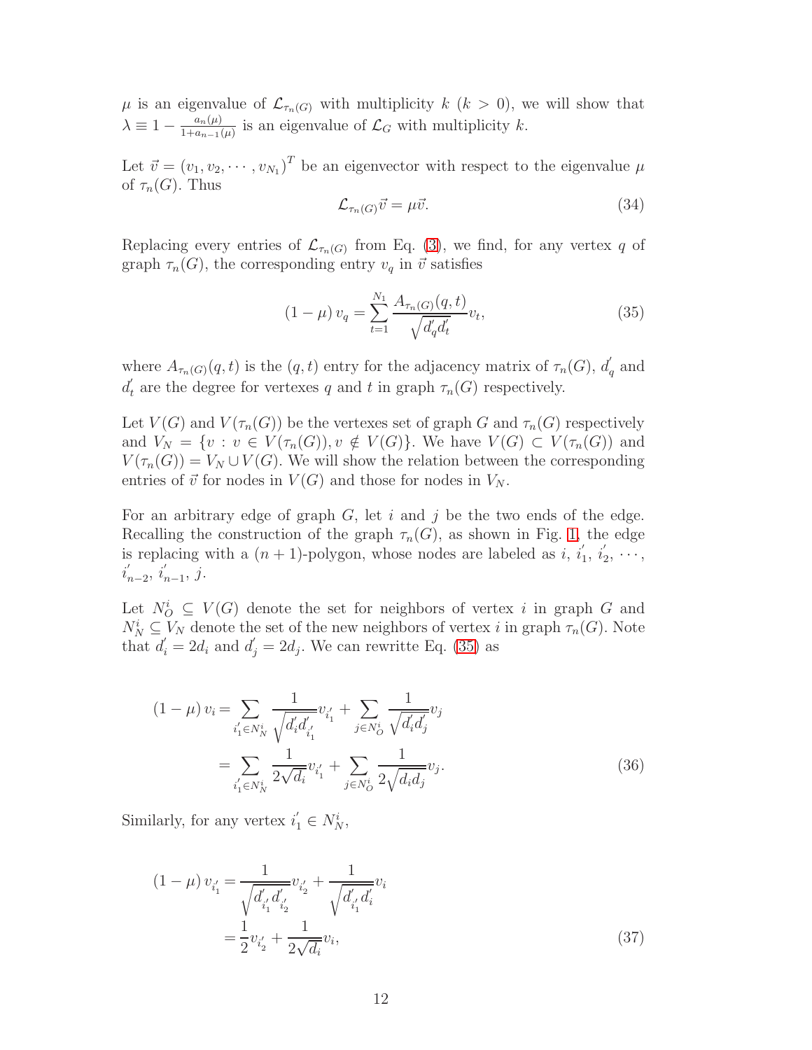$\mu$ is an eigenvalue of $\mathcal{L}_{\tau_n(G)}$ with multiplicity $k$ ($k > 0$), we will show that $\lambda \equiv 1 - \frac{a_n(\mu)}{1+a_{n-1}(\mu)}$ is an eigenvalue of $\mathcal{L}_G$ with multiplicity $k$.

Let $\vec{v} = (v_1, v_2, \cdots, v_{N_1})^T$ be an eigenvector with respect to the eigenvalue $\mu$ of $\tau_n(G)$. Thus

$$\mathcal{L}_{\tau_n(G)}\vec{v} = \mu\vec{v}. \tag{34}$$

Replacing every entries of $\mathcal{L}_{\tau_n(G)}$ from Eq. (3), we find, for any vertex $q$ of graph $\tau_n(G)$, the corresponding entry $v_q$ in $\vec{v}$ satisfies

$$(1-\mu)\, v_q = \sum_{t=1}^{N_1} \frac{A_{\tau_n(G)}(q,t)}{\sqrt{d_q^{'} d_t^{'}}} v_t, \tag{35}$$

where $A_{\tau_n(G)}(q,t)$ is the $(q,t)$ entry for the adjacency matrix of $\tau_n(G)$, $d_q^{'}$ and $d_t^{'}$ are the degree for vertexes $q$ and $t$ in graph $\tau_n(G)$ respectively.

Let $V(G)$ and $V(\tau_n(G))$ be the vertexes set of graph $G$ and $\tau_n(G)$ respectively and $V_N = \{v : v \in V(\tau_n(G)), v \notin V(G)\}$. We have $V(G) \subset V(\tau_n(G))$ and $V(\tau_n(G)) = V_N \cup V(G)$. We will show the relation between the corresponding entries of $\vec{v}$ for nodes in $V(G)$ and those for nodes in $V_N$.

For an arbitrary edge of graph $G$, let $i$ and $j$ be the two ends of the edge. Recalling the construction of the graph $\tau_n(G)$, as shown in Fig. 1, the edge is replacing with a $(n+1)$-polygon, whose nodes are labeled as $i$, $i_1^{'}$, $i_2^{'}$, $\cdots$, $i_{n-2}^{'}$, $i_{n-1}^{'}$, $j$.

Let $N_O^i \subseteq V(G)$ denote the set for neighbors of vertex $i$ in graph $G$ and $N_N^i \subseteq V_N$ denote the set of the new neighbors of vertex $i$ in graph $\tau_n(G)$. Note that $d_i^{'} = 2d_i$ and $d_j^{'} = 2d_j$. We can rewritte Eq. (35) as

$$\begin{aligned}
(1-\mu)\, v_i &= \sum_{i_1^{'} \in N_N^i} \frac{1}{\sqrt{d_i^{'} d_{i_1^{'}}^{'}}} v_{i_1^{'}} + \sum_{j \in N_O^i} \frac{1}{\sqrt{d_i^{'} d_j^{'}}} v_j \\
&= \sum_{i_1^{'} \in N_N^i} \frac{1}{2\sqrt{d_i}} v_{i_1^{'}} + \sum_{j \in N_O^i} \frac{1}{2\sqrt{d_i d_j}} v_j.
\end{aligned} \tag{36}$$

Similarly, for any vertex $i_1^{'} \in N_N^i$,

$$\begin{aligned}
(1-\mu)\, v_{i_1^{'}} &= \frac{1}{\sqrt{d_{i_1^{'}}^{'} d_{i_2^{'}}^{'}}} v_{i_2^{'}} + \frac{1}{\sqrt{d_{i_1^{'}}^{'} d_i^{'}}} v_i \\
&= \frac{1}{2} v_{i_2^{'}} + \frac{1}{2\sqrt{d_i}} v_i,
\end{aligned} \tag{37}$$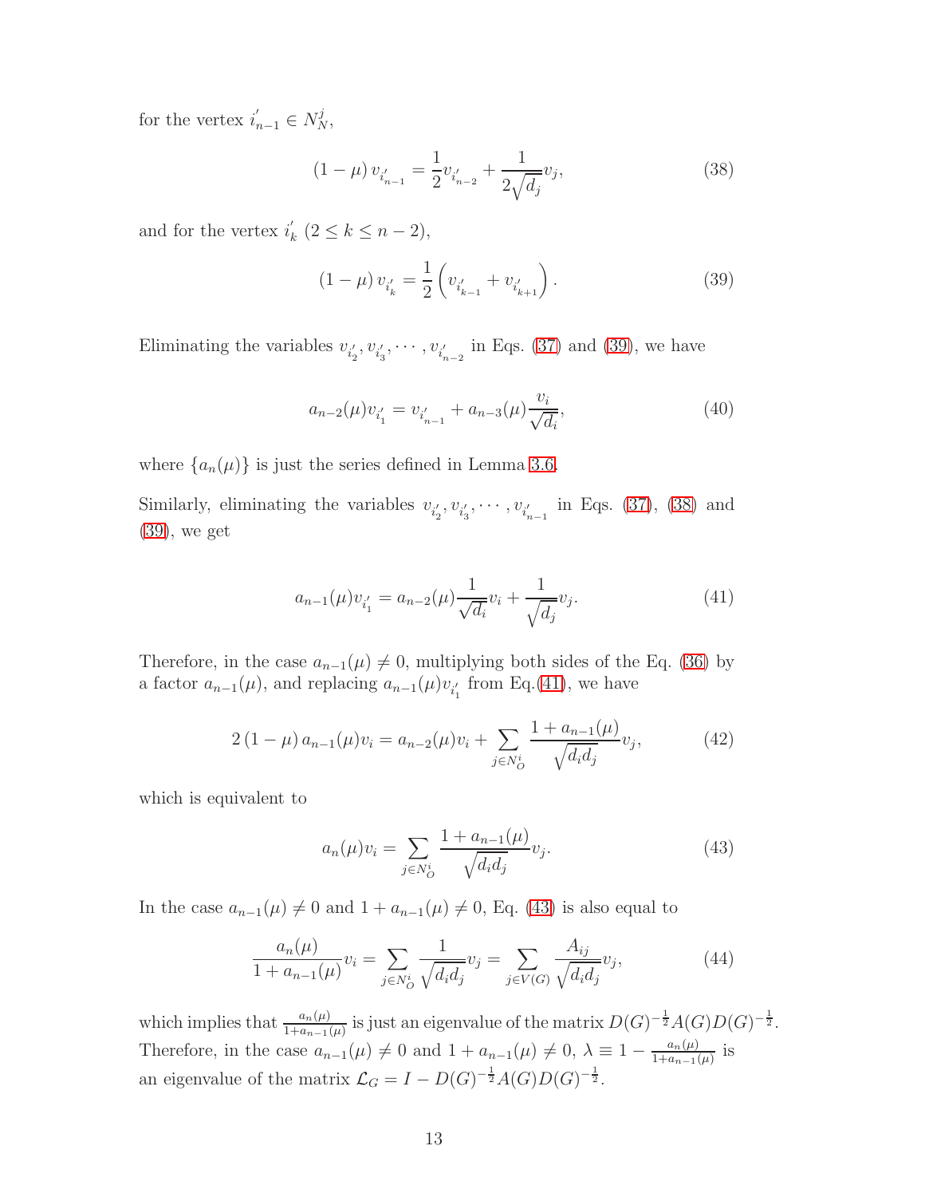for the vertex $i'_{n-1} \in N_N^j$,

$$(1-\mu)\, v_{i'_{n-1}} = \frac{1}{2} v_{i'_{n-2}} + \frac{1}{2\sqrt{d_j}} v_j, \tag{38}$$

and for the vertex $i'_k$ $(2 \le k \le n-2)$,

$$(1-\mu)\, v_{i'_k} = \frac{1}{2}\left( v_{i'_{k-1}} + v_{i'_{k+1}} \right). \tag{39}$$

Eliminating the variables $v_{i'_2}, v_{i'_3}, \cdots, v_{i'_{n-2}}$ in Eqs. (37) and (39), we have

$$a_{n-2}(\mu) v_{i'_1} = v_{i'_{n-1}} + a_{n-3}(\mu) \frac{v_i}{\sqrt{d_i}}, \tag{40}$$

where $\{a_n(\mu)\}$ is just the series defined in Lemma 3.6.

Similarly, eliminating the variables $v_{i'_2}, v_{i'_3}, \cdots, v_{i'_{n-1}}$ in Eqs. (37), (38) and (39), we get

$$a_{n-1}(\mu) v_{i'_1} = a_{n-2}(\mu) \frac{1}{\sqrt{d_i}} v_i + \frac{1}{\sqrt{d_j}} v_j. \tag{41}$$

Therefore, in the case $a_{n-1}(\mu) \neq 0$, multiplying both sides of the Eq. (36) by a factor $a_{n-1}(\mu)$, and replacing $a_{n-1}(\mu) v_{i'_1}$ from Eq.(41), we have

$$2\,(1-\mu)\, a_{n-1}(\mu) v_i = a_{n-2}(\mu) v_i + \sum_{j \in N_O^i} \frac{1 + a_{n-1}(\mu)}{\sqrt{d_i d_j}} v_j, \tag{42}$$

which is equivalent to

$$a_n(\mu) v_i = \sum_{j \in N_O^i} \frac{1 + a_{n-1}(\mu)}{\sqrt{d_i d_j}} v_j. \tag{43}$$

In the case $a_{n-1}(\mu) \neq 0$ and $1 + a_{n-1}(\mu) \neq 0$, Eq. (43) is also equal to

$$\frac{a_n(\mu)}{1 + a_{n-1}(\mu)} v_i = \sum_{j \in N_O^i} \frac{1}{\sqrt{d_i d_j}} v_j = \sum_{j \in V(G)} \frac{A_{ij}}{\sqrt{d_i d_j}} v_j, \tag{44}$$

which implies that $\frac{a_n(\mu)}{1+a_{n-1}(\mu)}$ is just an eigenvalue of the matrix $D(G)^{-\frac{1}{2}} A(G) D(G)^{-\frac{1}{2}}$. Therefore, in the case $a_{n-1}(\mu) \neq 0$ and $1 + a_{n-1}(\mu) \neq 0$, $\lambda \equiv 1 - \frac{a_n(\mu)}{1+a_{n-1}(\mu)}$ is an eigenvalue of the matrix $\mathcal{L}_G = I - D(G)^{-\frac{1}{2}} A(G) D(G)^{-\frac{1}{2}}$.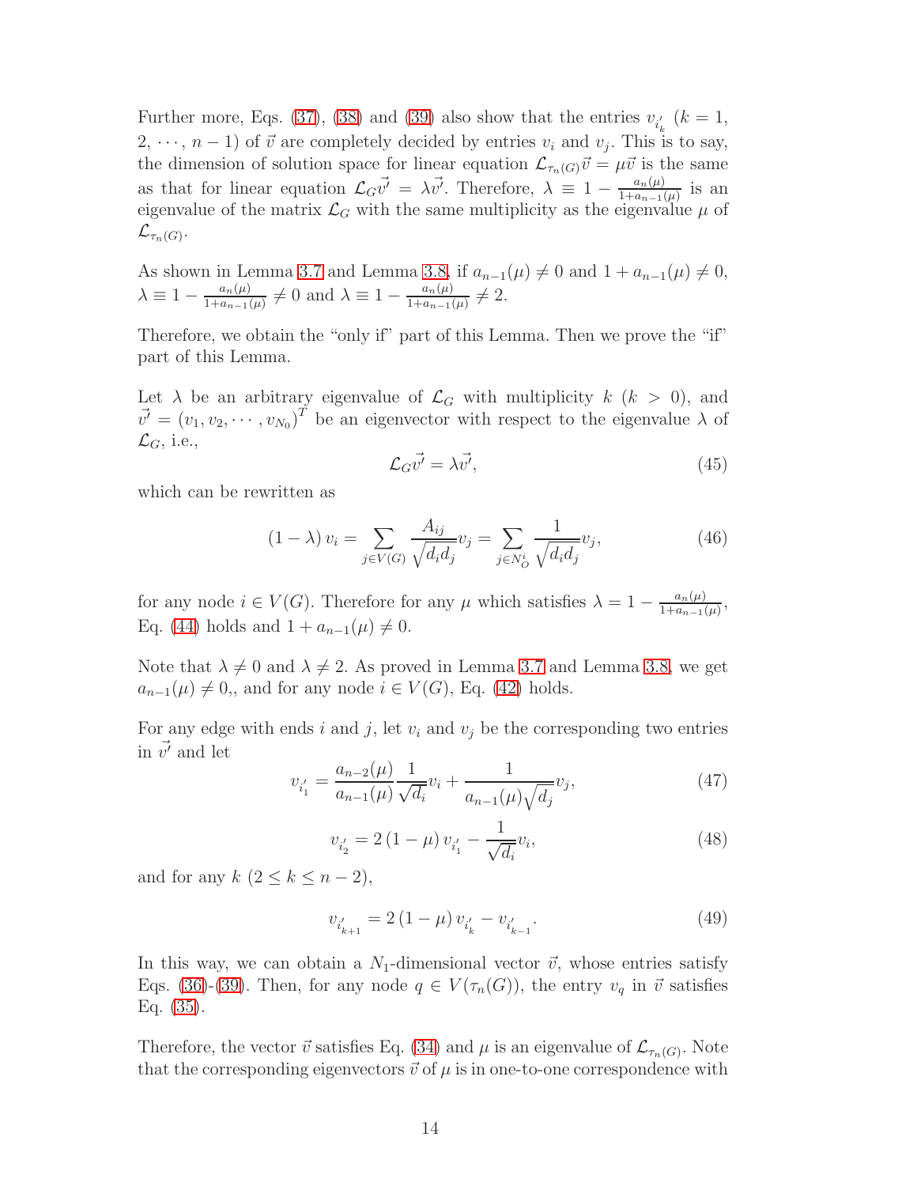Further more, Eqs. (37), (38) and (39) also show that the entries $v_{i'_k}$ ($k = 1, 2, \cdots, n-1$) of $\vec{v}$ are completely decided by entries $v_i$ and $v_j$. This is to say, the dimension of solution space for linear equation $\mathcal{L}_{\tau_n(G)}\vec{v} = \mu\vec{v}$ is the same as that for linear equation $\mathcal{L}_G\vec{v'} = \lambda\vec{v'}$. Therefore, $\lambda \equiv 1 - \frac{a_n(\mu)}{1+a_{n-1}(\mu)}$ is an eigenvalue of the matrix $\mathcal{L}_G$ with the same multiplicity as the eigenvalue $\mu$ of $\mathcal{L}_{\tau_n(G)}$.

As shown in Lemma 3.7 and Lemma 3.8, if $a_{n-1}(\mu) \neq 0$ and $1 + a_{n-1}(\mu) \neq 0$, $\lambda \equiv 1 - \frac{a_n(\mu)}{1+a_{n-1}(\mu)} \neq 0$ and $\lambda \equiv 1 - \frac{a_n(\mu)}{1+a_{n-1}(\mu)} \neq 2$.

Therefore, we obtain the "only if" part of this Lemma. Then we prove the "if" part of this Lemma.

Let $\lambda$ be an arbitrary eigenvalue of $\mathcal{L}_G$ with multiplicity $k$ ($k > 0$), and $\vec{v'} = (v_1, v_2, \cdots, v_{N_0})^T$ be an eigenvector with respect to the eigenvalue $\lambda$ of $\mathcal{L}_G$, i.e.,

$$\mathcal{L}_G\vec{v'} = \lambda\vec{v'}, \tag{45}$$

which can be rewritten as

$$(1-\lambda)\, v_i = \sum_{j \in V(G)} \frac{A_{ij}}{\sqrt{d_i d_j}} v_j = \sum_{j \in N_O^i} \frac{1}{\sqrt{d_i d_j}} v_j, \tag{46}$$

for any node $i \in V(G)$. Therefore for any $\mu$ which satisfies $\lambda = 1 - \frac{a_n(\mu)}{1+a_{n-1}(\mu)}$, Eq. (44) holds and $1 + a_{n-1}(\mu) \neq 0$.

Note that $\lambda \neq 0$ and $\lambda \neq 2$. As proved in Lemma 3.7 and Lemma 3.8, we get $a_{n-1}(\mu) \neq 0$,, and for any node $i \in V(G)$, Eq. (42) holds.

For any edge with ends $i$ and $j$, let $v_i$ and $v_j$ be the corresponding two entries in $\vec{v'}$ and let

$$v_{i'_1} = \frac{a_{n-2}(\mu)}{a_{n-1}(\mu)} \frac{1}{\sqrt{d_i}} v_i + \frac{1}{a_{n-1}(\mu)\sqrt{d_j}} v_j, \tag{47}$$

$$v_{i'_2} = 2\,(1-\mu)\, v_{i'_1} - \frac{1}{\sqrt{d_i}} v_i, \tag{48}$$

and for any $k$ ($2 \leq k \leq n-2$),

$$v_{i'_{k+1}} = 2\,(1-\mu)\, v_{i'_k} - v_{i'_{k-1}}. \tag{49}$$

In this way, we can obtain a $N_1$-dimensional vector $\vec{v}$, whose entries satisfy Eqs. (36)-(39). Then, for any node $q \in V(\tau_n(G))$, the entry $v_q$ in $\vec{v}$ satisfies Eq. (35).

Therefore, the vector $\vec{v}$ satisfies Eq. (34) and $\mu$ is an eigenvalue of $\mathcal{L}_{\tau_n(G)}$. Note that the corresponding eigenvectors $\vec{v}$ of $\mu$ is in one-to-one correspondence with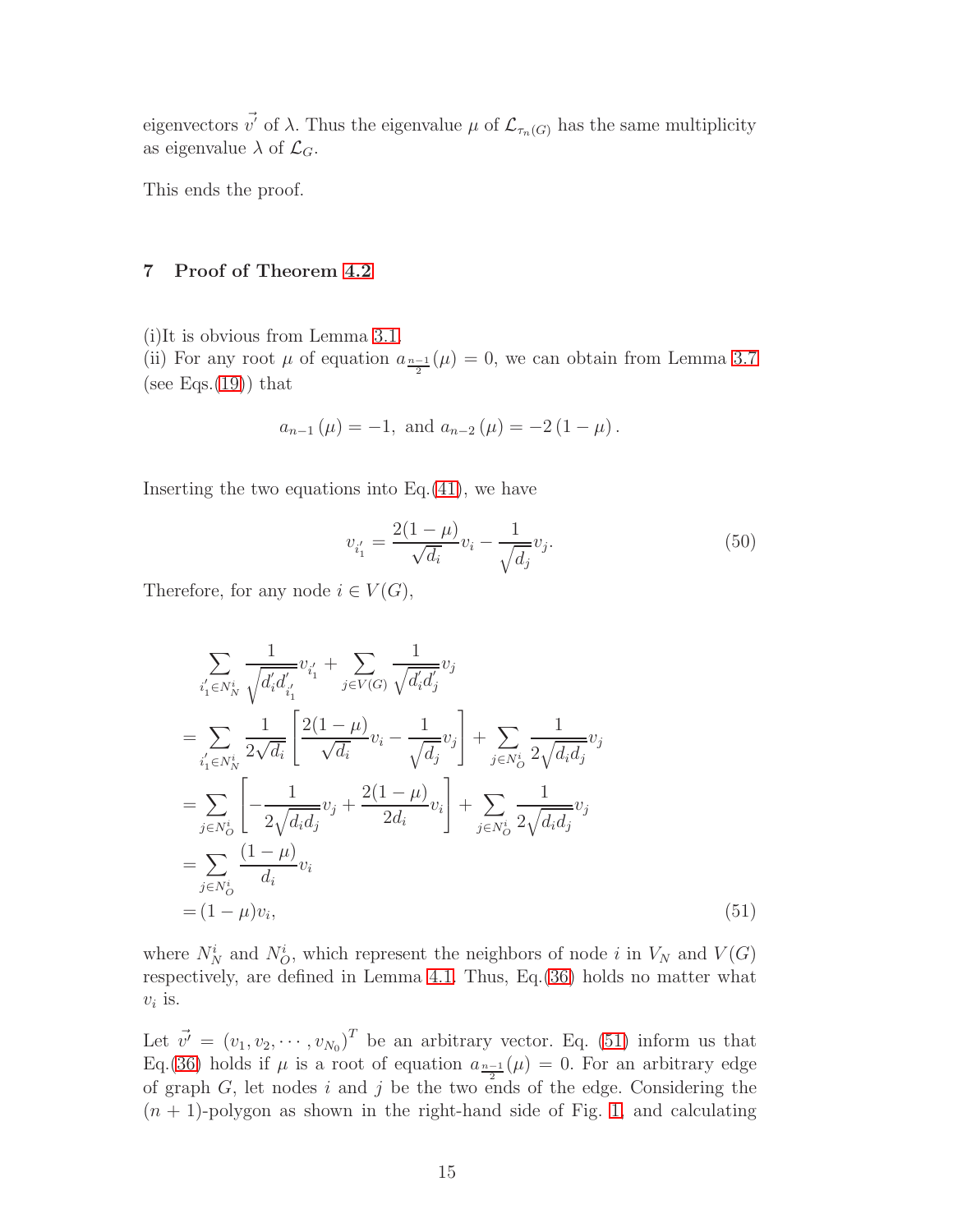eigenvectors $\vec{v'}$ of $\lambda$. Thus the eigenvalue $\mu$ of $\mathcal{L}_{\tau_n(G)}$ has the same multiplicity as eigenvalue $\lambda$ of $\mathcal{L}_G$.

This ends the proof.

## 7 Proof of Theorem 4.2

(i)It is obvious from Lemma 3.1.

(ii) For any root $\mu$ of equation $a_{\frac{n-1}{2}}(\mu) = 0$, we can obtain from Lemma 3.7 (see Eqs.(19)) that

$$a_{n-1}(\mu) = -1, \text{ and } a_{n-2}(\mu) = -2(1-\mu).$$

Inserting the two equations into Eq.(41), we have

$$v_{i_1'} = \frac{2(1-\mu)}{\sqrt{d_i}} v_i - \frac{1}{\sqrt{d_j}} v_j. \tag{50}$$

Therefore, for any node $i \in V(G)$,

$$\begin{aligned}
&\sum_{i_1' \in N_N^i} \frac{1}{\sqrt{d_i' d_{i_1'}'}} v_{i_1'} + \sum_{j \in V(G)} \frac{1}{\sqrt{d_i' d_j'}} v_j \\
=& \sum_{i_1' \in N_N^i} \frac{1}{2\sqrt{d_i}} \left[ \frac{2(1-\mu)}{\sqrt{d_i}} v_i - \frac{1}{\sqrt{d_j}} v_j \right] + \sum_{j \in N_O^i} \frac{1}{2\sqrt{d_i d_j}} v_j \\
=& \sum_{j \in N_O^i} \left[ -\frac{1}{2\sqrt{d_i d_j}} v_j + \frac{2(1-\mu)}{2d_i} v_i \right] + \sum_{j \in N_O^i} \frac{1}{2\sqrt{d_i d_j}} v_j \\
=& \sum_{j \in N_O^i} \frac{(1-\mu)}{d_i} v_i \\
=& (1-\mu) v_i,
\end{aligned} \tag{51}$$

where $N_N^i$ and $N_O^i$, which represent the neighbors of node $i$ in $V_N$ and $V(G)$ respectively, are defined in Lemma 4.1. Thus, Eq.(36) holds no matter what $v_i$ is.

Let $\vec{v'} = (v_1, v_2, \cdots, v_{N_0})^T$ be an arbitrary vector. Eq. (51) inform us that Eq.(36) holds if $\mu$ is a root of equation $a_{\frac{n-1}{2}}(\mu) = 0$. For an arbitrary edge of graph $G$, let nodes $i$ and $j$ be the two ends of the edge. Considering the $(n+1)$-polygon as shown in the right-hand side of Fig. 1, and calculating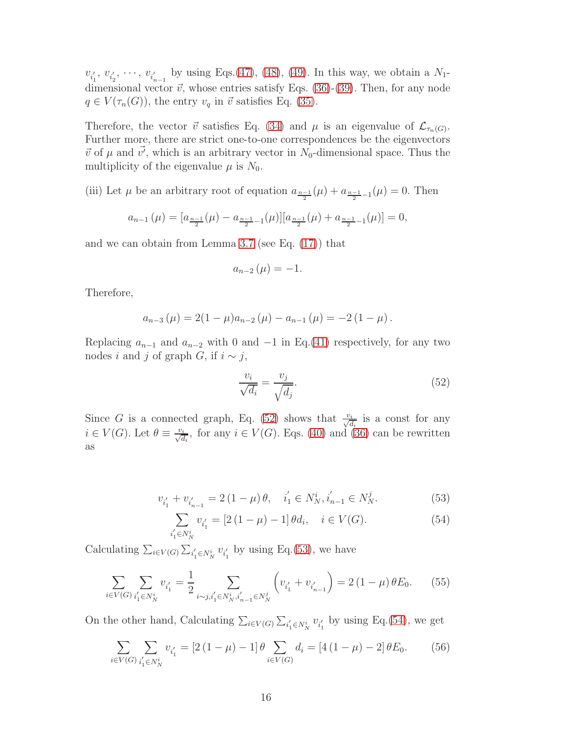$v_{i_1'}$, $v_{i_2'}$, $\cdots$, $v_{i_{n-1}'}$ by using Eqs.(47), (48), (49). In this way, we obtain a $N_1$-dimensional vector $\vec{v}$, whose entries satisfy Eqs. (36)-(39). Then, for any node $q \in V(\tau_n(G))$, the entry $v_q$ in $\vec{v}$ satisfies Eq. (35).

Therefore, the vector $\vec{v}$ satisfies Eq. (34) and $\mu$ is an eigenvalue of $\mathcal{L}_{\tau_n(G)}$. Further more, there are strict one-to-one correspondences be the eigenvectors $\vec{v}$ of $\mu$ and $\vec{v'}$, which is an arbitrary vector in $N_0$-dimensional space. Thus the multiplicity of the eigenvalue $\mu$ is $N_0$.

(iii) Let $\mu$ be an arbitrary root of equation $a_{\frac{n-1}{2}}(\mu) + a_{\frac{n-1}{2}-1}(\mu) = 0$. Then

$$a_{n-1}(\mu) = [a_{\frac{n-1}{2}}(\mu) - a_{\frac{n-1}{2}-1}(\mu)][a_{\frac{n-1}{2}}(\mu) + a_{\frac{n-1}{2}-1}(\mu)] = 0,$$

and we can obtain from Lemma 3.7 (see Eq. (17)) that

$$a_{n-2}(\mu) = -1.$$

Therefore,

$$a_{n-3}(\mu) = 2(1-\mu)a_{n-2}(\mu) - a_{n-1}(\mu) = -2(1-\mu).$$

Replacing $a_{n-1}$ and $a_{n-2}$ with 0 and $-1$ in Eq.(41) respectively, for any two nodes $i$ and $j$ of graph $G$, if $i \sim j$,

$$\frac{v_i}{\sqrt{d_i}} = \frac{v_j}{\sqrt{d_j}}. \tag{52}$$

Since $G$ is a connected graph, Eq. (52) shows that $\frac{v_i}{\sqrt{d_i}}$ is a const for any $i \in V(G)$. Let $\theta \equiv \frac{v_i}{\sqrt{d_i}}$, for any $i \in V(G)$. Eqs. (40) and (36) can be rewritten as

$$v_{i_1'} + v_{i_{n-1}'} = 2(1-\mu)\theta, \quad i_1' \in N_N^i, i_{n-1}' \in N_N^j. \tag{53}$$

$$\sum_{i_1' \in N_N^i} v_{i_1'} = [2(1-\mu) - 1]\theta d_i, \quad i \in V(G). \tag{54}$$

Calculating $\sum_{i \in V(G)} \sum_{i_1' \in N_N^i} v_{i_1'}$ by using Eq.(53), we have

$$\sum_{i \in V(G)} \sum_{i_1' \in N_N^i} v_{i_1'} = \frac{1}{2} \sum_{i \sim j, i_1' \in N_N^i, i_{n-1}' \in N_N^j} \left(v_{i_1'} + v_{i_{n-1}'}\right) = 2(1-\mu)\theta E_0. \tag{55}$$

On the other hand, Calculating $\sum_{i \in V(G)} \sum_{i_1' \in N_N^i} v_{i_1'}$ by using Eq.(54), we get

$$\sum_{i \in V(G)} \sum_{i_1' \in N_N^i} v_{i_1'} = [2(1-\mu) - 1]\theta \sum_{i \in V(G)} d_i = [4(1-\mu) - 2]\theta E_0. \tag{56}$$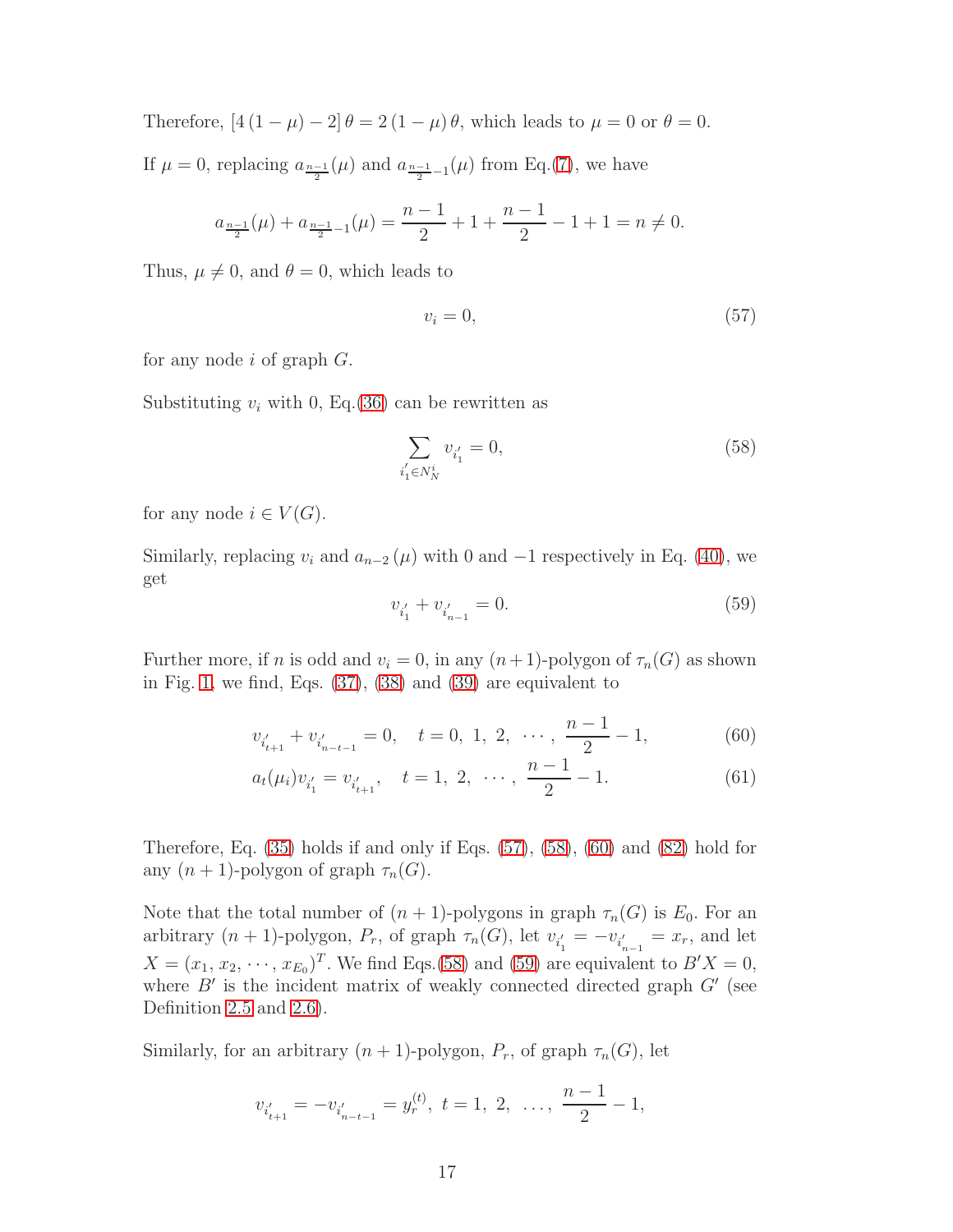Therefore, $[4(1-\mu)-2]\theta = 2(1-\mu)\theta$, which leads to $\mu = 0$ or $\theta = 0$.

If $\mu = 0$, replacing $a_{\frac{n-1}{2}}(\mu)$ and $a_{\frac{n-1}{2}-1}(\mu)$ from Eq.(7), we have

$$a_{\frac{n-1}{2}}(\mu) + a_{\frac{n-1}{2}-1}(\mu) = \frac{n-1}{2} + 1 + \frac{n-1}{2} - 1 + 1 = n \neq 0.$$

Thus, $\mu \neq 0$, and $\theta = 0$, which leads to

$$v_i = 0, \tag{57}$$

for any node $i$ of graph $G$.

Substituting $v_i$ with 0, Eq.(36) can be rewritten as

$$\sum_{i_1' \in N_N^i} v_{i_1'} = 0, \tag{58}$$

for any node $i \in V(G)$.

Similarly, replacing $v_i$ and $a_{n-2}(\mu)$ with 0 and $-1$ respectively in Eq. (40), we get

$$v_{i_1'} + v_{i_{n-1}'} = 0. \tag{59}$$

Further more, if $n$ is odd and $v_i = 0$, in any $(n+1)$-polygon of $\tau_n(G)$ as shown in Fig. 1, we find, Eqs. (37), (38) and (39) are equivalent to

$$v_{i_{t+1}'} + v_{i_{n-t-1}'} = 0, \quad t = 0,\ 1,\ 2,\ \cdots,\ \frac{n-1}{2} - 1, \tag{60}$$

$$a_t(\mu_i) v_{i_1'} = v_{i_{t+1}'}, \quad t = 1,\ 2,\ \cdots,\ \frac{n-1}{2} - 1. \tag{61}$$

Therefore, Eq. (35) holds if and only if Eqs. (57), (58), (60) and (82) hold for any $(n+1)$-polygon of graph $\tau_n(G)$.

Note that the total number of $(n+1)$-polygons in graph $\tau_n(G)$ is $E_0$. For an arbitrary $(n+1)$-polygon, $P_r$, of graph $\tau_n(G)$, let $v_{i_1'} = -v_{i_{n-1}'} = x_r$, and let $X = (x_1, x_2, \cdots, x_{E_0})^T$. We find Eqs.(58) and (59) are equivalent to $B'X = 0$, where $B'$ is the incident matrix of weakly connected directed graph $G'$ (see Definition 2.5 and 2.6).

Similarly, for an arbitrary $(n+1)$-polygon, $P_r$, of graph $\tau_n(G)$, let

$$v_{i_{t+1}'} = -v_{i_{n-t-1}'} = y_r^{(t)},\ t = 1,\ 2,\ \ldots,\ \frac{n-1}{2} - 1,$$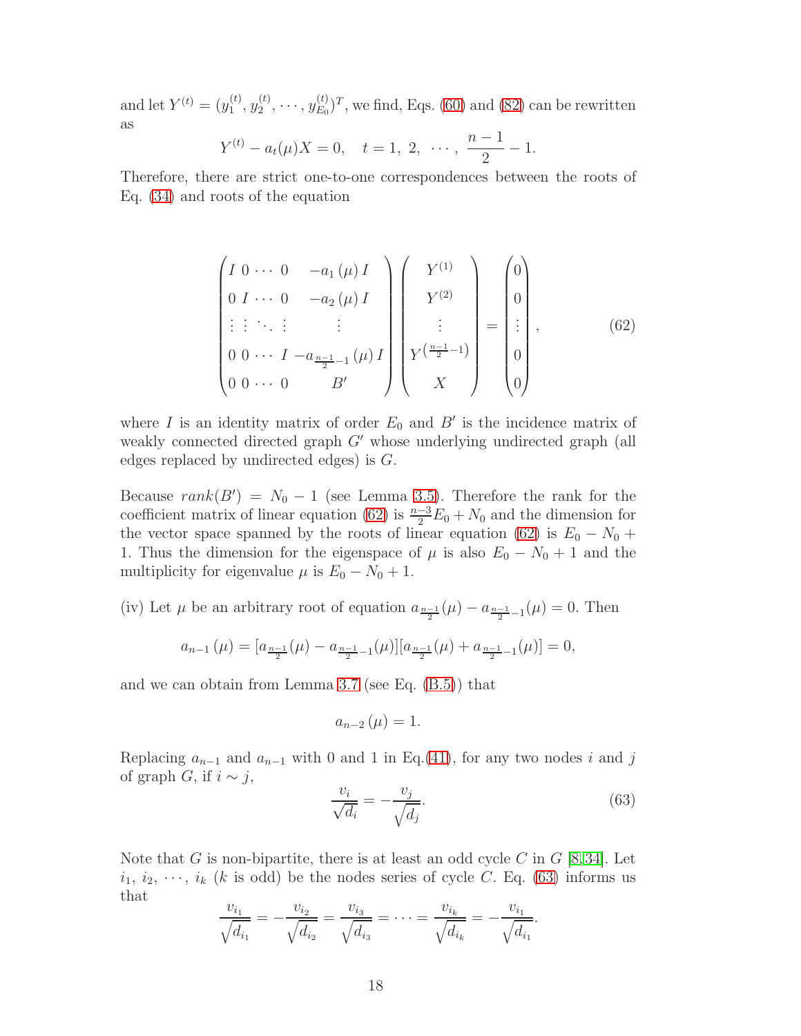and let $Y^{(t)} = (y_1^{(t)}, y_2^{(t)}, \cdots, y_{E_0}^{(t)})^T$, we find, Eqs. (60) and (82) can be rewritten as

$$Y^{(t)} - a_t(\mu)X = 0, \quad t = 1,\ 2,\ \cdots,\ \frac{n-1}{2} - 1.$$

Therefore, there are strict one-to-one correspondences between the roots of Eq. (34) and roots of the equation

$$\begin{pmatrix} I & 0 & \cdots & 0 & -a_1(\mu) I \\ 0 & I & \cdots & 0 & -a_2(\mu) I \\ \vdots & \vdots & \ddots & \vdots & \vdots \\ 0 & 0 & \cdots & I & -a_{\frac{n-1}{2}-1}(\mu) I \\ 0 & 0 & \cdots & 0 & B' \end{pmatrix} \begin{pmatrix} Y^{(1)} \\ Y^{(2)} \\ \vdots \\ Y^{\left(\frac{n-1}{2}-1\right)} \\ X \end{pmatrix} = \begin{pmatrix} 0 \\ 0 \\ \vdots \\ 0 \\ 0 \end{pmatrix}, \tag{62}$$

where $I$ is an identity matrix of order $E_0$ and $B'$ is the incidence matrix of weakly connected directed graph $G'$ whose underlying undirected graph (all edges replaced by undirected edges) is $G$.

Because $rank(B') = N_0 - 1$ (see Lemma 3.5). Therefore the rank for the coefficient matrix of linear equation (62) is $\frac{n-3}{2}E_0 + N_0$ and the dimension for the vector space spanned by the roots of linear equation (62) is $E_0 - N_0 + 1$. Thus the dimension for the eigenspace of $\mu$ is also $E_0 - N_0 + 1$ and the multiplicity for eigenvalue $\mu$ is $E_0 - N_0 + 1$.

(iv) Let $\mu$ be an arbitrary root of equation $a_{\frac{n-1}{2}}(\mu) - a_{\frac{n-1}{2}-1}(\mu) = 0$. Then

$$a_{n-1}(\mu) = [a_{\frac{n-1}{2}}(\mu) - a_{\frac{n-1}{2}-1}(\mu)][a_{\frac{n-1}{2}}(\mu) + a_{\frac{n-1}{2}-1}(\mu)] = 0,$$

and we can obtain from Lemma 3.7 (see Eq. (B.5)) that

$$a_{n-2}(\mu) = 1.$$

Replacing $a_{n-1}$ and $a_{n-1}$ with 0 and 1 in Eq.(41), for any two nodes $i$ and $j$ of graph $G$, if $i \sim j$,

$$\frac{v_i}{\sqrt{d_i}} = -\frac{v_j}{\sqrt{d_j}}. \tag{63}$$

Note that $G$ is non-bipartite, there is at least odd cycle $C$ in $G$ [8,34]. Let $i_1,\ i_2,\ \cdots,\ i_k$ ($k$ is odd) be the nodes series of cycle $C$. Eq. (63) informs us that

$$\frac{v_{i_1}}{\sqrt{d_{i_1}}} = -\frac{v_{i_2}}{\sqrt{d_{i_2}}} = \frac{v_{i_3}}{\sqrt{d_{i_3}}} = \cdots = \frac{v_{i_k}}{\sqrt{d_{i_k}}} = -\frac{v_{i_1}}{\sqrt{d_{i_1}}}.$$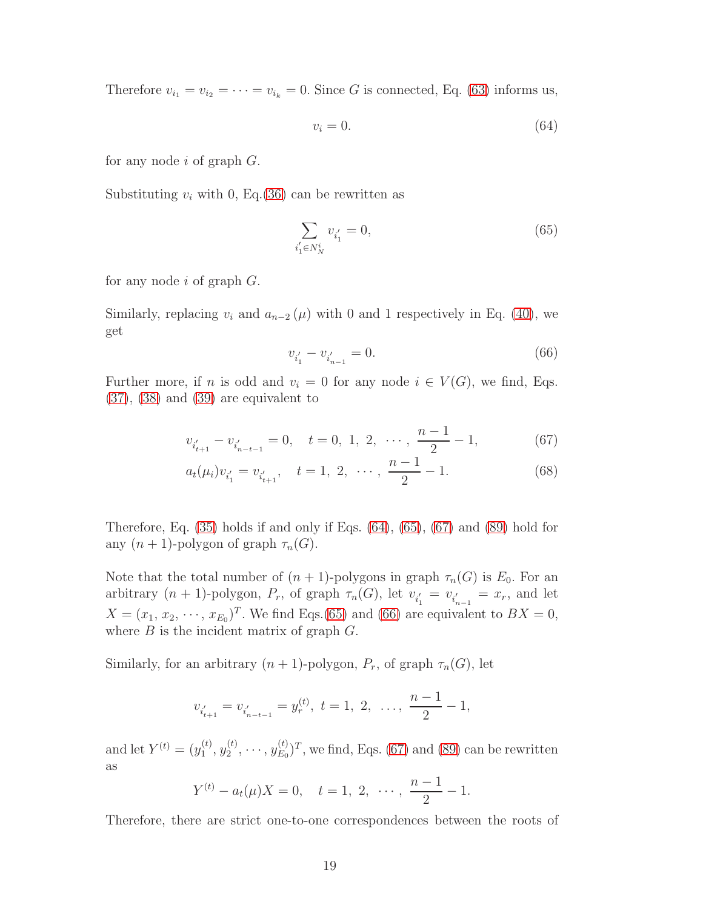Therefore $v_{i_1} = v_{i_2} = \cdots = v_{i_k} = 0$. Since $G$ is connected, Eq. (63) informs us,

$$v_i = 0. \tag{64}$$

for any node $i$ of graph $G$.

Substituting $v_i$ with 0, Eq.(36) can be rewritten as

$$\sum_{i'_1 \in N_N^i} v_{i'_1} = 0, \tag{65}$$

for any node $i$ of graph $G$.

Similarly, replacing $v_i$ and $a_{n-2}(\mu)$ with 0 and 1 respectively in Eq. (40), we get

$$v_{i'_1} - v_{i'_{n-1}} = 0. \tag{66}$$

Further more, if $n$ is odd and $v_i = 0$ for any node $i \in V(G)$, we find, Eqs. (37), (38) and (39) are equivalent to

$$v_{i'_{t+1}} - v_{i'_{n-t-1}} = 0, \quad t = 0,\ 1,\ 2,\ \cdots,\ \frac{n-1}{2} - 1, \tag{67}$$

$$a_t(\mu_i) v_{i'_1} = v_{i'_{t+1}}, \quad t = 1,\ 2,\ \cdots,\ \frac{n-1}{2} - 1. \tag{68}$$

Therefore, Eq. (35) holds if and only if Eqs. (64), (65), (67) and (89) hold for any $(n+1)$-polygon of graph $\tau_n(G)$.

Note that the total number of $(n+1)$-polygons in graph $\tau_n(G)$ is $E_0$. For an arbitrary $(n+1)$-polygon, $P_r$, of graph $\tau_n(G)$, let $v_{i'_1} = v_{i'_{n-1}} = x_r$, and let $X = (x_1,\ x_2,\ \cdots,\ x_{E_0})^T$. We find Eqs.(65) and (66) are equivalent to $BX = 0$, where $B$ is the incident matrix of graph $G$.

Similarly, for an arbitrary $(n+1)$-polygon, $P_r$, of graph $\tau_n(G)$, let

$$v_{i'_{t+1}} = v_{i'_{n-t-1}} = y_r^{(t)},\ t = 1,\ 2,\ \ldots,\ \frac{n-1}{2} - 1,$$

and let $Y^{(t)} = (y_1^{(t)}, y_2^{(t)}, \cdots, y_{E_0}^{(t)})^T$, we find, Eqs. (67) and (89) can be rewritten as

$$Y^{(t)} - a_t(\mu)X = 0, \quad t = 1,\ 2,\ \cdots,\ \frac{n-1}{2} - 1.$$

Therefore, there are strict one-to-one correspondences between the roots of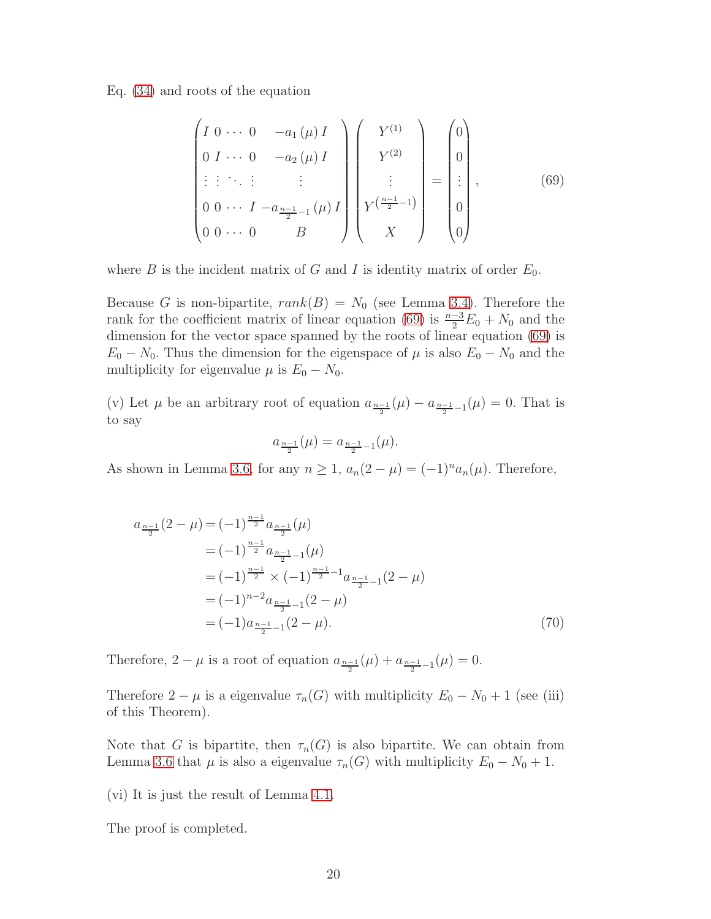Eq. (34) and roots of the equation

$$
\begin{pmatrix}
I & 0 & \cdots & 0 & -a_1(\mu) I \\
0 & I & \cdots & 0 & -a_2(\mu) I \\
\vdots & \vdots & \ddots & \vdots & \vdots \\
0 & 0 & \cdots & I & -a_{\frac{n-1}{2}-1}(\mu) I \\
0 & 0 & \cdots & 0 & B
\end{pmatrix}
\begin{pmatrix}
Y^{(1)} \\
Y^{(2)} \\
\vdots \\
Y^{\left(\frac{n-1}{2}-1\right)} \\
X
\end{pmatrix}
=
\begin{pmatrix}
0 \\
0 \\
\vdots \\
0 \\
0
\end{pmatrix},
\tag{69}
$$

where $B$ is the incident matrix of $G$ and $I$ is identity matrix of order $E_0$.

Because $G$ is non-bipartite, $rank(B) = N_0$ (see Lemma 3.4). Therefore the rank for the coefficient matrix of linear equation (69) is $\frac{n-3}{2}E_0 + N_0$ and the dimension for the vector space spanned by the roots of linear equation (69) is $E_0 - N_0$. Thus the dimension for the eigenspace of $\mu$ is also $E_0 - N_0$ and the multiplicity for eigenvalue $\mu$ is $E_0 - N_0$.

(v) Let $\mu$ be an arbitrary root of equation $a_{\frac{n-1}{2}}(\mu) - a_{\frac{n-1}{2}-1}(\mu) = 0$. That is to say

$$a_{\frac{n-1}{2}}(\mu) = a_{\frac{n-1}{2}-1}(\mu).$$

As shown in Lemma 3.6, for any $n \geq 1$, $a_n(2-\mu) = (-1)^n a_n(\mu)$. Therefore,

$$
\begin{aligned}
a_{\frac{n-1}{2}}(2-\mu) &= (-1)^{\frac{n-1}{2}} a_{\frac{n-1}{2}}(\mu) \\
&= (-1)^{\frac{n-1}{2}} a_{\frac{n-1}{2}-1}(\mu) \\
&= (-1)^{\frac{n-1}{2}} \times (-1)^{\frac{n-1}{2}-1} a_{\frac{n-1}{2}-1}(2-\mu) \\
&= (-1)^{n-2} a_{\frac{n-1}{2}-1}(2-\mu) \\
&= (-1) a_{\frac{n-1}{2}-1}(2-\mu).
\end{aligned}
\tag{70}
$$

Therefore, $2-\mu$ is a root of equation $a_{\frac{n-1}{2}}(\mu) + a_{\frac{n-1}{2}-1}(\mu) = 0$.

Therefore $2-\mu$ is a eigenvalue $\tau_n(G)$ with multiplicity $E_0 - N_0 + 1$ (see (iii) of this Theorem).

Note that $G$ is bipartite, then $\tau_n(G)$ is also bipartite. We can obtain from Lemma 3.6 that $\mu$ is also a eigenvalue $\tau_n(G)$ with multiplicity $E_0 - N_0 + 1$.

(vi) It is just the result of Lemma 4.1.

The proof is completed.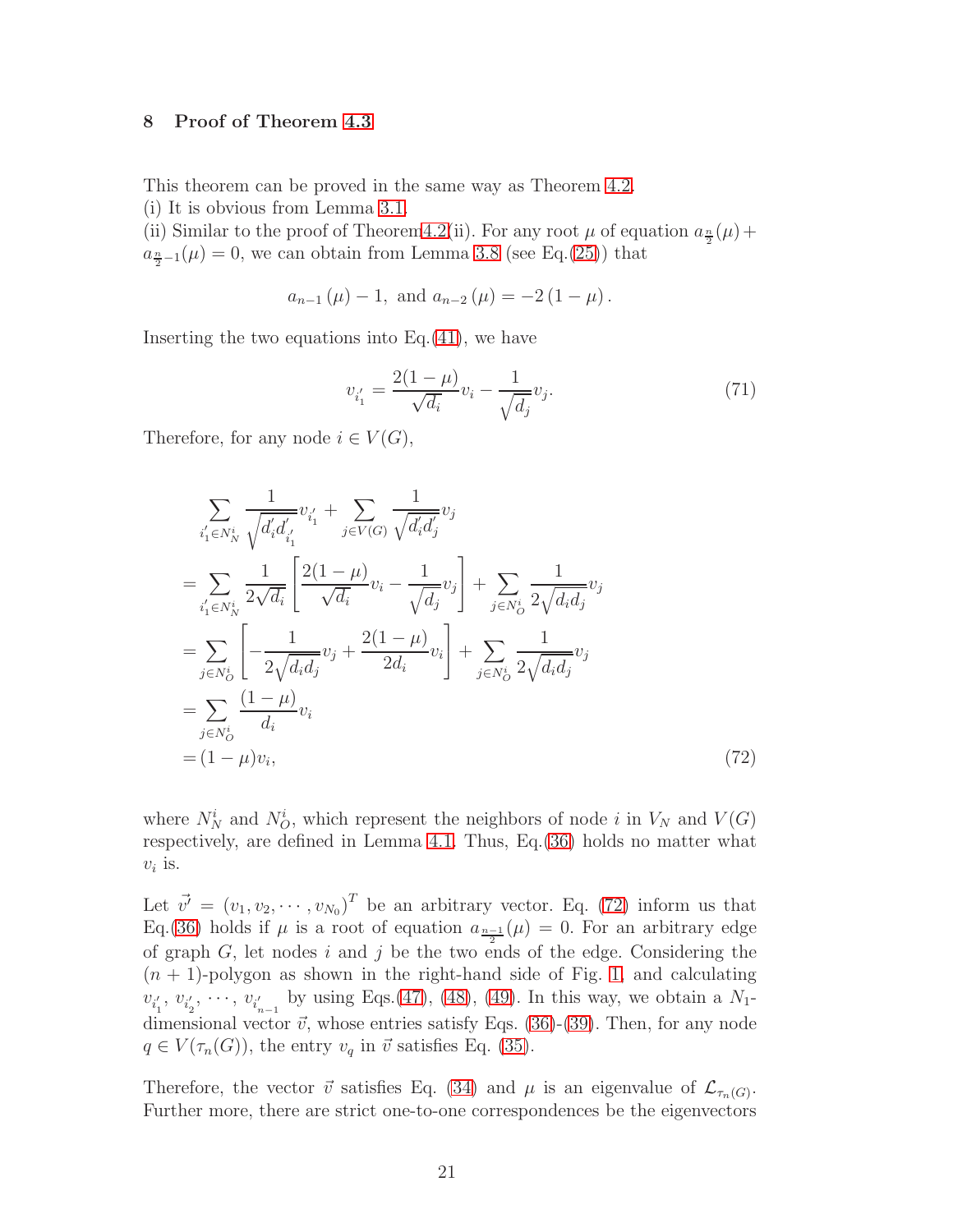## 8 Proof of Theorem 4.3

This theorem can be proved in the same way as Theorem 4.2.

(i) It is obvious from Lemma 3.1.

(ii) Similar to the proof of Theorem4.2(ii). For any root $\mu$ of equation $a_{\frac{n}{2}}(\mu)+a_{\frac{n}{2}-1}(\mu)=0$, we can obtain from Lemma 3.8 (see Eq.(25)) that

$$a_{n-1}(\mu)-1, \text{ and } a_{n-2}(\mu)=-2(1-\mu).$$

Inserting the two equations into Eq.(41), we have

$$v_{i_1'}=\frac{2(1-\mu)}{\sqrt{d_i}}v_i-\frac{1}{\sqrt{d_j}}v_j. \tag{71}$$

Therefore, for any node $i \in V(G)$,

$$\begin{aligned}
&\sum_{i_1'\in N_N^i}\frac{1}{\sqrt{d_i'd_{i_1'}'}}v_{i_1'}+\sum_{j\in V(G)}\frac{1}{\sqrt{d_i'd_j'}}v_j\\
=&\sum_{i_1'\in N_N^i}\frac{1}{2\sqrt{d_i}}\left[\frac{2(1-\mu)}{\sqrt{d_i}}v_i-\frac{1}{\sqrt{d_j}}v_j\right]+\sum_{j\in N_O^i}\frac{1}{2\sqrt{d_id_j}}v_j\\
=&\sum_{j\in N_O^i}\left[-\frac{1}{2\sqrt{d_id_j}}v_j+\frac{2(1-\mu)}{2d_i}v_i\right]+\sum_{j\in N_O^i}\frac{1}{2\sqrt{d_id_j}}v_j\\
=&\sum_{j\in N_O^i}\frac{(1-\mu)}{d_i}v_i\\
=&(1-\mu)v_i,
\end{aligned} \tag{72}$$

where $N_N^i$ and $N_O^i$, which represent the neighbors of node $i$ in $V_N$ and $V(G)$ respectively, are defined in Lemma 4.1. Thus, Eq.(36) holds no matter what $v_i$ is.

Let $\vec{v}'=(v_1,v_2,\cdots,v_{N_0})^T$ be an arbitrary vector. Eq. (72) inform us that Eq.(36) holds if $\mu$ is a root of equation $a_{\frac{n-1}{2}}(\mu)=0$. For an arbitrary edge of graph $G$, let nodes $i$ and $j$ be the two ends of the edge. Considering the $(n+1)$-polygon as shown in the right-hand side of Fig. 1, and calculating $v_{i_1'}$, $v_{i_2'}$, $\cdots$, $v_{i_{n-1}'}$ by using Eqs.(47), (48), (49). In this way, we obtain a $N_1$-dimensional vector $\vec{v}$, whose entries satisfy Eqs. (36)-(39). Then, for any node $q\in V(\tau_n(G))$, the entry $v_q$ in $\vec{v}$ satisfies Eq. (35).

Therefore, the vector $\vec{v}$ satisfies Eq. (34) and $\mu$ is an eigenvalue of $\mathcal{L}_{\tau_n(G)}$. Further more, there are strict one-to-one correspondences be the eigenvectors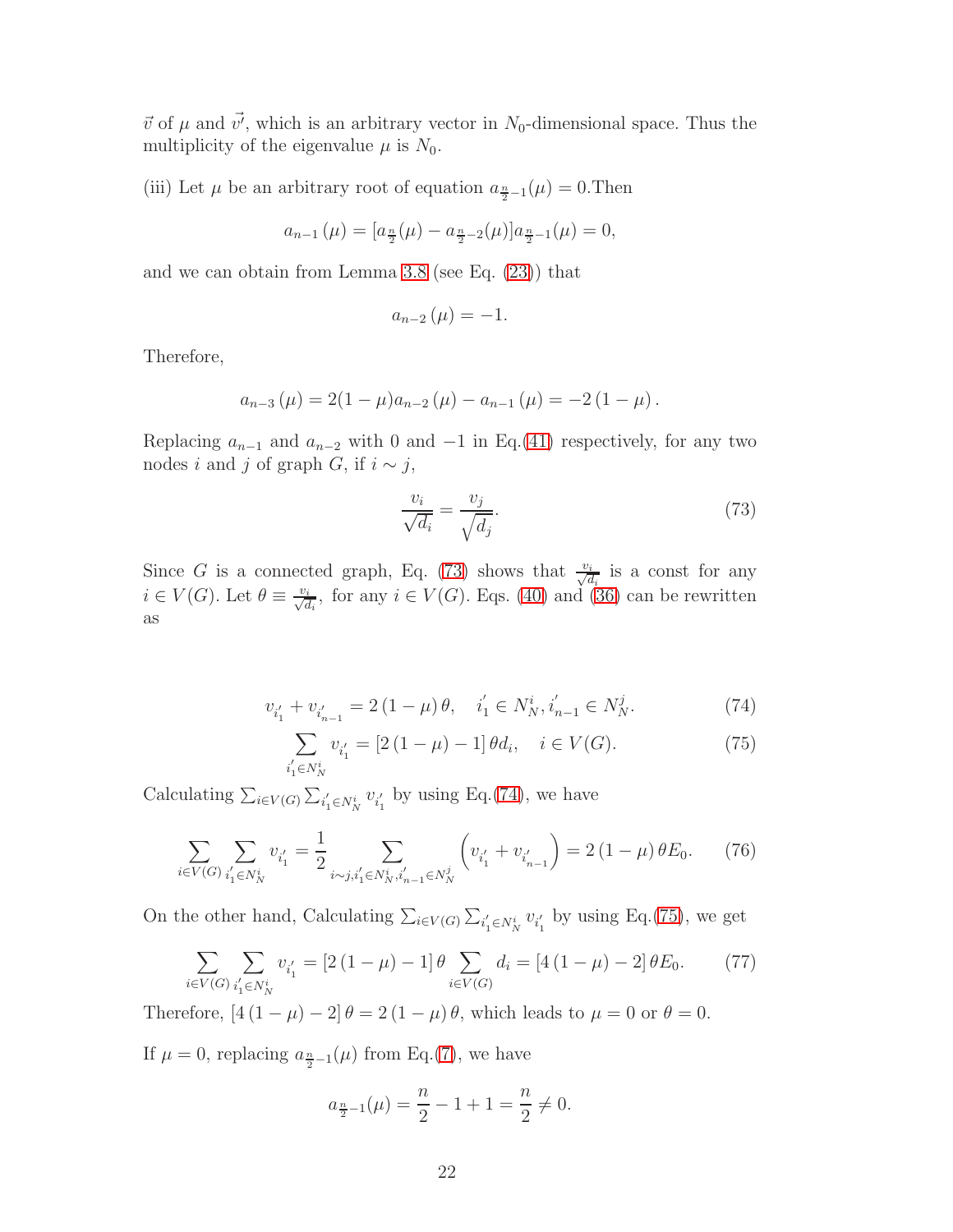$\vec{v}$ of $\mu$ and $\vec{v'}$, which is an arbitrary vector in $N_0$-dimensional space. Thus the multiplicity of the eigenvalue $\mu$ is $N_0$.

(iii) Let $\mu$ be an arbitrary root of equation $a_{\frac{n}{2}-1}(\mu) = 0$.Then

$$a_{n-1}(\mu) = [a_{\frac{n}{2}}(\mu) - a_{\frac{n}{2}-2}(\mu)]a_{\frac{n}{2}-1}(\mu) = 0,$$

and we can obtain from Lemma 3.8 (see Eq. (23)) that

$$a_{n-2}(\mu) = -1.$$

Therefore,

$$a_{n-3}(\mu) = 2(1-\mu)a_{n-2}(\mu) - a_{n-1}(\mu) = -2(1-\mu).$$

Replacing $a_{n-1}$ and $a_{n-2}$ with 0 and $-1$ in Eq.(41) respectively, for any two nodes $i$ and $j$ of graph $G$, if $i \sim j$,

$$\frac{v_i}{\sqrt{d_i}} = \frac{v_j}{\sqrt{d_j}}. \tag{73}$$

Since $G$ is a connected graph, Eq. (73) shows that $\frac{v_i}{\sqrt{d_i}}$ is a const for any $i \in V(G)$. Let $\theta \equiv \frac{v_i}{\sqrt{d_i}}$, for any $i \in V(G)$. Eqs. (40) and (36) can be rewritten as

$$v_{i'_1} + v_{i'_{n-1}} = 2(1-\mu)\theta, \quad i'_1 \in N_N^i, i'_{n-1} \in N_N^j. \tag{74}$$

$$\sum_{i'_1 \in N_N^i} v_{i'_1} = [2(1-\mu) - 1]\theta d_i, \quad i \in V(G). \tag{75}$$

Calculating $\sum_{i \in V(G)} \sum_{i'_1 \in N_N^i} v_{i'_1}$ by using Eq.(74), we have

$$\sum_{i \in V(G)} \sum_{i'_1 \in N_N^i} v_{i'_1} = \frac{1}{2} \sum_{i \sim j, i'_1 \in N_N^i, i'_{n-1} \in N_N^j} \left( v_{i'_1} + v_{i'_{n-1}} \right) = 2(1-\mu)\theta E_0. \tag{76}$$

On the other hand, Calculating $\sum_{i \in V(G)} \sum_{i'_1 \in N_N^i} v_{i'_1}$ by using Eq.(75), we get

$$\sum_{i \in V(G)} \sum_{i'_1 \in N_N^i} v_{i'_1} = [2(1-\mu) - 1]\theta \sum_{i \in V(G)} d_i = [4(1-\mu) - 2]\theta E_0. \tag{77}$$

Therefore, $[4(1-\mu) - 2]\theta = 2(1-\mu)\theta$, which leads to $\mu = 0$ or $\theta = 0$.

If $\mu = 0$, replacing $a_{\frac{n}{2}-1}(\mu)$ from Eq.(7), we have

$$a_{\frac{n}{2}-1}(\mu) = \frac{n}{2} - 1 + 1 = \frac{n}{2} \neq 0.$$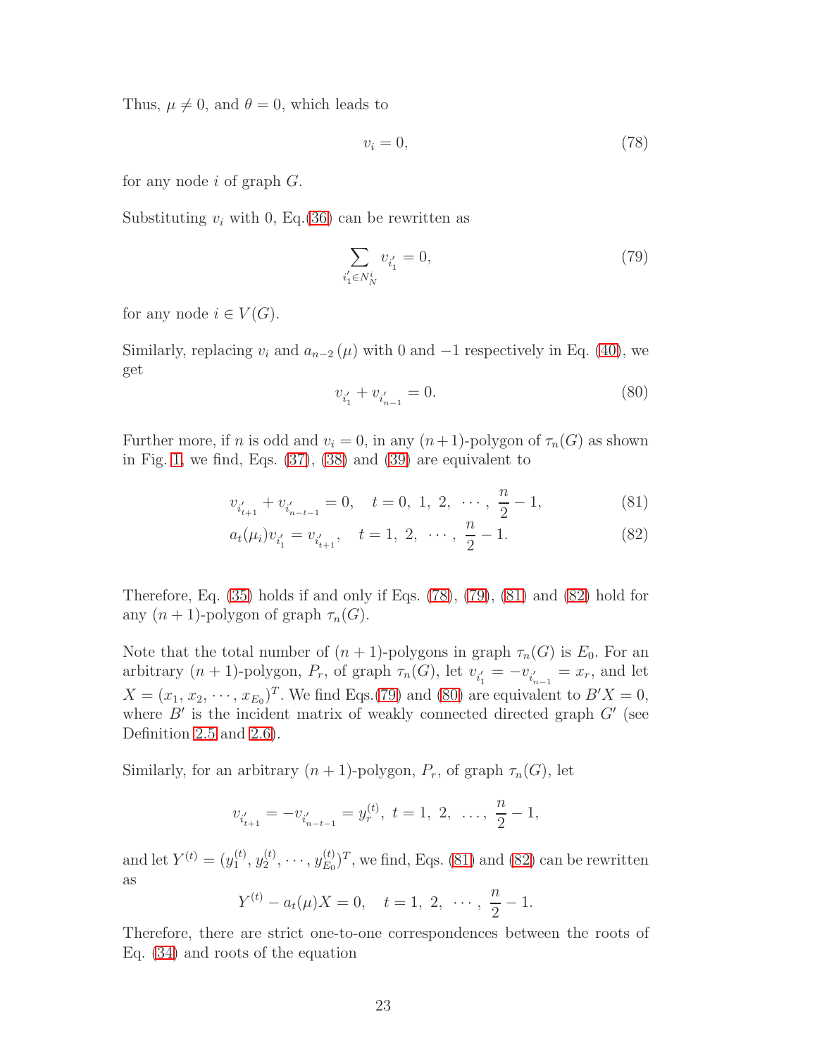Thus, $\mu \neq 0$, and $\theta = 0$, which leads to

$$v_i = 0, \tag{78}$$

for any node $i$ of graph $G$.

Substituting $v_i$ with 0, Eq.(36) can be rewritten as

$$\sum_{i'_1 \in N_N^i} v_{i'_1} = 0, \tag{79}$$

for any node $i \in V(G)$.

Similarly, replacing $v_i$ and $a_{n-2}(\mu)$ with 0 and $-1$ respectively in Eq. (40), we get

$$v_{i'_1} + v_{i'_{n-1}} = 0. \tag{80}$$

Further more, if $n$ is odd and $v_i = 0$, in any $(n+1)$-polygon of $\tau_n(G)$ as shown in Fig. 1, we find, Eqs. (37), (38) and (39) are equivalent to

$$v_{i'_{t+1}} + v_{i'_{n-t-1}} = 0, \quad t = 0,\ 1,\ 2,\ \cdots,\ \frac{n}{2} - 1, \tag{81}$$

$$a_t(\mu_i) v_{i'_1} = v_{i'_{t+1}}, \quad t = 1,\ 2,\ \cdots,\ \frac{n}{2} - 1. \tag{82}$$

Therefore, Eq. (35) holds if and only if Eqs. (78), (79), (81) and (82) hold for any $(n+1)$-polygon of graph $\tau_n(G)$.

Note that the total number of $(n+1)$-polygons in graph $\tau_n(G)$ is $E_0$. For an arbitrary $(n+1)$-polygon, $P_r$, of graph $\tau_n(G)$, let $v_{i'_1} = -v_{i'_{n-1}} = x_r$, and let $X = (x_1, x_2, \cdots, x_{E_0})^T$. We find Eqs.(79) and (80) are equivalent to $B'X = 0$, where $B'$ is the incident matrix of weakly connected directed graph $G'$ (see Definition 2.5 and 2.6).

Similarly, for an arbitrary $(n+1)$-polygon, $P_r$, of graph $\tau_n(G)$, let

$$v_{i'_{t+1}} = -v_{i'_{n-t-1}} = y_r^{(t)},\ t = 1,\ 2,\ \ldots,\ \frac{n}{2} - 1,$$

and let $Y^{(t)} = (y_1^{(t)}, y_2^{(t)}, \cdots, y_{E_0}^{(t)})^T$, we find, Eqs. (81) and (82) can be rewritten as

$$Y^{(t)} - a_t(\mu) X = 0, \quad t = 1,\ 2,\ \cdots,\ \frac{n}{2} - 1.$$

Therefore, there are strict one-to-one correspondences between the roots of Eq. (34) and roots of the equation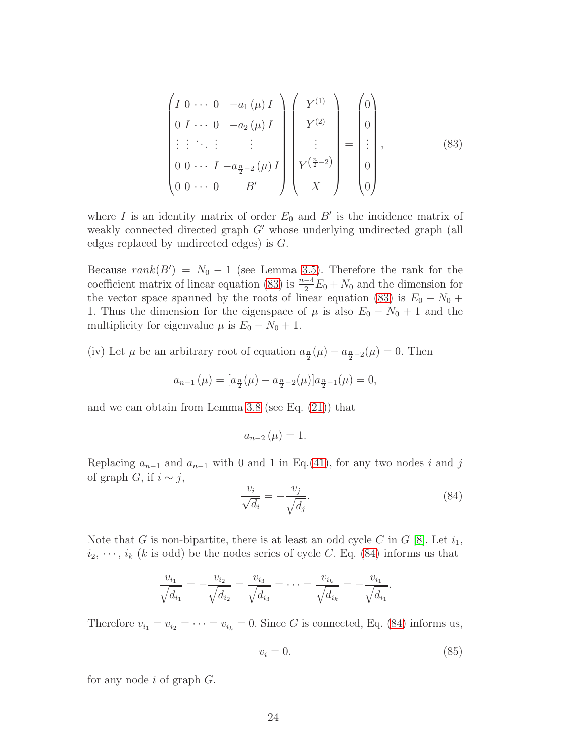$$
\begin{pmatrix}
I & 0 & \cdots & 0 & -a_1(\mu) I \\
0 & I & \cdots & 0 & -a_2(\mu) I \\
\vdots & \vdots & \ddots & \vdots & \vdots \\
0 & 0 & \cdots & I & -a_{\frac{n}{2}-2}(\mu) I \\
0 & 0 & \cdots & 0 & B'
\end{pmatrix}
\begin{pmatrix}
Y^{(1)} \\
Y^{(2)} \\
\vdots \\
Y^{\left(\frac{n}{2}-2\right)} \\
X
\end{pmatrix}
=
\begin{pmatrix}
0 \\
0 \\
\vdots \\
0 \\
0
\end{pmatrix}, \tag{83}
$$

where $I$ is an identity matrix of order $E_0$ and $B'$ is the incidence matrix of weakly connected directed graph $G'$ whose underlying undirected graph (all edges replaced by undirected edges) is $G$.

Because $rank(B') = N_0 - 1$ (see Lemma 3.5). Therefore the rank for the coefficient matrix of linear equation (83) is $\frac{n-4}{2}E_0 + N_0$ and the dimension for the vector space spanned by the roots of linear equation (83) is $E_0 - N_0 + 1$. Thus the dimension for the eigenspace of $\mu$ is also $E_0 - N_0 + 1$ and the multiplicity for eigenvalue $\mu$ is $E_0 - N_0 + 1$.

(iv) Let $\mu$ be an arbitrary root of equation $a_{\frac{n}{2}}(\mu) - a_{\frac{n}{2}-2}(\mu) = 0$. Then

$$
a_{n-1}(\mu) = [a_{\frac{n}{2}}(\mu) - a_{\frac{n}{2}-2}(\mu)]a_{\frac{n}{2}-1}(\mu) = 0,
$$

and we can obtain from Lemma 3.8 (see Eq. (21)) that

$$
a_{n-2}(\mu) = 1.
$$

Replacing $a_{n-1}$ and $a_{n-1}$ with 0 and 1 in Eq.(41), for any two nodes $i$ and $j$ of graph $G$, if $i \sim j$,

$$
\frac{v_i}{\sqrt{d_i}} = -\frac{v_j}{\sqrt{d_j}}. \tag{84}
$$

Note that $G$ is non-bipartite, there is at least an odd cycle $C$ in $G$ [8]. Let $i_1$, $i_2$, $\cdots$, $i_k$ ($k$ is odd) be the nodes series of cycle $C$. Eq. (84) informs us that

$$
\frac{v_{i_1}}{\sqrt{d_{i_1}}} = -\frac{v_{i_2}}{\sqrt{d_{i_2}}} = \frac{v_{i_3}}{\sqrt{d_{i_3}}} = \cdots = \frac{v_{i_k}}{\sqrt{d_{i_k}}} = -\frac{v_{i_1}}{\sqrt{d_{i_1}}}.
$$

Therefore $v_{i_1} = v_{i_2} = \cdots = v_{i_k} = 0$. Since $G$ is connected, Eq. (84) informs us,

$$
v_i = 0. \tag{85}
$$

for any node $i$ of graph $G$.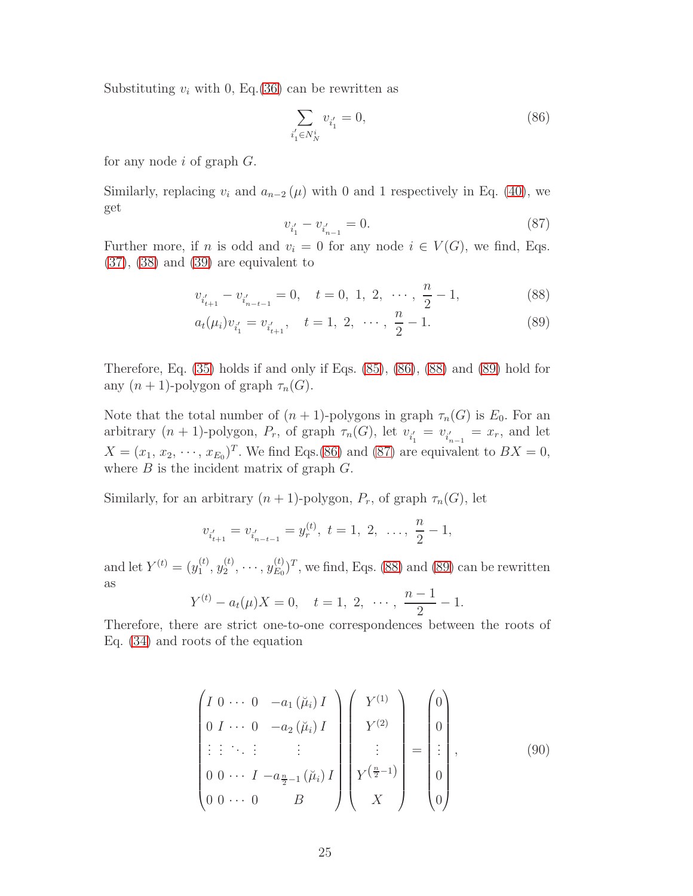Substituting $v_i$ with 0, Eq.(36) can be rewritten as

$$\sum_{i'_1 \in N_N^i} v_{i'_1} = 0, \tag{86}$$

for any node $i$ of graph $G$.

Similarly, replacing $v_i$ and $a_{n-2}(\mu)$ with 0 and 1 respectively in Eq. (40), we get

$$v_{i'_1} - v_{i'_{n-1}} = 0. \tag{87}$$

Further more, if $n$ is odd and $v_i = 0$ for any node $i \in V(G)$, we find, Eqs. (37), (38) and (39) are equivalent to

$$v_{i'_{t+1}} - v_{i'_{n-t-1}} = 0, \quad t = 0,\ 1,\ 2,\ \cdots,\ \frac{n}{2} - 1, \tag{88}$$

$$a_t(\mu_i) v_{i'_1} = v_{i'_{t+1}}, \quad t = 1,\ 2,\ \cdots,\ \frac{n}{2} - 1. \tag{89}$$

Therefore, Eq. (35) holds if and only if Eqs. (85), (86), (88) and (89) hold for any $(n+1)$-polygon of graph $\tau_n(G)$.

Note that the total number of $(n+1)$-polygons in graph $\tau_n(G)$ is $E_0$. For an arbitrary $(n+1)$-polygon, $P_r$, of graph $\tau_n(G)$, let $v_{i'_1} = v_{i'_{n-1}} = x_r$, and let $X = (x_1, x_2, \cdots, x_{E_0})^T$. We find Eqs.(86) and (87) are equivalent to $BX = 0$, where $B$ is the incident matrix of graph $G$.

Similarly, for an arbitrary $(n+1)$-polygon, $P_r$, of graph $\tau_n(G)$, let

$$v_{i'_{t+1}} = v_{i'_{n-t-1}} = y_r^{(t)},\ t = 1,\ 2,\ \ldots,\ \frac{n}{2} - 1,$$

and let $Y^{(t)} = (y_1^{(t)}, y_2^{(t)}, \cdots, y_{E_0}^{(t)})^T$, we find, Eqs. (88) and (89) can be rewritten as

$$Y^{(t)} - a_t(\mu) X = 0, \quad t = 1,\ 2,\ \cdots,\ \frac{n-1}{2} - 1.$$

Therefore, there are strict one-to-one correspondences between the roots of Eq. (34) and roots of the equation

$$\begin{pmatrix} I & 0 & \cdots & 0 & -a_1(\breve{\mu}_i) I \\ 0 & I & \cdots & 0 & -a_2(\breve{\mu}_i) I \\ \vdots & \vdots & \ddots & \vdots & \vdots \\ 0 & 0 & \cdots & I & -a_{\frac{n}{2}-1}(\breve{\mu}_i) I \\ 0 & 0 & \cdots & 0 & B \end{pmatrix} \begin{pmatrix} Y^{(1)} \\ Y^{(2)} \\ \vdots \\ Y^{\left(\frac{n}{2}-1\right)} \\ X \end{pmatrix} = \begin{pmatrix} 0 \\ 0 \\ \vdots \\ 0 \\ 0 \end{pmatrix}, \tag{90}$$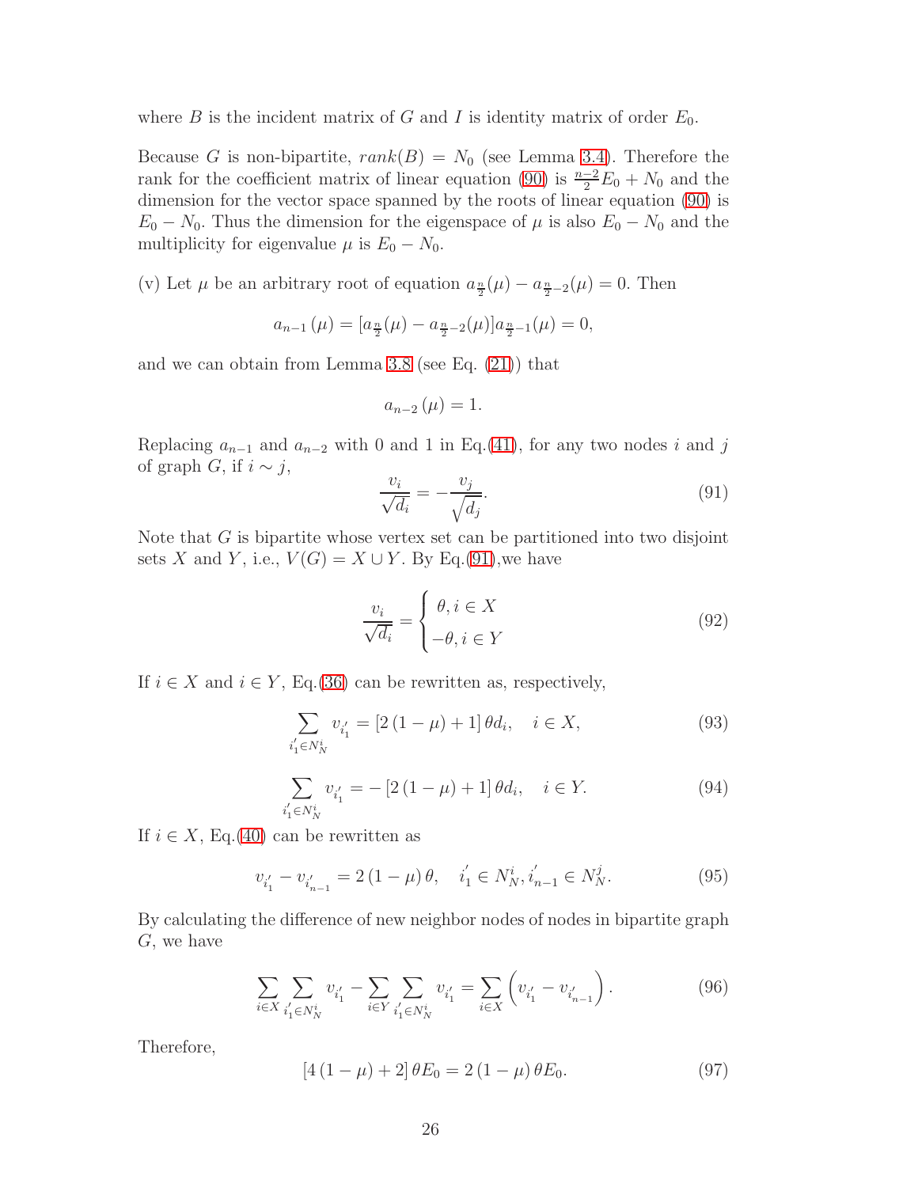where $B$ is the incident matrix of $G$ and $I$ is identity matrix of order $E_0$.

Because $G$ is non-bipartite, $rank(B) = N_0$ (see Lemma 3.4). Therefore the rank for the coefficient matrix of linear equation (90) is $\frac{n-2}{2}E_0 + N_0$ and the dimension for the vector space spanned by the roots of linear equation (90) is $E_0 - N_0$. Thus the dimension for the eigenspace of $\mu$ is also $E_0 - N_0$ and the multiplicity for eigenvalue $\mu$ is $E_0 - N_0$.

(v) Let $\mu$ be an arbitrary root of equation $a_{\frac{n}{2}}(\mu) - a_{\frac{n}{2}-2}(\mu) = 0$. Then

$$a_{n-1}(\mu) = [a_{\frac{n}{2}}(\mu) - a_{\frac{n}{2}-2}(\mu)]a_{\frac{n}{2}-1}(\mu) = 0,$$

and we can obtain from Lemma 3.8 (see Eq. (21)) that

$$a_{n-2}(\mu) = 1.$$

Replacing $a_{n-1}$ and $a_{n-2}$ with 0 and 1 in Eq.(41), for any two nodes $i$ and $j$ of graph $G$, if $i \sim j$,

$$\frac{v_i}{\sqrt{d_i}} = -\frac{v_j}{\sqrt{d_j}}. \tag{91}$$

Note that $G$ is bipartite whose vertex set can be partitioned into two disjoint sets $X$ and $Y$, i.e., $V(G) = X \cup Y$. By Eq.(91),we have

$$\frac{v_i}{\sqrt{d_i}} = \begin{cases} \theta, i \in X \\ -\theta, i \in Y \end{cases} \tag{92}$$

If $i \in X$ and $i \in Y$, Eq.(36) can be rewritten as, respectively,

$$\sum_{i_1' \in N_N^i} v_{i_1'} = [2(1-\mu)+1]\,\theta d_i, \quad i \in X, \tag{93}$$

$$\sum_{i_1' \in N_N^i} v_{i_1'} = -[2(1-\mu)+1]\,\theta d_i, \quad i \in Y. \tag{94}$$

If $i \in X$, Eq.(40) can be rewritten as

$$v_{i_1'} - v_{i_{n-1}'} = 2(1-\mu)\,\theta, \quad i_1' \in N_N^i, i_{n-1}' \in N_N^j. \tag{95}$$

By calculating the difference of new neighbor nodes of nodes in bipartite graph $G$, we have

$$\sum_{i \in X} \sum_{i_1' \in N_N^i} v_{i_1'} - \sum_{i \in Y} \sum_{i_1' \in N_N^i} v_{i_1'} = \sum_{i \in X} \left( v_{i_1'} - v_{i_{n-1}'} \right). \tag{96}$$

Therefore,

$$[4(1-\mu)+2]\,\theta E_0 = 2(1-\mu)\,\theta E_0. \tag{97}$$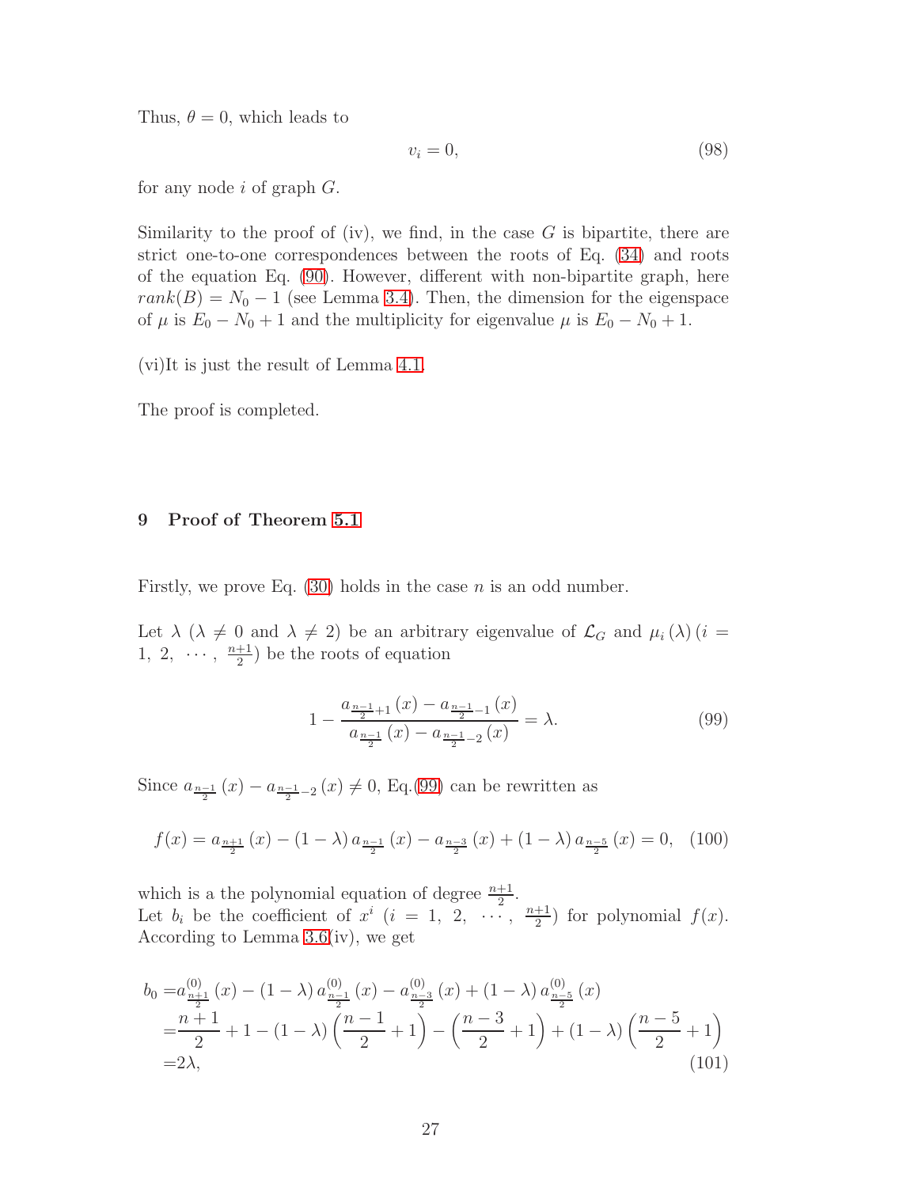Thus, $\theta = 0$, which leads to

$$v_i = 0, \tag{98}$$

for any node $i$ of graph $G$.

Similarity to the proof of (iv), we find, in the case $G$ is bipartite, there are strict one-to-one correspondences between the roots of Eq. (34) and roots of the equation Eq. (90). However, different with non-bipartite graph, here $rank(B) = N_0 - 1$ (see Lemma 3.4). Then, the dimension for the eigenspace of $\mu$ is $E_0 - N_0 + 1$ and the multiplicity for eigenvalue $\mu$ is $E_0 - N_0 + 1$.

(vi)It is just the result of Lemma 4.1.

The proof is completed.

## 9 Proof of Theorem 5.1

Firstly, we prove Eq. (30) holds in the case $n$ is an odd number.

Let $\lambda$ ($\lambda \neq 0$ and $\lambda \neq 2$) be an arbitrary eigenvalue of $\mathcal{L}_G$ and $\mu_i(\lambda)\,(i = 1,\ 2,\ \cdots,\ \frac{n+1}{2})$ be the roots of equation

$$1 - \frac{a_{\frac{n-1}{2}+1}(x) - a_{\frac{n-1}{2}-1}(x)}{a_{\frac{n-1}{2}}(x) - a_{\frac{n-1}{2}-2}(x)} = \lambda. \tag{99}$$

Since $a_{\frac{n-1}{2}}(x) - a_{\frac{n-1}{2}-2}(x) \neq 0$, Eq.(99) can be rewritten as

$$f(x) = a_{\frac{n+1}{2}}(x) - (1-\lambda)\, a_{\frac{n-1}{2}}(x) - a_{\frac{n-3}{2}}(x) + (1-\lambda)\, a_{\frac{n-5}{2}}(x) = 0, \tag{100}$$

which is a the polynomial equation of degree $\frac{n+1}{2}$.
Let $b_i$ be the coefficient of $x^i$ ($i = 1,\ 2,\ \cdots,\ \frac{n+1}{2}$) for polynomial $f(x)$. According to Lemma 3.6(iv), we get

$$\begin{aligned}
b_0 =& a^{(0)}_{\frac{n+1}{2}}(x) - (1-\lambda)\, a^{(0)}_{\frac{n-1}{2}}(x) - a^{(0)}_{\frac{n-3}{2}}(x) + (1-\lambda)\, a^{(0)}_{\frac{n-5}{2}}(x) \\
=& \frac{n+1}{2} + 1 - (1-\lambda)\left(\frac{n-1}{2} + 1\right) - \left(\frac{n-3}{2} + 1\right) + (1-\lambda)\left(\frac{n-5}{2} + 1\right) \\
=& 2\lambda,
\end{aligned} \tag{101}$$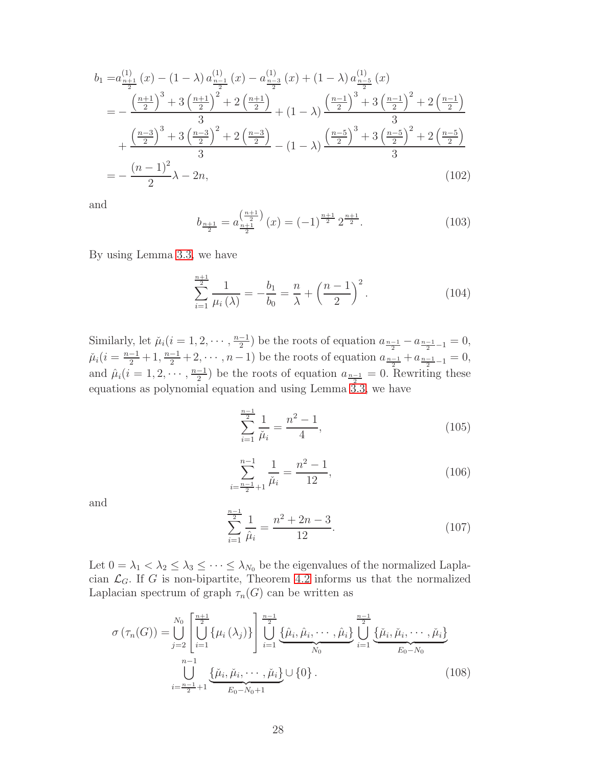$$
\begin{aligned}
b_1 =& a^{(1)}_{\frac{n+1}{2}}(x) - (1-\lambda)\, a^{(1)}_{\frac{n-1}{2}}(x) - a^{(1)}_{\frac{n-3}{2}}(x) + (1-\lambda)\, a^{(1)}_{\frac{n-5}{2}}(x) \\
=& -\frac{\left(\frac{n+1}{2}\right)^3 + 3\left(\frac{n+1}{2}\right)^2 + 2\left(\frac{n+1}{2}\right)}{3} + (1-\lambda)\frac{\left(\frac{n-1}{2}\right)^3 + 3\left(\frac{n-1}{2}\right)^2 + 2\left(\frac{n-1}{2}\right)}{3} \\
&+ \frac{\left(\frac{n-3}{2}\right)^3 + 3\left(\frac{n-3}{2}\right)^2 + 2\left(\frac{n-3}{2}\right)}{3} - (1-\lambda)\frac{\left(\frac{n-5}{2}\right)^3 + 3\left(\frac{n-5}{2}\right)^2 + 2\left(\frac{n-5}{2}\right)}{3} \\
=& -\frac{(n-1)^2}{2}\lambda - 2n, \qquad (102)
\end{aligned}
$$

and

$$
b_{\frac{n+1}{2}} = a^{\left(\frac{n+1}{2}\right)}_{\frac{n+1}{2}}(x) = (-1)^{\frac{n+1}{2}}\, 2^{\frac{n+1}{2}}. \qquad (103)
$$

By using Lemma 3.3, we have

$$
\sum_{i=1}^{\frac{n+1}{2}} \frac{1}{\mu_i(\lambda)} = -\frac{b_1}{b_0} = \frac{n}{\lambda} + \left(\frac{n-1}{2}\right)^2. \qquad (104)
$$

Similarly, let $\breve{\mu}_i (i = 1, 2, \cdots, \frac{n-1}{2})$ be the roots of equation $a_{\frac{n-1}{2}} - a_{\frac{n-1}{2}-1} = 0$, $\breve{\mu}_i (i = \frac{n-1}{2}+1, \frac{n-1}{2}+2, \cdots, n-1)$ be the roots of equation $a_{\frac{n-1}{2}} + a_{\frac{n-1}{2}-1} = 0$, and $\hat{\mu}_i (i = 1, 2, \cdots, \frac{n-1}{2})$ be the roots of equation $a_{\frac{n-1}{2}} = 0$. Rewriting these equations as polynomial equation and using Lemma 3.3, we have

$$
\sum_{i=1}^{\frac{n-1}{2}} \frac{1}{\breve{\mu}_i} = \frac{n^2-1}{4}, \qquad (105)
$$

$$
\sum_{i=\frac{n-1}{2}+1}^{n-1} \frac{1}{\breve{\mu}_i} = \frac{n^2-1}{12}, \qquad (106)
$$

and

$$
\sum_{i=1}^{\frac{n-1}{2}} \frac{1}{\hat{\mu}_i} = \frac{n^2+2n-3}{12}. \qquad (107)
$$

Let $0 = \lambda_1 < \lambda_2 \le \lambda_3 \le \cdots \le \lambda_{N_0}$ be the eigenvalues of the normalized Laplacian $\mathcal{L}_G$. If $G$ is non-bipartite, Theorem 4.2 informs us that the normalized Laplacian spectrum of graph $\tau_n(G)$ can be written as

$$
\begin{aligned}
\sigma\left(\tau_n(G)\right) = & \bigcup_{j=2}^{N_0} \left[\bigcup_{i=1}^{\frac{n+1}{2}} \{\mu_i(\lambda_j)\}\right] \bigcup_{i=1}^{\frac{n-1}{2}} \underbrace{\{\hat{\mu}_i, \hat{\mu}_i, \cdots, \hat{\mu}_i\}}_{N_0} \bigcup_{i=1}^{\frac{n-1}{2}} \underbrace{\{\breve{\mu}_i, \breve{\mu}_i, \cdots, \breve{\mu}_i\}}_{E_0-N_0} \\
& \bigcup_{i=\frac{n-1}{2}+1}^{n-1} \underbrace{\{\breve{\mu}_i, \breve{\mu}_i, \cdots, \breve{\mu}_i\}}_{E_0-N_0+1} \cup \{0\}. \qquad (108)
\end{aligned}
$$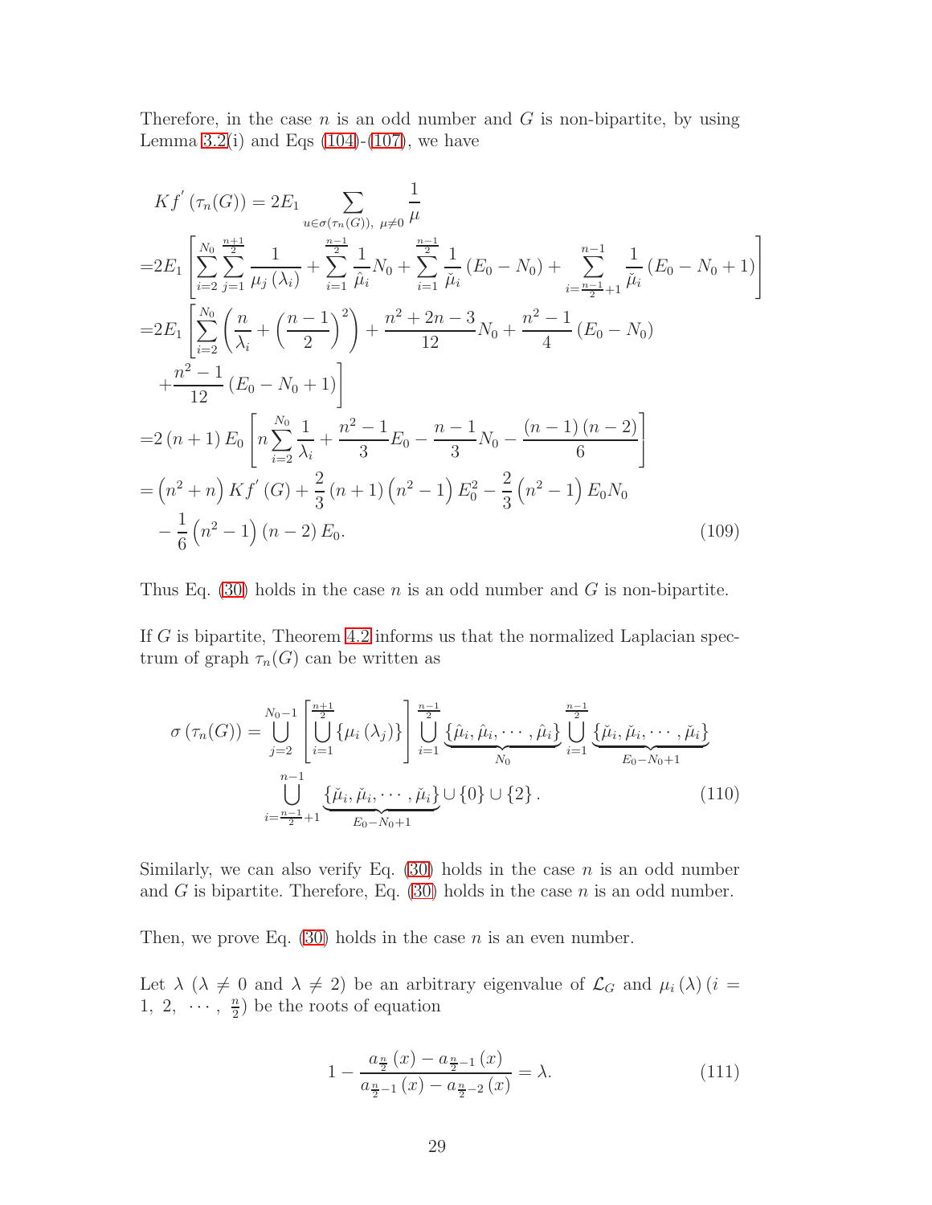Therefore, in the case $n$ is an odd number and $G$ is non-bipartite, by using Lemma 3.2(i) and Eqs (104)-(107), we have

$$
\begin{aligned}
&Kf^{'}\left(\tau_n(G)\right) = 2E_1 \sum_{u\in\sigma(\tau_n(G)),\ \mu\neq 0} \frac{1}{\mu} \\
=&2E_1\left[\sum_{i=2}^{N_0}\sum_{j=1}^{\frac{n+1}{2}}\frac{1}{\mu_j\left(\lambda_i\right)}+\sum_{i=1}^{\frac{n-1}{2}}\frac{1}{\hat{\mu}_i}N_0+\sum_{i=1}^{\frac{n-1}{2}}\frac{1}{\check{\mu}_i}\left(E_0-N_0\right)+\sum_{i=\frac{n-1}{2}+1}^{n-1}\frac{1}{\check{\mu}_i}\left(E_0-N_0+1\right)\right] \\
=&2E_1\left[\sum_{i=2}^{N_0}\left(\frac{n}{\lambda_i}+\left(\frac{n-1}{2}\right)^2\right)+\frac{n^2+2n-3}{12}N_0+\frac{n^2-1}{4}\left(E_0-N_0\right)\right. \\
&\left.+\frac{n^2-1}{12}\left(E_0-N_0+1\right)\right] \\
=&2\left(n+1\right)E_0\left[n\sum_{i=2}^{N_0}\frac{1}{\lambda_i}+\frac{n^2-1}{3}E_0-\frac{n-1}{3}N_0-\frac{\left(n-1\right)\left(n-2\right)}{6}\right] \\
=&\left(n^2+n\right)Kf^{'}\left(G\right)+\frac{2}{3}\left(n+1\right)\left(n^2-1\right)E_0^2-\frac{2}{3}\left(n^2-1\right)E_0N_0 \\
&-\frac{1}{6}\left(n^2-1\right)\left(n-2\right)E_0.
\end{aligned} \tag{109}
$$

Thus Eq. (30) holds in the case $n$ is an odd number and $G$ is non-bipartite.

If $G$ is bipartite, Theorem 4.2 informs us that the normalized Laplacian spectrum of graph $\tau_n(G)$ can be written as

$$
\begin{aligned}
\sigma\left(\tau_n(G)\right) = &\bigcup_{j=2}^{N_0-1}\left[\bigcup_{i=1}^{\frac{n+1}{2}}\left\{\mu_i\left(\lambda_j\right)\right\}\right]\bigcup_{i=1}^{\frac{n-1}{2}}\underbrace{\left\{\hat{\mu}_i,\hat{\mu}_i,\cdots,\hat{\mu}_i\right\}}_{N_0}\bigcup_{i=1}^{\frac{n-1}{2}}\underbrace{\left\{\check{\mu}_i,\check{\mu}_i,\cdots,\check{\mu}_i\right\}}_{E_0-N_0+1} \\
&\bigcup_{i=\frac{n-1}{2}+1}^{n-1}\underbrace{\left\{\check{\mu}_i,\check{\mu}_i,\cdots,\check{\mu}_i\right\}}_{E_0-N_0+1}\cup\left\{0\right\}\cup\left\{2\right\}.
\end{aligned} \tag{110}
$$

Similarly, we can also verify Eq. (30) holds in the case $n$ is an odd number and $G$ is bipartite. Therefore, Eq. (30) holds in the case $n$ is an odd number.

Then, we prove Eq. (30) holds in the case $n$ is an even number.

Let $\lambda$ ($\lambda \neq 0$ and $\lambda \neq 2$) be an arbitrary eigenvalue of $\mathcal{L}_G$ and $\mu_i\left(\lambda\right)\left(i = 1,\ 2,\ \cdots,\ \frac{n}{2}\right)$ be the roots of equation

$$
1-\frac{a_{\frac{n}{2}}\left(x\right)-a_{\frac{n}{2}-1}\left(x\right)}{a_{\frac{n}{2}-1}\left(x\right)-a_{\frac{n}{2}-2}\left(x\right)}=\lambda. \tag{111}
$$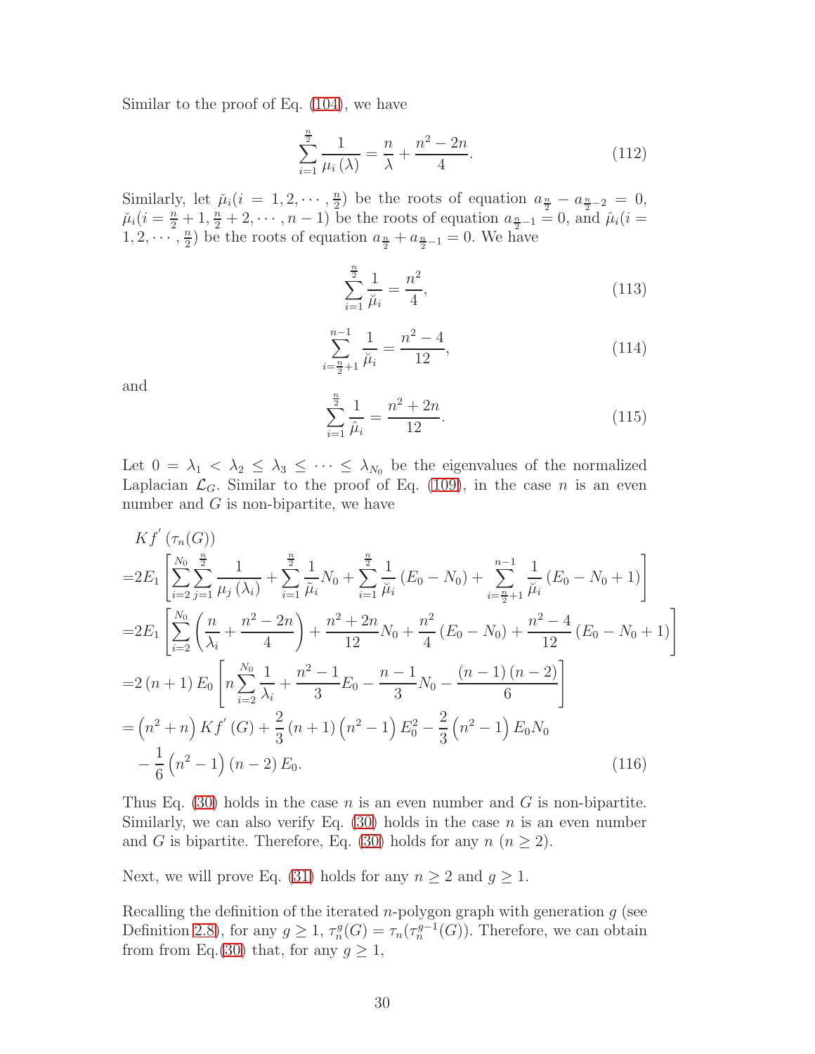Similar to the proof of Eq. (104), we have

$$\sum_{i=1}^{\frac{n}{2}} \frac{1}{\mu_i(\lambda)} = \frac{n}{\lambda} + \frac{n^2 - 2n}{4}. \tag{112}$$

Similarly, let $\breve{\mu}_i (i = 1, 2, \cdots, \frac{n}{2})$ be the roots of equation $a_{\frac{n}{2}} - a_{\frac{n}{2}-2} = 0$, $\breve{\mu}_i (i = \frac{n}{2}+1, \frac{n}{2}+2, \cdots, n-1)$ be the roots of equation $a_{\frac{n}{2}-1} = 0$, and $\hat{\mu}_i (i = 1, 2, \cdots, \frac{n}{2})$ be the roots of equation $a_{\frac{n}{2}} + a_{\frac{n}{2}-1} = 0$. We have

$$\sum_{i=1}^{\frac{n}{2}} \frac{1}{\breve{\mu}_i} = \frac{n^2}{4}, \tag{113}$$

$$\sum_{i=\frac{n}{2}+1}^{n-1} \frac{1}{\breve{\mu}_i} = \frac{n^2 - 4}{12}, \tag{114}$$

and

$$\sum_{i=1}^{\frac{n}{2}} \frac{1}{\hat{\mu}_i} = \frac{n^2 + 2n}{12}. \tag{115}$$

Let $0 = \lambda_1 < \lambda_2 \leq \lambda_3 \leq \cdots \leq \lambda_{N_0}$ be the eigenvalues of the normalized Laplacian $\mathcal{L}_G$. Similar to the proof of Eq. (109), in the case $n$ is an even number and $G$ is non-bipartite, we have

$$\begin{aligned}
& Kf'(\tau_n(G)) \\
=& 2E_1 \left[ \sum_{i=2}^{N_0} \sum_{j=1}^{\frac{n}{2}} \frac{1}{\mu_j(\lambda_i)} + \sum_{i=1}^{\frac{n}{2}} \frac{1}{\tilde{\mu}_i} N_0 + \sum_{i=1}^{\frac{n}{2}} \frac{1}{\breve{\mu}_i} (E_0 - N_0) + \sum_{i=\frac{n}{2}+1}^{n-1} \frac{1}{\breve{\mu}_i} (E_0 - N_0 + 1) \right] \\
=& 2E_1 \left[ \sum_{i=2}^{N_0} \left( \frac{n}{\lambda_i} + \frac{n^2 - 2n}{4} \right) + \frac{n^2 + 2n}{12} N_0 + \frac{n^2}{4} (E_0 - N_0) + \frac{n^2 - 4}{12} (E_0 - N_0 + 1) \right] \\
=& 2(n+1) E_0 \left[ n \sum_{i=2}^{N_0} \frac{1}{\lambda_i} + \frac{n^2 - 1}{3} E_0 - \frac{n-1}{3} N_0 - \frac{(n-1)(n-2)}{6} \right] \\
=& \left(n^2 + n\right) Kf'(G) + \frac{2}{3}(n+1)\left(n^2 - 1\right) E_0^2 - \frac{2}{3}\left(n^2 - 1\right) E_0 N_0 \\
& - \frac{1}{6}\left(n^2 - 1\right)(n-2) E_0.
\end{aligned} \tag{116}$$

Thus Eq. (30) holds in the case $n$ is an even number and $G$ is non-bipartite. Similarly, we can also verify Eq. (30) holds in the case $n$ is an even number and $G$ is bipartite. Therefore, Eq. (30) holds for any $n$ ($n \geq 2$).

Next, we will prove Eq. (31) holds for any $n \geq 2$ and $g \geq 1$.

Recalling the definition of the iterated $n$-polygon graph with generation $g$ (see Definition 2.8), for any $g \geq 1$, $\tau_n^g(G) = \tau_n(\tau_n^{g-1}(G))$. Therefore, we can obtain from from Eq.(30) that, for any $g \geq 1$,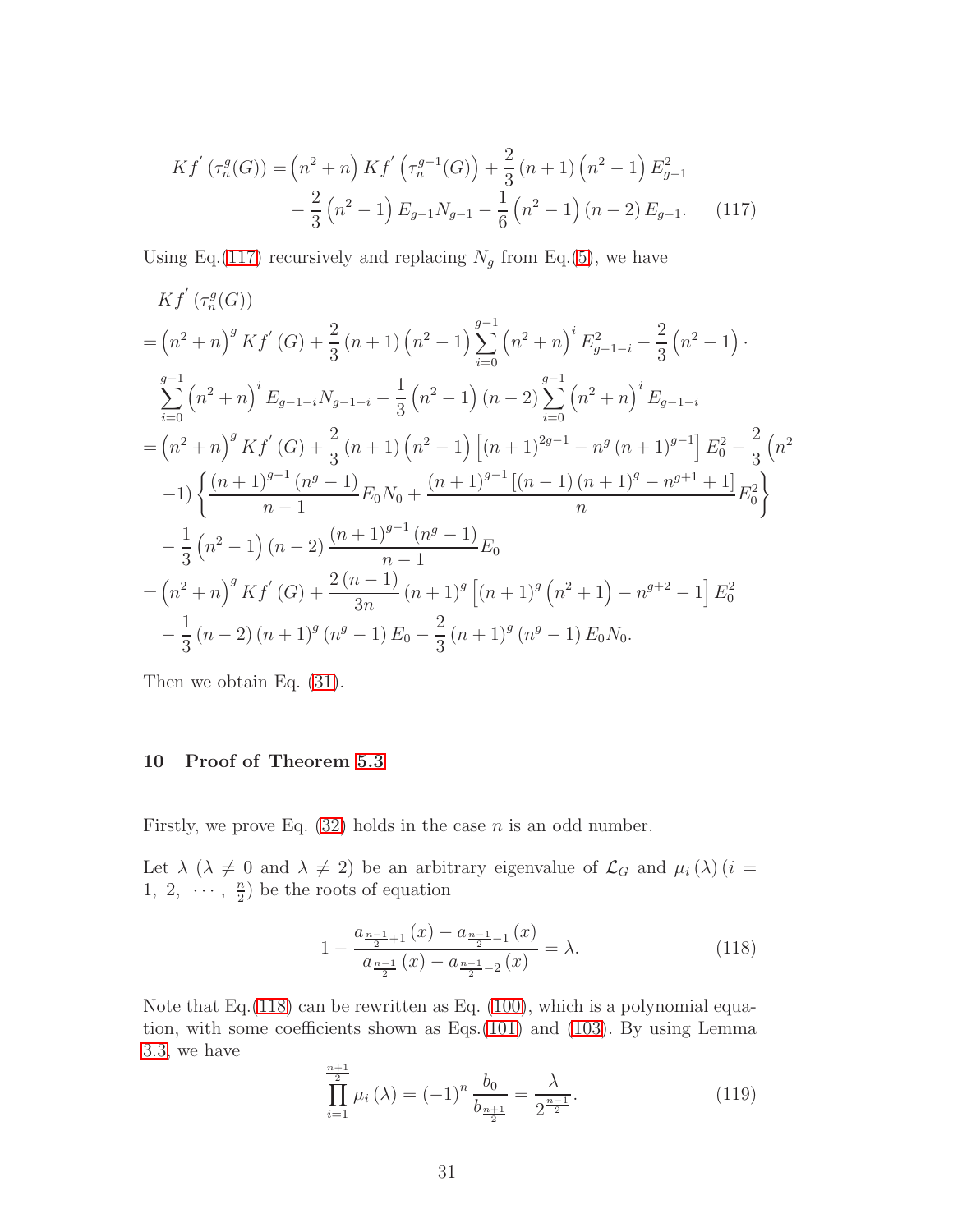$$
\begin{aligned}
Kf^{'}\left(\tau_n^g(G)\right) =& \left(n^2+n\right) Kf^{'}\left(\tau_n^{g-1}(G)\right) + \frac{2}{3}\left(n+1\right)\left(n^2-1\right)E_{g-1}^2 \\
&- \frac{2}{3}\left(n^2-1\right)E_{g-1}N_{g-1} - \frac{1}{6}\left(n^2-1\right)\left(n-2\right)E_{g-1}. \qquad (117)
\end{aligned}
$$

Using Eq.(117) recursively and replacing $N_g$ from Eq.(5), we have

$$
\begin{aligned}
&Kf^{'}\left(\tau_n^g(G)\right) \\
=& \left(n^2+n\right)^g Kf^{'}\left(G\right) + \frac{2}{3}\left(n+1\right)\left(n^2-1\right)\sum_{i=0}^{g-1}\left(n^2+n\right)^i E_{g-1-i}^2 - \frac{2}{3}\left(n^2-1\right)\cdot \\
&\sum_{i=0}^{g-1}\left(n^2+n\right)^i E_{g-1-i}N_{g-1-i} - \frac{1}{3}\left(n^2-1\right)\left(n-2\right)\sum_{i=0}^{g-1}\left(n^2+n\right)^i E_{g-1-i} \\
=& \left(n^2+n\right)^g Kf^{'}\left(G\right) + \frac{2}{3}\left(n+1\right)\left(n^2-1\right)\left[\left(n+1\right)^{2g-1} - n^g\left(n+1\right)^{g-1}\right]E_0^2 - \frac{2}{3}\Big(n^2 \\
&-1\Big)\left\{\frac{\left(n+1\right)^{g-1}\left(n^g-1\right)}{n-1}E_0N_0 + \frac{\left(n+1\right)^{g-1}\left[\left(n-1\right)\left(n+1\right)^g - n^{g+1}+1\right]}{n}E_0^2\right\} \\
&- \frac{1}{3}\left(n^2-1\right)\left(n-2\right)\frac{\left(n+1\right)^{g-1}\left(n^g-1\right)}{n-1}E_0 \\
=& \left(n^2+n\right)^g Kf^{'}\left(G\right) + \frac{2\left(n-1\right)}{3n}\left(n+1\right)^g\left[\left(n+1\right)^g\left(n^2+1\right) - n^{g+2} - 1\right]E_0^2 \\
&- \frac{1}{3}\left(n-2\right)\left(n+1\right)^g\left(n^g-1\right)E_0 - \frac{2}{3}\left(n+1\right)^g\left(n^g-1\right)E_0N_0.
\end{aligned}
$$

Then we obtain Eq. (31).

## 10 Proof of Theorem 5.3

Firstly, we prove Eq. (32) holds in the case $n$ is an odd number.

Let $\lambda$ ($\lambda \neq 0$ and $\lambda \neq 2$) be an arbitrary eigenvalue of $\mathcal{L}_G$ and $\mu_i\left(\lambda\right)$ ($i = 1,\ 2,\ \cdots,\ \frac{n}{2}$) be the roots of equation

$$
1 - \frac{a_{\frac{n-1}{2}+1}\left(x\right) - a_{\frac{n-1}{2}-1}\left(x\right)}{a_{\frac{n-1}{2}}\left(x\right) - a_{\frac{n-1}{2}-2}\left(x\right)} = \lambda. \qquad (118)
$$

Note that Eq.(118) can be rewritten as Eq. (100), which is a polynomial equation, with some coefficients shown as Eqs.(101) and (103). By using Lemma 3.3, we have

$$
\prod_{i=1}^{\frac{n+1}{2}}\mu_i\left(\lambda\right) = \left(-1\right)^n\frac{b_0}{b_{\frac{n+1}{2}}} = \frac{\lambda}{2^{\frac{n-1}{2}}}. \qquad (119)
$$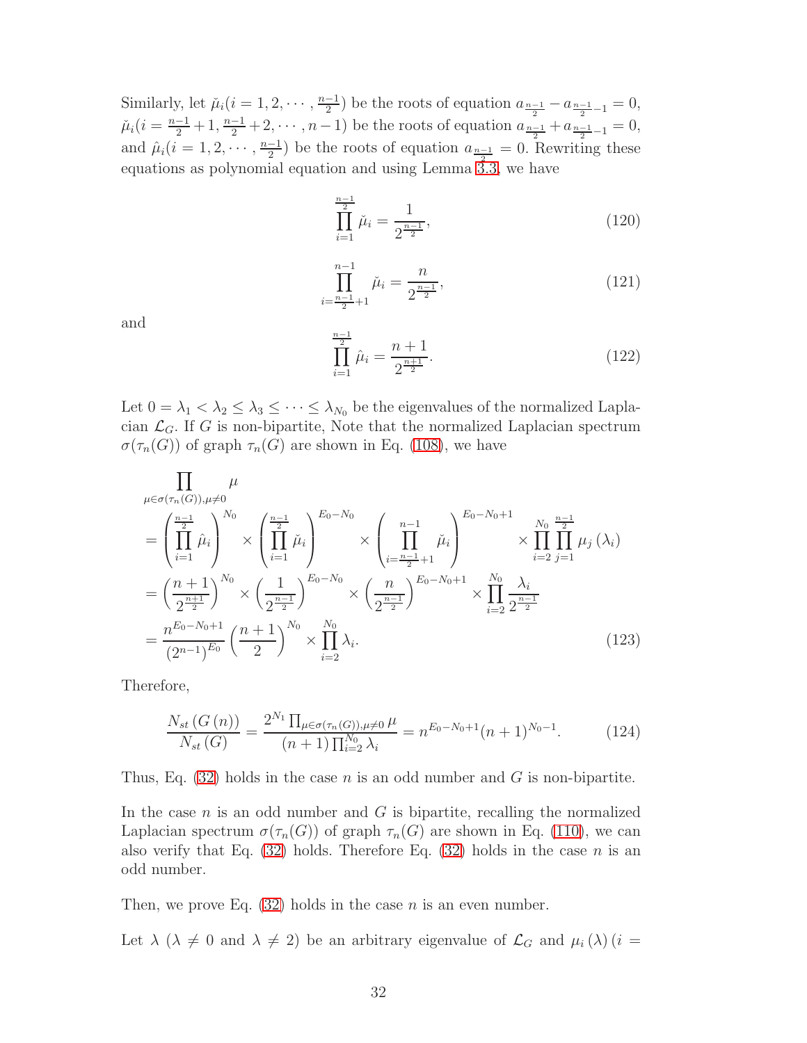Similarly, let $\check{\mu}_i (i = 1, 2, \cdots, \frac{n-1}{2})$ be the roots of equation $a_{\frac{n-1}{2}} - a_{\frac{n-1}{2}-1} = 0$, $\check{\mu}_i (i = \frac{n-1}{2}+1, \frac{n-1}{2}+2, \cdots, n-1)$ be the roots of equation $a_{\frac{n-1}{2}} + a_{\frac{n-1}{2}-1} = 0$, and $\hat{\mu}_i (i = 1, 2, \cdots, \frac{n-1}{2})$ be the roots of equation $a_{\frac{n-1}{2}} = 0$. Rewriting these equations as polynomial equation and using Lemma 3.3, we have

$$\prod_{i=1}^{\frac{n-1}{2}} \check{\mu}_i = \frac{1}{2^{\frac{n-1}{2}}}, \tag{120}$$

$$\prod_{i=\frac{n-1}{2}+1}^{n-1} \check{\mu}_i = \frac{n}{2^{\frac{n-1}{2}}}, \tag{121}$$

and

$$\prod_{i=1}^{\frac{n-1}{2}} \hat{\mu}_i = \frac{n+1}{2^{\frac{n+1}{2}}}. \tag{122}$$

Let $0 = \lambda_1 < \lambda_2 \leq \lambda_3 \leq \cdots \leq \lambda_{N_0}$ be the eigenvalues of the normalized Laplacian $\mathcal{L}_G$. If $G$ is non-bipartite, Note that the normalized Laplacian spectrum $\sigma(\tau_n(G))$ of graph $\tau_n(G)$ are shown in Eq. (108), we have

$$\begin{aligned}
&\prod_{\mu \in \sigma(\tau_n(G)), \mu \neq 0} \mu \\
&= \left(\prod_{i=1}^{\frac{n-1}{2}} \hat{\mu}_i\right)^{N_0} \times \left(\prod_{i=1}^{\frac{n-1}{2}} \check{\mu}_i\right)^{E_0 - N_0} \times \left(\prod_{i=\frac{n-1}{2}+1}^{n-1} \check{\mu}_i\right)^{E_0 - N_0 + 1} \times \prod_{i=2}^{N_0} \prod_{j=1}^{\frac{n-1}{2}} \mu_j(\lambda_i) \\
&= \left(\frac{n+1}{2^{\frac{n+1}{2}}}\right)^{N_0} \times \left(\frac{1}{2^{\frac{n-1}{2}}}\right)^{E_0 - N_0} \times \left(\frac{n}{2^{\frac{n-1}{2}}}\right)^{E_0 - N_0 + 1} \times \prod_{i=2}^{N_0} \frac{\lambda_i}{2^{\frac{n-1}{2}}} \\
&= \frac{n^{E_0 - N_0 + 1}}{(2^{n-1})^{E_0}} \left(\frac{n+1}{2}\right)^{N_0} \times \prod_{i=2}^{N_0} \lambda_i.
\end{aligned} \tag{123}$$

Therefore,

$$\frac{N_{st}(G(n))}{N_{st}(G)} = \frac{2^{N_1} \prod_{\mu \in \sigma(\tau_n(G)), \mu \neq 0} \mu}{(n+1) \prod_{i=2}^{N_0} \lambda_i} = n^{E_0 - N_0 + 1} (n+1)^{N_0 - 1}. \tag{124}$$

Thus, Eq. (32) holds in the case $n$ is an odd number and $G$ is non-bipartite.

In the case $n$ is an odd number and $G$ is bipartite, recalling the normalized Laplacian spectrum $\sigma(\tau_n(G))$ of graph $\tau_n(G)$ are shown in Eq. (110), we can also verify that Eq. (32) holds. Therefore Eq. (32) holds in the case $n$ is an odd number.

Then, we prove Eq. (32) holds in the case $n$ is an even number.

Let $\lambda$ ($\lambda \neq 0$ and $\lambda \neq 2$) be an arbitrary eigenvalue of $\mathcal{L}_G$ and $\mu_i(\lambda)$ $(i =$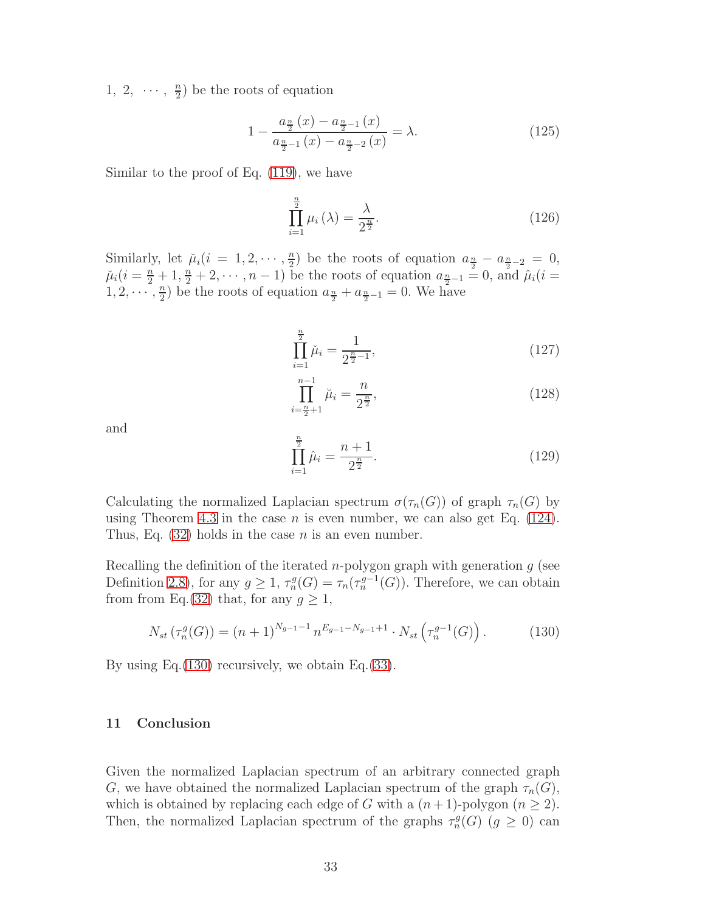1, 2, $\cdots$, $\frac{n}{2}$) be the roots of equation

$$1-\frac{a_{\frac{n}{2}}(x)-a_{\frac{n}{2}-1}(x)}{a_{\frac{n}{2}-1}(x)-a_{\frac{n}{2}-2}(x)}=\lambda. \tag{125}$$

Similar to the proof of Eq. (119), we have

$$\prod_{i=1}^{\frac{n}{2}}\mu_i(\lambda)=\frac{\lambda}{2^{\frac{n}{2}}}. \tag{126}$$

Similarly, let $\breve{\mu}_i(i=1,2,\cdots,\frac{n}{2})$ be the roots of equation $a_{\frac{n}{2}}-a_{\frac{n}{2}-2}=0$, $\breve{\mu}_i(i=\frac{n}{2}+1,\frac{n}{2}+2,\cdots,n-1)$ be the roots of equation $a_{\frac{n}{2}-1}=0$, and $\hat{\mu}_i(i=1,2,\cdots,\frac{n}{2})$ be the roots of equation $a_{\frac{n}{2}}+a_{\frac{n}{2}-1}=0$. We have

$$\prod_{i=1}^{\frac{n}{2}}\breve{\mu}_i=\frac{1}{2^{\frac{n}{2}-1}}, \tag{127}$$

$$\prod_{i=\frac{n}{2}+1}^{n-1}\breve{\mu}_i=\frac{n}{2^{\frac{n}{2}}}, \tag{128}$$

and

$$\prod_{i=1}^{\frac{n}{2}}\hat{\mu}_i=\frac{n+1}{2^{\frac{n}{2}}}. \tag{129}$$

Calculating the normalized Laplacian spectrum $\sigma(\tau_n(G))$ of graph $\tau_n(G)$ by using Theorem 4.3 in the case $n$ is even number, we can also get Eq. (124). Thus, Eq. (32) holds in the case $n$ is an even number.

Recalling the definition of the iterated $n$-polygon graph with generation $g$ (see Definition 2.8), for any $g \geq 1$, $\tau_n^g(G)=\tau_n(\tau_n^{g-1}(G))$. Therefore, we can obtain from from Eq.(32) that, for any $g \geq 1$,

$$N_{st}\left(\tau_n^g(G)\right)=(n+1)^{N_{g-1}-1}\,n^{E_{g-1}-N_{g-1}+1}\cdot N_{st}\left(\tau_n^{g-1}(G)\right). \tag{130}$$

By using Eq.(130) recursively, we obtain Eq.(33).

## 11 Conclusion

Given the normalized Laplacian spectrum of an arbitrary connected graph $G$, we have obtained the normalized Laplacian spectrum of the graph $\tau_n(G)$, which is obtained by replacing each edge of $G$ with a $(n+1)$-polygon ($n \geq 2$). Then, the normalized Laplacian spectrum of the graphs $\tau_n^g(G)$ ($g \geq 0$) can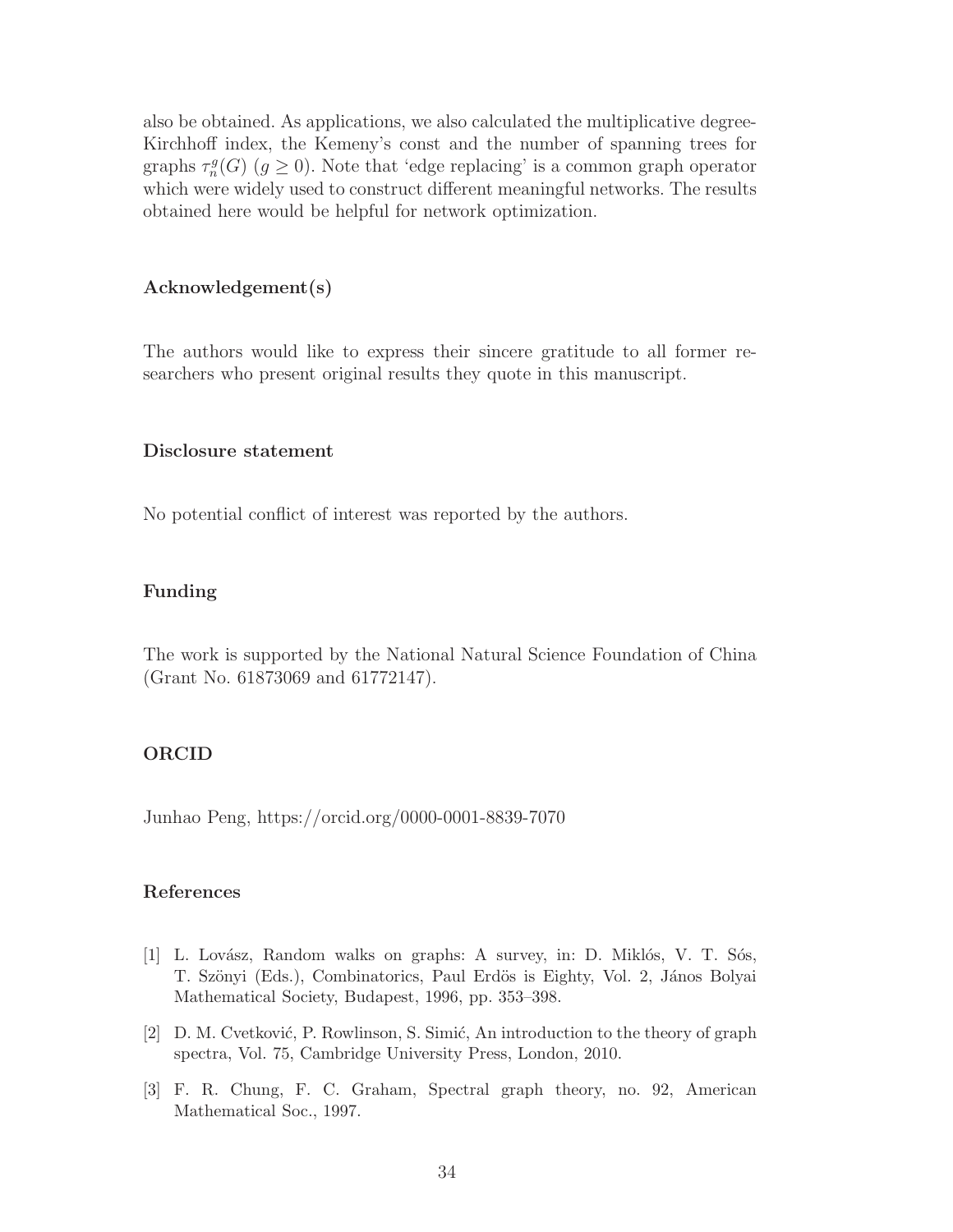also be obtained. As applications, we also calculated the multiplicative degree-Kirchhoff index, the Kemeny's const and the number of spanning trees for graphs $\tau_n^g(G)$ $(g \geq 0)$. Note that 'edge replacing' is a common graph operator which were widely used to construct different meaningful networks. The results obtained here would be helpful for network optimization.

### Acknowledgement(s)

The authors would like to express their sincere gratitude to all former researchers who present original results they quote in this manuscript.

### Disclosure statement

No potential conflict of interest was reported by the authors.

### Funding

The work is supported by the National Natural Science Foundation of China (Grant No. 61873069 and 61772147).

### ORCID

Junhao Peng, https://orcid.org/0000-0001-8839-7070

### References

[1] L. Lovász, Random walks on graphs: A survey, in: D. Miklós, V. T. Sós, T. Szönyi (Eds.), Combinatorics, Paul Erdös is Eighty, Vol. 2, János Bolyai Mathematical Society, Budapest, 1996, pp. 353–398.

[2] D. M. Cvetković, P. Rowlinson, S. Simić, An introduction to the theory of graph spectra, Vol. 75, Cambridge University Press, London, 2010.

[3] F. R. Chung, F. C. Graham, Spectral graph theory, no. 92, American Mathematical Soc., 1997.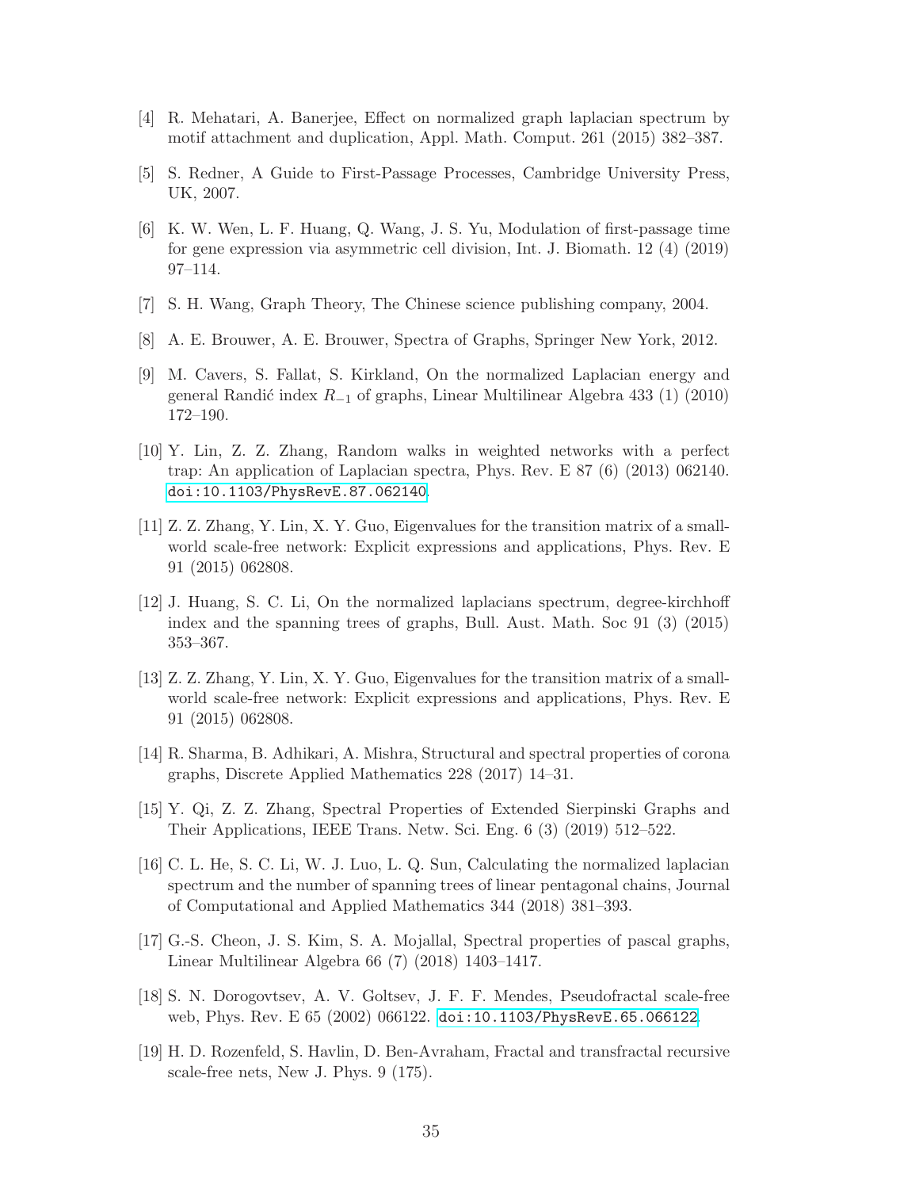[4] R. Mehatari, A. Banerjee, Effect on normalized graph laplacian spectrum by motif attachment and duplication, Appl. Math. Comput. 261 (2015) 382–387.

[5] S. Redner, A Guide to First-Passage Processes, Cambridge University Press, UK, 2007.

[6] K. W. Wen, L. F. Huang, Q. Wang, J. S. Yu, Modulation of first-passage time for gene expression via asymmetric cell division, Int. J. Biomath. 12 (4) (2019) 97–114.

[7] S. H. Wang, Graph Theory, The Chinese science publishing company, 2004.

[8] A. E. Brouwer, A. E. Brouwer, Spectra of Graphs, Springer New York, 2012.

[9] M. Cavers, S. Fallat, S. Kirkland, On the normalized Laplacian energy and general Randić index $R_{-1}$ of graphs, Linear Multilinear Algebra 433 (1) (2010) 172–190.

[10] Y. Lin, Z. Z. Zhang, Random walks in weighted networks with a perfect trap: An application of Laplacian spectra, Phys. Rev. E 87 (6) (2013) 062140. doi:10.1103/PhysRevE.87.062140.

[11] Z. Z. Zhang, Y. Lin, X. Y. Guo, Eigenvalues for the transition matrix of a small-world scale-free network: Explicit expressions and applications, Phys. Rev. E 91 (2015) 062808.

[12] J. Huang, S. C. Li, On the normalized laplacians spectrum, degree-kirchhoff index and the spanning trees of graphs, Bull. Aust. Math. Soc 91 (3) (2015) 353–367.

[13] Z. Z. Zhang, Y. Lin, X. Y. Guo, Eigenvalues for the transition matrix of a small-world scale-free network: Explicit expressions and applications, Phys. Rev. E 91 (2015) 062808.

[14] R. Sharma, B. Adhikari, A. Mishra, Structural and spectral properties of corona graphs, Discrete Applied Mathematics 228 (2017) 14–31.

[15] Y. Qi, Z. Z. Zhang, Spectral Properties of Extended Sierpinski Graphs and Their Applications, IEEE Trans. Netw. Sci. Eng. 6 (3) (2019) 512–522.

[16] C. L. He, S. C. Li, W. J. Luo, L. Q. Sun, Calculating the normalized laplacian spectrum and the number of spanning trees of linear pentagonal chains, Journal of Computational and Applied Mathematics 344 (2018) 381–393.

[17] G.-S. Cheon, J. S. Kim, S. A. Mojallal, Spectral properties of pascal graphs, Linear Multilinear Algebra 66 (7) (2018) 1403–1417.

[18] S. N. Dorogovtsev, A. V. Goltsev, J. F. F. Mendes, Pseudofractal scale-free web, Phys. Rev. E 65 (2002) 066122. doi:10.1103/PhysRevE.65.066122.

[19] H. D. Rozenfeld, S. Havlin, D. Ben-Avraham, Fractal and transfractal recursive scale-free nets, New J. Phys. 9 (175).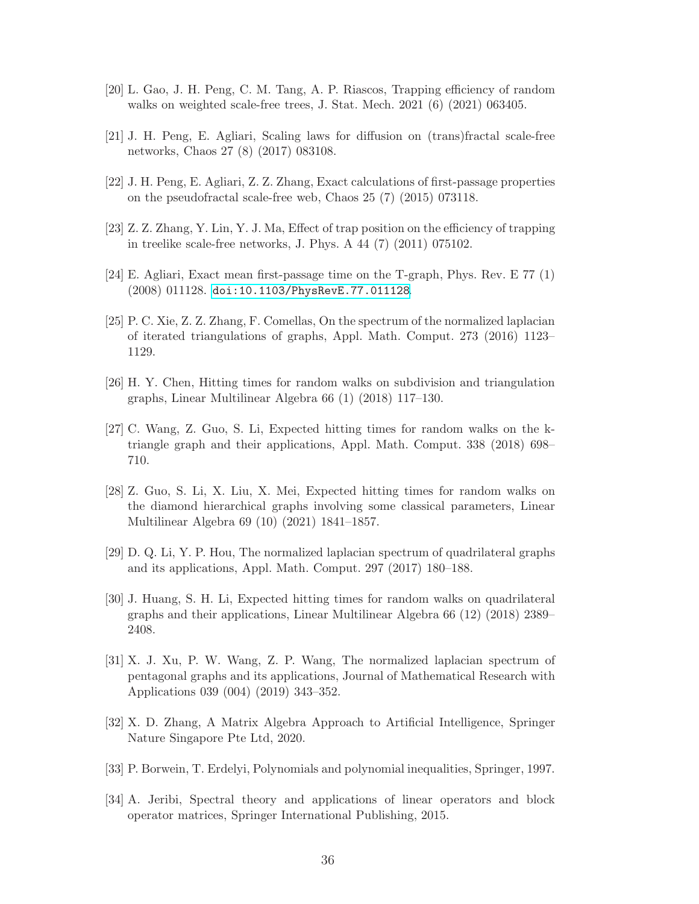[20] L. Gao, J. H. Peng, C. M. Tang, A. P. Riascos, Trapping efficiency of random walks on weighted scale-free trees, J. Stat. Mech. 2021 (6) (2021) 063405.

[21] J. H. Peng, E. Agliari, Scaling laws for diffusion on (trans)fractal scale-free networks, Chaos 27 (8) (2017) 083108.

[22] J. H. Peng, E. Agliari, Z. Z. Zhang, Exact calculations of first-passage properties on the pseudofractal scale-free web, Chaos 25 (7) (2015) 073118.

[23] Z. Z. Zhang, Y. Lin, Y. J. Ma, Effect of trap position on the efficiency of trapping in treelike scale-free networks, J. Phys. A 44 (7) (2011) 075102.

[24] E. Agliari, Exact mean first-passage time on the T-graph, Phys. Rev. E 77 (1) (2008) 011128. doi:10.1103/PhysRevE.77.011128.

[25] P. C. Xie, Z. Z. Zhang, F. Comellas, On the spectrum of the normalized laplacian of iterated triangulations of graphs, Appl. Math. Comput. 273 (2016) 1123–1129.

[26] H. Y. Chen, Hitting times for random walks on subdivision and triangulation graphs, Linear Multilinear Algebra 66 (1) (2018) 117–130.

[27] C. Wang, Z. Guo, S. Li, Expected hitting times for random walks on the k-triangle graph and their applications, Appl. Math. Comput. 338 (2018) 698–710.

[28] Z. Guo, S. Li, X. Liu, X. Mei, Expected hitting times for random walks on the diamond hierarchical graphs involving some classical parameters, Linear Multilinear Algebra 69 (10) (2021) 1841–1857.

[29] D. Q. Li, Y. P. Hou, The normalized laplacian spectrum of quadrilateral graphs and its applications, Appl. Math. Comput. 297 (2017) 180–188.

[30] J. Huang, S. H. Li, Expected hitting times for random walks on quadrilateral graphs and their applications, Linear Multilinear Algebra 66 (12) (2018) 2389–2408.

[31] X. J. Xu, P. W. Wang, Z. P. Wang, The normalized laplacian spectrum of pentagonal graphs and its applications, Journal of Mathematical Research with Applications 039 (004) (2019) 343–352.

[32] X. D. Zhang, A Matrix Algebra Approach to Artificial Intelligence, Springer Nature Singapore Pte Ltd, 2020.

[33] P. Borwein, T. Erdelyi, Polynomials and polynomial inequalities, Springer, 1997.

[34] A. Jeribi, Spectral theory and applications of linear operators and block operator matrices, Springer International Publishing, 2015.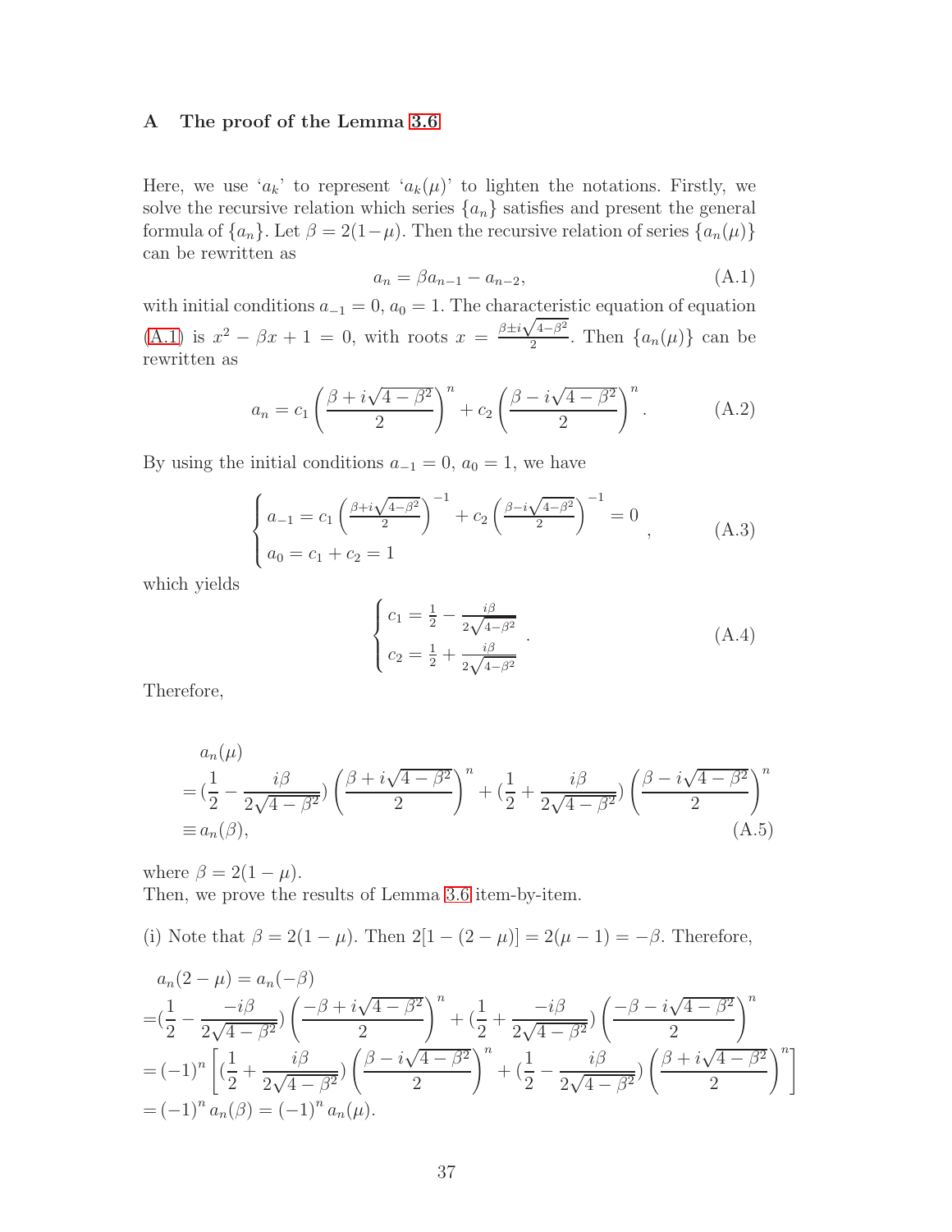## A The proof of the Lemma 3.6

Here, we use '$a_k$' to represent '$a_k(\mu)$' to lighten the notations. Firstly, we solve the recursive relation which series $\{a_n\}$ satisfies and present the general formula of $\{a_n\}$. Let $\beta = 2(1-\mu)$. Then the recursive relation of series $\{a_n(\mu)\}$ can be rewritten as

$$a_n = \beta a_{n-1} - a_{n-2}, \tag{A.1}$$

with initial conditions $a_{-1} = 0$, $a_0 = 1$. The characteristic equation of equation (A.1) is $x^2 - \beta x + 1 = 0$, with roots $x = \frac{\beta \pm i\sqrt{4-\beta^2}}{2}$. Then $\{a_n(\mu)\}$ can be rewritten as

$$a_n = c_1 \left( \frac{\beta + i\sqrt{4-\beta^2}}{2} \right)^n + c_2 \left( \frac{\beta - i\sqrt{4-\beta^2}}{2} \right)^n. \tag{A.2}$$

By using the initial conditions $a_{-1} = 0$, $a_0 = 1$, we have

$$\begin{cases} a_{-1} = c_1 \left( \frac{\beta + i\sqrt{4-\beta^2}}{2} \right)^{-1} + c_2 \left( \frac{\beta - i\sqrt{4-\beta^2}}{2} \right)^{-1} = 0 \\ a_0 = c_1 + c_2 = 1 \end{cases}, \tag{A.3}$$

which yields

$$\begin{cases} c_1 = \frac{1}{2} - \frac{i\beta}{2\sqrt{4-\beta^2}} \\ c_2 = \frac{1}{2} + \frac{i\beta}{2\sqrt{4-\beta^2}} \end{cases}. \tag{A.4}$$

Therefore,

$$\begin{aligned} & a_n(\mu) \\ =& \left(\frac{1}{2} - \frac{i\beta}{2\sqrt{4-\beta^2}}\right) \left( \frac{\beta + i\sqrt{4-\beta^2}}{2} \right)^n + \left(\frac{1}{2} + \frac{i\beta}{2\sqrt{4-\beta^2}}\right) \left( \frac{\beta - i\sqrt{4-\beta^2}}{2} \right)^n \\ \equiv& \, a_n(\beta), \end{aligned} \tag{A.5}$$

where $\beta = 2(1-\mu)$.

Then, we prove the results of Lemma 3.6 item-by-item.

(i) Note that $\beta = 2(1-\mu)$. Then $2[1-(2-\mu)] = 2(\mu - 1) = -\beta$. Therefore,

$$\begin{aligned} & a_n(2-\mu) = a_n(-\beta) \\ =& \left(\frac{1}{2} - \frac{-i\beta}{2\sqrt{4-\beta^2}}\right) \left( \frac{-\beta + i\sqrt{4-\beta^2}}{2} \right)^n + \left(\frac{1}{2} + \frac{-i\beta}{2\sqrt{4-\beta^2}}\right) \left( \frac{-\beta - i\sqrt{4-\beta^2}}{2} \right)^n \\ =& (-1)^n \left[ \left(\frac{1}{2} + \frac{i\beta}{2\sqrt{4-\beta^2}}\right) \left( \frac{\beta - i\sqrt{4-\beta^2}}{2} \right)^n + \left(\frac{1}{2} - \frac{i\beta}{2\sqrt{4-\beta^2}}\right) \left( \frac{\beta + i\sqrt{4-\beta^2}}{2} \right)^n \right] \\ =& (-1)^n a_n(\beta) = (-1)^n a_n(\mu). \end{aligned}$$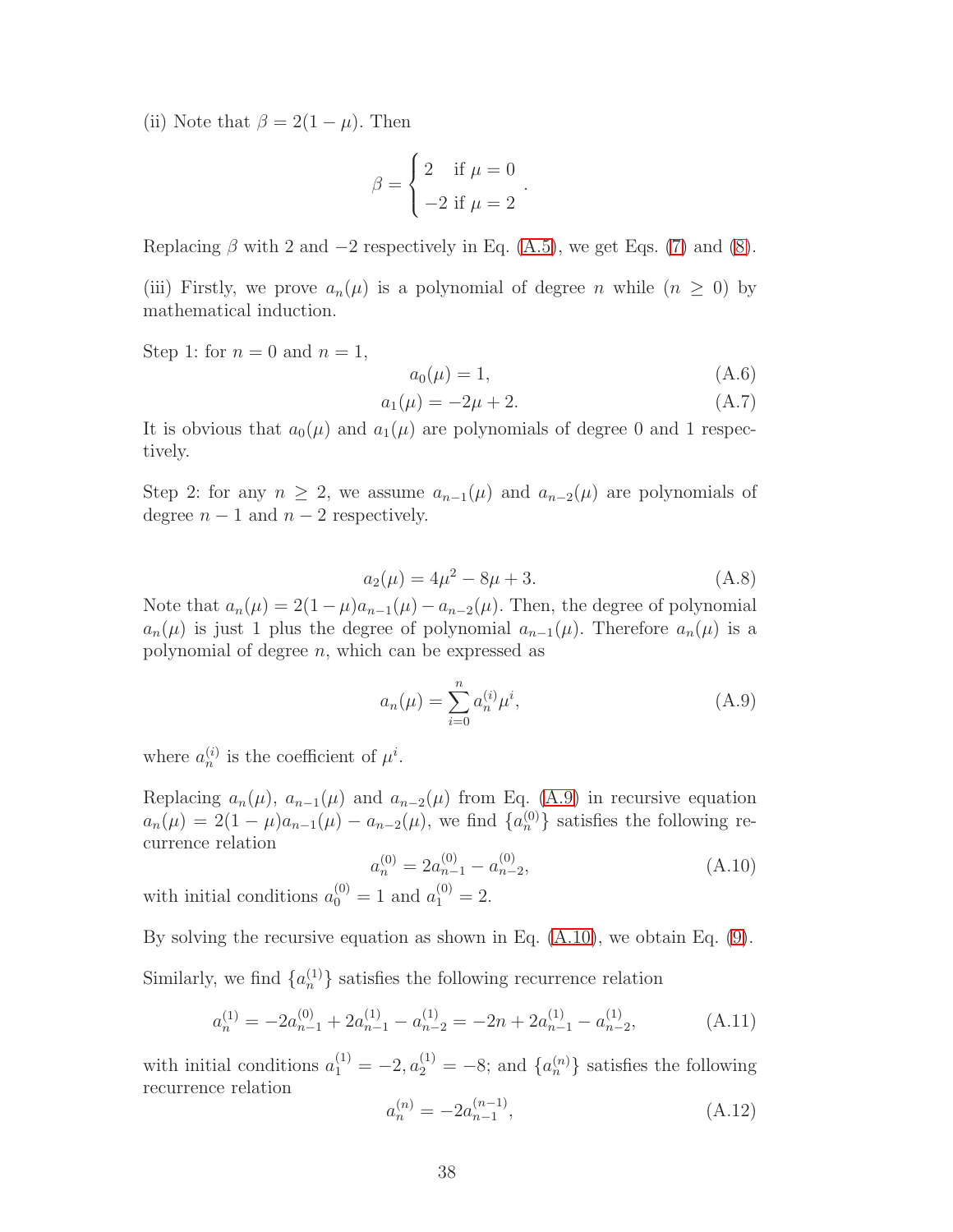(ii) Note that $\beta = 2(1-\mu)$. Then

$$\beta = \begin{cases} 2 & \text{if } \mu = 0 \\ -2 & \text{if } \mu = 2 \end{cases}.$$

Replacing $\beta$ with 2 and $-2$ respectively in Eq. (A.5), we get Eqs. (7) and (8).

(iii) Firstly, we prove $a_n(\mu)$ is a polynomial of degree $n$ while ($n \geq 0$) by mathematical induction.

Step 1: for $n = 0$ and $n = 1$,

$$a_0(\mu) = 1, \tag{A.6}$$

$$a_1(\mu) = -2\mu + 2. \tag{A.7}$$

It is obvious that $a_0(\mu)$ and $a_1(\mu)$ are polynomials of degree 0 and 1 respectively.

Step 2: for any $n \geq 2$, we assume $a_{n-1}(\mu)$ and $a_{n-2}(\mu)$ are polynomials of degree $n-1$ and $n-2$ respectively.

$$a_2(\mu) = 4\mu^2 - 8\mu + 3. \tag{A.8}$$

Note that $a_n(\mu) = 2(1-\mu)a_{n-1}(\mu) - a_{n-2}(\mu)$. Then, the degree of polynomial $a_n(\mu)$ is just 1 plus the degree of polynomial $a_{n-1}(\mu)$. Therefore $a_n(\mu)$ is a polynomial of degree $n$, which can be expressed as

$$a_n(\mu) = \sum_{i=0}^{n} a_n^{(i)} \mu^i, \tag{A.9}$$

where $a_n^{(i)}$ is the coefficient of $\mu^i$.

Replacing $a_n(\mu)$, $a_{n-1}(\mu)$ and $a_{n-2}(\mu)$ from Eq. (A.9) in recursive equation $a_n(\mu) = 2(1-\mu)a_{n-1}(\mu) - a_{n-2}(\mu)$, we find $\{a_n^{(0)}\}$ satisfies the following recurrence relation

$$a_n^{(0)} = 2a_{n-1}^{(0)} - a_{n-2}^{(0)}, \tag{A.10}$$

with initial conditions $a_0^{(0)} = 1$ and $a_1^{(0)} = 2$.

By solving the recursive equation as shown in Eq. (A.10), we obtain Eq. (9).

Similarly, we find $\{a_n^{(1)}\}$ satisfies the following recurrence relation

$$a_n^{(1)} = -2a_{n-1}^{(0)} + 2a_{n-1}^{(1)} - a_{n-2}^{(1)} = -2n + 2a_{n-1}^{(1)} - a_{n-2}^{(1)}, \tag{A.11}$$

with initial conditions $a_1^{(1)} = -2, a_2^{(1)} = -8$; and $\{a_n^{(n)}\}$ satisfies the following recurrence relation

$$a_n^{(n)} = -2a_{n-1}^{(n-1)}, \tag{A.12}$$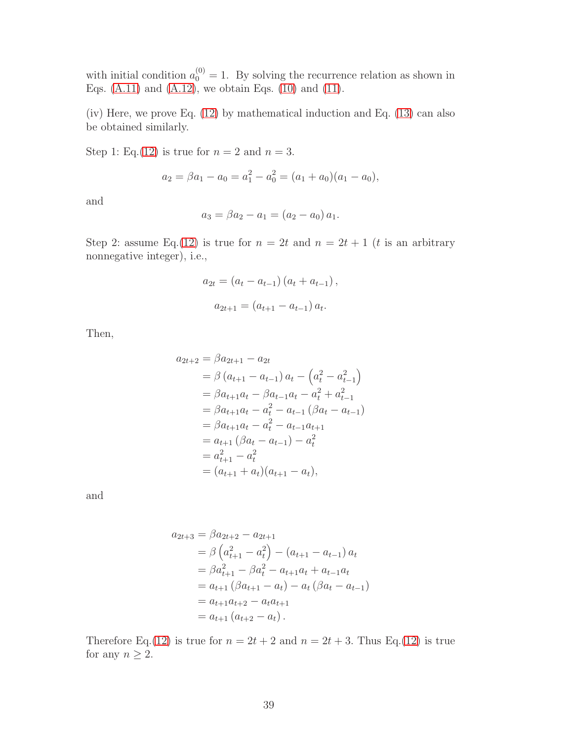with initial condition $a_0^{(0)} = 1$. By solving the recurrence relation as shown in Eqs. (A.11) and (A.12), we obtain Eqs. (10) and (11).

(iv) Here, we prove Eq. (12) by mathematical induction and Eq. (13) can also be obtained similarly.

Step 1: Eq.(12) is true for $n = 2$ and $n = 3$.

$$a_2 = \beta a_1 - a_0 = a_1^2 - a_0^2 = (a_1 + a_0)(a_1 - a_0),$$

and

$$a_3 = \beta a_2 - a_1 = (a_2 - a_0)\, a_1.$$

Step 2: assume Eq.(12) is true for $n = 2t$ and $n = 2t + 1$ ($t$ is an arbitrary nonnegative integer), i.e.,

$$a_{2t} = (a_t - a_{t-1})\,(a_t + a_{t-1}),$$

$$a_{2t+1} = (a_{t+1} - a_{t-1})\, a_t.$$

Then,

$$\begin{aligned}
a_{2t+2} &= \beta a_{2t+1} - a_{2t} \\
&= \beta\,(a_{t+1} - a_{t-1})\, a_t - \left(a_t^2 - a_{t-1}^2\right) \\
&= \beta a_{t+1} a_t - \beta a_{t-1} a_t - a_t^2 + a_{t-1}^2 \\
&= \beta a_{t+1} a_t - a_t^2 - a_{t-1}\,(\beta a_t - a_{t-1}) \\
&= \beta a_{t+1} a_t - a_t^2 - a_{t-1} a_{t+1} \\
&= a_{t+1}\,(\beta a_t - a_{t-1}) - a_t^2 \\
&= a_{t+1}^2 - a_t^2 \\
&= (a_{t+1} + a_t)(a_{t+1} - a_t),
\end{aligned}$$

and

$$\begin{aligned}
a_{2t+3} &= \beta a_{2t+2} - a_{2t+1} \\
&= \beta\left(a_{t+1}^2 - a_t^2\right) - (a_{t+1} - a_{t-1})\, a_t \\
&= \beta a_{t+1}^2 - \beta a_t^2 - a_{t+1} a_t + a_{t-1} a_t \\
&= a_{t+1}\,(\beta a_{t+1} - a_t) - a_t\,(\beta a_t - a_{t-1}) \\
&= a_{t+1} a_{t+2} - a_t a_{t+1} \\
&= a_{t+1}\,(a_{t+2} - a_t)\,.
\end{aligned}$$

Therefore Eq.(12) is true for $n = 2t + 2$ and $n = 2t + 3$. Thus Eq.(12) is true for any $n \geq 2$.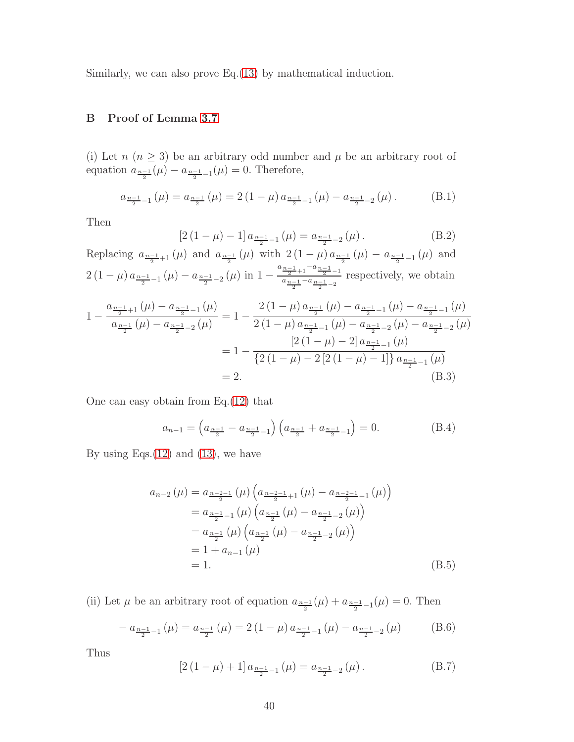Similarly, we can also prove Eq.(13) by mathematical induction.

## B Proof of Lemma 3.7

(i) Let $n$ ($n \geq 3$) be an arbitrary odd number and $\mu$ be an arbitrary root of equation $a_{\frac{n-1}{2}}(\mu) - a_{\frac{n-1}{2}-1}(\mu) = 0$. Therefore,

$$a_{\frac{n-1}{2}-1}(\mu) = a_{\frac{n-1}{2}}(\mu) = 2(1-\mu)\, a_{\frac{n-1}{2}-1}(\mu) - a_{\frac{n-1}{2}-2}(\mu). \tag{B.1}$$

Then

$$[2(1-\mu) - 1]\, a_{\frac{n-1}{2}-1}(\mu) = a_{\frac{n-1}{2}-2}(\mu). \tag{B.2}$$

Replacing $a_{\frac{n-1}{2}+1}(\mu)$ and $a_{\frac{n-1}{2}}(\mu)$ with $2(1-\mu)\, a_{\frac{n-1}{2}}(\mu) - a_{\frac{n-1}{2}-1}(\mu)$ and $2(1-\mu)\, a_{\frac{n-1}{2}-1}(\mu) - a_{\frac{n-1}{2}-2}(\mu)$ in $1 - \frac{a_{\frac{n-1}{2}+1} - a_{\frac{n-1}{2}-1}}{a_{\frac{n-1}{2}} - a_{\frac{n-1}{2}-2}}$ respectively, we obtain

$$\begin{aligned}
1 - \frac{a_{\frac{n-1}{2}+1}(\mu) - a_{\frac{n-1}{2}-1}(\mu)}{a_{\frac{n-1}{2}}(\mu) - a_{\frac{n-1}{2}-2}(\mu)} &= 1 - \frac{2(1-\mu)\, a_{\frac{n-1}{2}}(\mu) - a_{\frac{n-1}{2}-1}(\mu) - a_{\frac{n-1}{2}-1}(\mu)}{2(1-\mu)\, a_{\frac{n-1}{2}-1}(\mu) - a_{\frac{n-1}{2}-2}(\mu) - a_{\frac{n-1}{2}-2}(\mu)} \\
&= 1 - \frac{[2(1-\mu) - 2]\, a_{\frac{n-1}{2}-1}(\mu)}{\{2(1-\mu) - 2[2(1-\mu) - 1]\}\, a_{\frac{n-1}{2}-1}(\mu)} \\
&= 2.
\end{aligned} \tag{B.3}$$

One can easy obtain from Eq.(12) that

$$a_{n-1} = \left(a_{\frac{n-1}{2}} - a_{\frac{n-1}{2}-1}\right)\left(a_{\frac{n-1}{2}} + a_{\frac{n-1}{2}-1}\right) = 0. \tag{B.4}$$

By using Eqs.(12) and (13), we have

$$\begin{aligned}
a_{n-2}(\mu) &= a_{\frac{n-2-1}{2}}(\mu)\left(a_{\frac{n-2-1}{2}+1}(\mu) - a_{\frac{n-2-1}{2}-1}(\mu)\right) \\
&= a_{\frac{n-1}{2}-1}(\mu)\left(a_{\frac{n-1}{2}}(\mu) - a_{\frac{n-1}{2}-2}(\mu)\right) \\
&= a_{\frac{n-1}{2}}(\mu)\left(a_{\frac{n-1}{2}}(\mu) - a_{\frac{n-1}{2}-2}(\mu)\right) \\
&= 1 + a_{n-1}(\mu) \\
&= 1.
\end{aligned} \tag{B.5}$$

(ii) Let $\mu$ be an arbitrary root of equation $a_{\frac{n-1}{2}}(\mu) + a_{\frac{n-1}{2}-1}(\mu) = 0$. Then

$$-\, a_{\frac{n-1}{2}-1}(\mu) = a_{\frac{n-1}{2}}(\mu) = 2(1-\mu)\, a_{\frac{n-1}{2}-1}(\mu) - a_{\frac{n-1}{2}-2}(\mu) \tag{B.6}$$

Thus

$$[2(1-\mu) + 1]\, a_{\frac{n-1}{2}-1}(\mu) = a_{\frac{n-1}{2}-2}(\mu). \tag{B.7}$$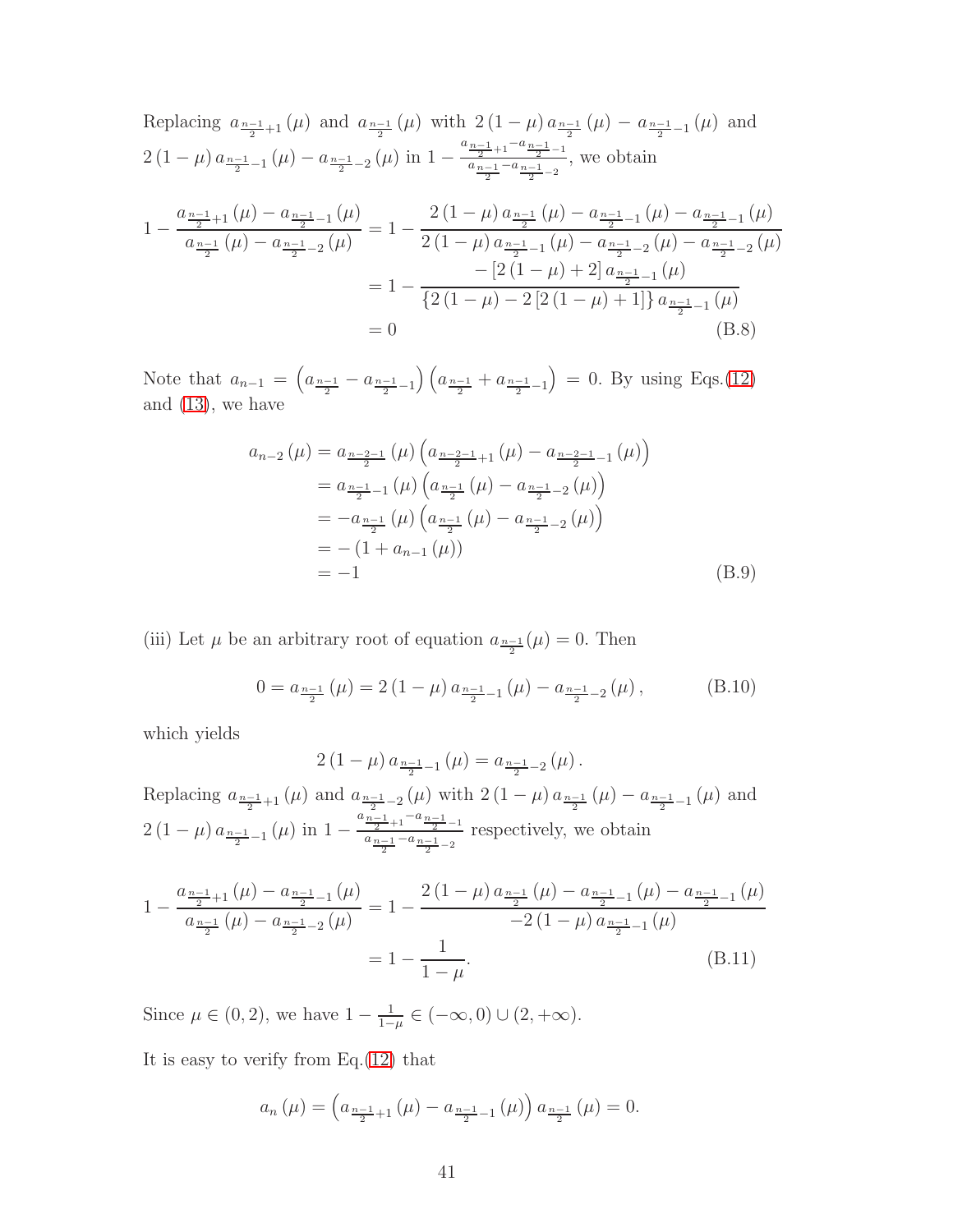Replacing $a_{\frac{n-1}{2}+1}(\mu)$ and $a_{\frac{n-1}{2}}(\mu)$ with $2(1-\mu)a_{\frac{n-1}{2}}(\mu)-a_{\frac{n-1}{2}-1}(\mu)$ and $2(1-\mu)a_{\frac{n-1}{2}-1}(\mu)-a_{\frac{n-1}{2}-2}(\mu)$ in $1-\frac{a_{\frac{n-1}{2}+1}-a_{\frac{n-1}{2}-1}}{a_{\frac{n-1}{2}}-a_{\frac{n-1}{2}-2}}$, we obtain

$$
\begin{aligned}
1-\frac{a_{\frac{n-1}{2}+1}(\mu)-a_{\frac{n-1}{2}-1}(\mu)}{a_{\frac{n-1}{2}}(\mu)-a_{\frac{n-1}{2}-2}(\mu)} &= 1-\frac{2(1-\mu)a_{\frac{n-1}{2}}(\mu)-a_{\frac{n-1}{2}-1}(\mu)-a_{\frac{n-1}{2}-1}(\mu)}{2(1-\mu)a_{\frac{n-1}{2}-1}(\mu)-a_{\frac{n-1}{2}-2}(\mu)-a_{\frac{n-1}{2}-2}(\mu)} \\
&= 1-\frac{-[2(1-\mu)+2]\,a_{\frac{n-1}{2}-1}(\mu)}{\{2(1-\mu)-2[2(1-\mu)+1]\}\,a_{\frac{n-1}{2}-1}(\mu)} \\
&= 0 
\end{aligned}
\tag{B.8}
$$

Note that $a_{n-1}=\left(a_{\frac{n-1}{2}}-a_{\frac{n-1}{2}-1}\right)\left(a_{\frac{n-1}{2}}+a_{\frac{n-1}{2}-1}\right)=0$. By using Eqs.(12) and (13), we have

$$
\begin{aligned}
a_{n-2}(\mu) &= a_{\frac{n-2-1}{2}}(\mu)\left(a_{\frac{n-2-1}{2}+1}(\mu)-a_{\frac{n-2-1}{2}-1}(\mu)\right) \\
&= a_{\frac{n-1}{2}-1}(\mu)\left(a_{\frac{n-1}{2}}(\mu)-a_{\frac{n-1}{2}-2}(\mu)\right) \\
&= -a_{\frac{n-1}{2}}(\mu)\left(a_{\frac{n-1}{2}}(\mu)-a_{\frac{n-1}{2}-2}(\mu)\right) \\
&= -(1+a_{n-1}(\mu)) \\
&= -1 
\end{aligned}
\tag{B.9}
$$

(iii) Let $\mu$ be an arbitrary root of equation $a_{\frac{n-1}{2}}(\mu)=0$. Then

$$
0=a_{\frac{n-1}{2}}(\mu)=2(1-\mu)a_{\frac{n-1}{2}-1}(\mu)-a_{\frac{n-1}{2}-2}(\mu), \tag{B.10}
$$

which yields

$$
2(1-\mu)a_{\frac{n-1}{2}-1}(\mu)=a_{\frac{n-1}{2}-2}(\mu).
$$

Replacing $a_{\frac{n-1}{2}+1}(\mu)$ and $a_{\frac{n-1}{2}-2}(\mu)$ with $2(1-\mu)a_{\frac{n-1}{2}}(\mu)-a_{\frac{n-1}{2}-1}(\mu)$ and $2(1-\mu)a_{\frac{n-1}{2}-1}(\mu)$ in $1-\frac{a_{\frac{n-1}{2}+1}-a_{\frac{n-1}{2}-1}}{a_{\frac{n-1}{2}}-a_{\frac{n-1}{2}-2}}$ respectively, we obtain

$$
\begin{aligned}
1-\frac{a_{\frac{n-1}{2}+1}(\mu)-a_{\frac{n-1}{2}-1}(\mu)}{a_{\frac{n-1}{2}}(\mu)-a_{\frac{n-1}{2}-2}(\mu)} &= 1-\frac{2(1-\mu)a_{\frac{n-1}{2}}(\mu)-a_{\frac{n-1}{2}-1}(\mu)-a_{\frac{n-1}{2}-1}(\mu)}{-2(1-\mu)a_{\frac{n-1}{2}-1}(\mu)} \\
&= 1-\frac{1}{1-\mu}.
\end{aligned}
\tag{B.11}
$$

Since $\mu\in(0,2)$, we have $1-\frac{1}{1-\mu}\in(-\infty,0)\cup(2,+\infty)$.

It is easy to verify from Eq.(12) that

$$
a_n(\mu)=\left(a_{\frac{n-1}{2}+1}(\mu)-a_{\frac{n-1}{2}-1}(\mu)\right)a_{\frac{n-1}{2}}(\mu)=0.
$$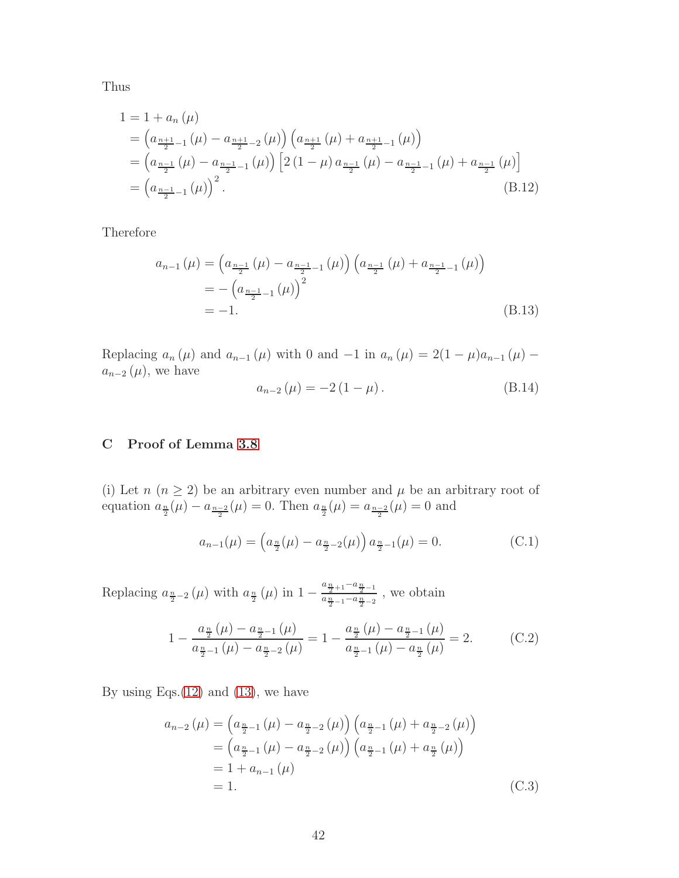Thus

$$
\begin{aligned}
1 &= 1 + a_n(\mu) \\
&= \left(a_{\frac{n+1}{2}-1}(\mu) - a_{\frac{n+1}{2}-2}(\mu)\right)\left(a_{\frac{n+1}{2}}(\mu) + a_{\frac{n+1}{2}-1}(\mu)\right) \\
&= \left(a_{\frac{n-1}{2}}(\mu) - a_{\frac{n-1}{2}-1}(\mu)\right)\left[2(1-\mu)\, a_{\frac{n-1}{2}}(\mu) - a_{\frac{n-1}{2}-1}(\mu) + a_{\frac{n-1}{2}}(\mu)\right] \\
&= \left(a_{\frac{n-1}{2}-1}(\mu)\right)^2.
\end{aligned} \tag{B.12}
$$

Therefore

$$
\begin{aligned}
a_{n-1}(\mu) &= \left(a_{\frac{n-1}{2}}(\mu) - a_{\frac{n-1}{2}-1}(\mu)\right)\left(a_{\frac{n-1}{2}}(\mu) + a_{\frac{n-1}{2}-1}(\mu)\right) \\
&= -\left(a_{\frac{n-1}{2}-1}(\mu)\right)^2 \\
&= -1.
\end{aligned} \tag{B.13}
$$

Replacing $a_n(\mu)$ and $a_{n-1}(\mu)$ with 0 and $-1$ in $a_n(\mu) = 2(1-\mu)a_{n-1}(\mu) - a_{n-2}(\mu)$, we have

$$
a_{n-2}(\mu) = -2(1-\mu). \tag{B.14}
$$

## C Proof of Lemma 3.8

(i) Let $n$ $(n \geq 2)$ be an arbitrary even number and $\mu$ be an arbitrary root of equation $a_{\frac{n}{2}}(\mu) - a_{\frac{n-2}{2}}(\mu) = 0$. Then $a_{\frac{n}{2}}(\mu) = a_{\frac{n-2}{2}}(\mu) = 0$ and

$$
a_{n-1}(\mu) = \left(a_{\frac{n}{2}}(\mu) - a_{\frac{n}{2}-2}(\mu)\right) a_{\frac{n}{2}-1}(\mu) = 0. \tag{C.1}
$$

Replacing $a_{\frac{n}{2}-2}(\mu)$ with $a_{\frac{n}{2}}(\mu)$ in $1 - \frac{a_{\frac{n}{2}+1} - a_{\frac{n}{2}-1}}{a_{\frac{n}{2}-1} - a_{\frac{n}{2}-2}}$, we obtain

$$
1 - \frac{a_{\frac{n}{2}}(\mu) - a_{\frac{n}{2}-1}(\mu)}{a_{\frac{n}{2}-1}(\mu) - a_{\frac{n}{2}-2}(\mu)} = 1 - \frac{a_{\frac{n}{2}}(\mu) - a_{\frac{n}{2}-1}(\mu)}{a_{\frac{n}{2}-1}(\mu) - a_{\frac{n}{2}}(\mu)} = 2. \tag{C.2}
$$

By using Eqs.(12) and (13), we have

$$
\begin{aligned}
a_{n-2}(\mu) &= \left(a_{\frac{n}{2}-1}(\mu) - a_{\frac{n}{2}-2}(\mu)\right)\left(a_{\frac{n}{2}-1}(\mu) + a_{\frac{n}{2}-2}(\mu)\right) \\
&= \left(a_{\frac{n}{2}-1}(\mu) - a_{\frac{n}{2}-2}(\mu)\right)\left(a_{\frac{n}{2}-1}(\mu) + a_{\frac{n}{2}}(\mu)\right) \\
&= 1 + a_{n-1}(\mu) \\
&= 1.
\end{aligned} \tag{C.3}
$$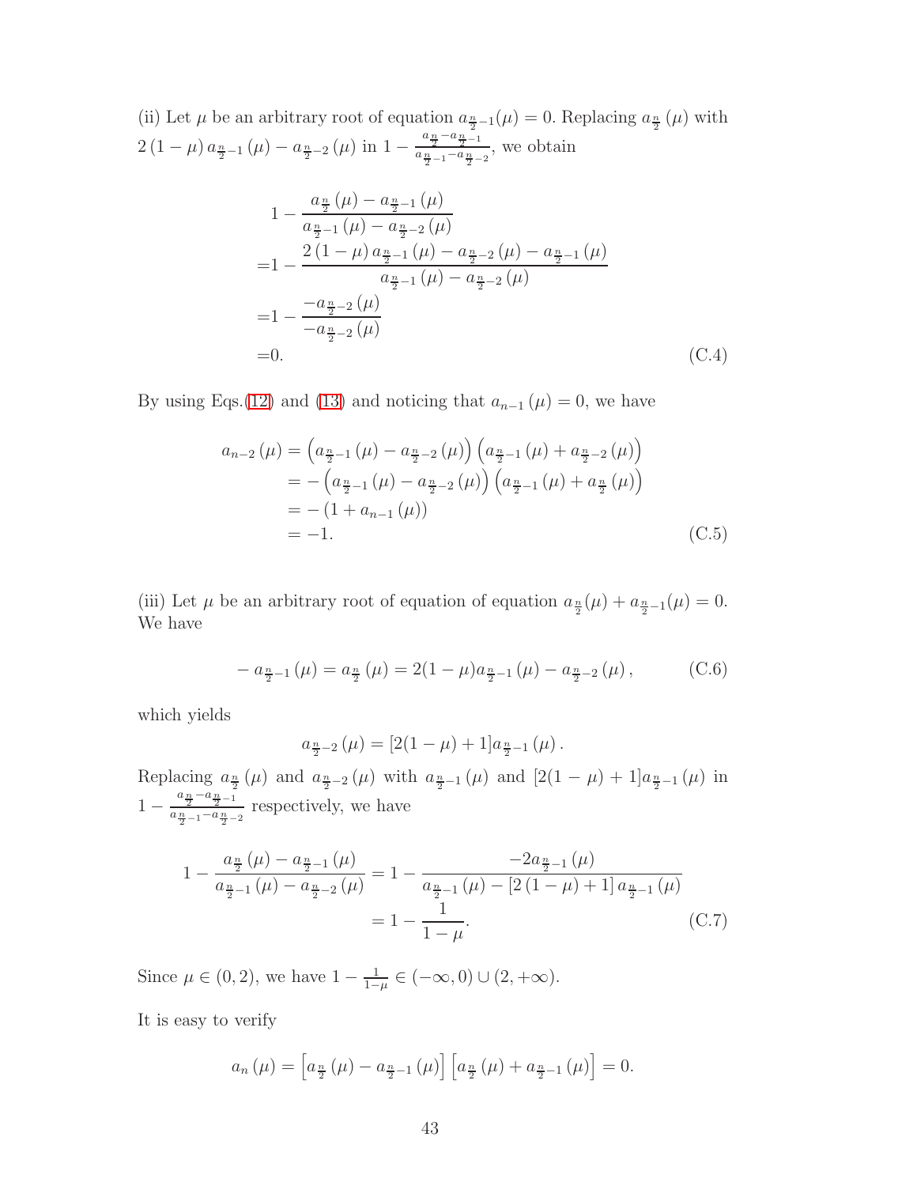(ii) Let $\mu$ be an arbitrary root of equation $a_{\frac{n}{2}-1}(\mu)=0$. Replacing $a_{\frac{n}{2}}(\mu)$ with $2(1-\mu)\,a_{\frac{n}{2}-1}(\mu)-a_{\frac{n}{2}-2}(\mu)$ in $1-\frac{a_{\frac{n}{2}}-a_{\frac{n}{2}-1}}{a_{\frac{n}{2}-1}-a_{\frac{n}{2}-2}}$, we obtain

$$
\begin{aligned}
&1-\frac{a_{\frac{n}{2}}(\mu)-a_{\frac{n}{2}-1}(\mu)}{a_{\frac{n}{2}-1}(\mu)-a_{\frac{n}{2}-2}(\mu)}\\
=&1-\frac{2(1-\mu)\,a_{\frac{n}{2}-1}(\mu)-a_{\frac{n}{2}-2}(\mu)-a_{\frac{n}{2}-1}(\mu)}{a_{\frac{n}{2}-1}(\mu)-a_{\frac{n}{2}-2}(\mu)}\\
=&1-\frac{-a_{\frac{n}{2}-2}(\mu)}{-a_{\frac{n}{2}-2}(\mu)}\\
=&0. \qquad\qquad (C.4)
\end{aligned}
$$

By using Eqs.(12) and (13) and noticing that $a_{n-1}(\mu)=0$, we have

$$
\begin{aligned}
a_{n-2}(\mu)&=\left(a_{\frac{n}{2}-1}(\mu)-a_{\frac{n}{2}-2}(\mu)\right)\left(a_{\frac{n}{2}-1}(\mu)+a_{\frac{n}{2}-2}(\mu)\right)\\
&=-\left(a_{\frac{n}{2}-1}(\mu)-a_{\frac{n}{2}-2}(\mu)\right)\left(a_{\frac{n}{2}-1}(\mu)+a_{\frac{n}{2}}(\mu)\right)\\
&=-\left(1+a_{n-1}(\mu)\right)\\
&=-1. \qquad\qquad (C.5)
\end{aligned}
$$

(iii) Let $\mu$ be an arbitrary root of equation of equation $a_{\frac{n}{2}}(\mu)+a_{\frac{n}{2}-1}(\mu)=0$. We have

$$
-a_{\frac{n}{2}-1}(\mu)=a_{\frac{n}{2}}(\mu)=2(1-\mu)a_{\frac{n}{2}-1}(\mu)-a_{\frac{n}{2}-2}(\mu), \qquad (C.6)
$$

which yields

$$
a_{\frac{n}{2}-2}(\mu)=[2(1-\mu)+1]a_{\frac{n}{2}-1}(\mu).
$$

Replacing $a_{\frac{n}{2}}(\mu)$ and $a_{\frac{n}{2}-2}(\mu)$ with $a_{\frac{n}{2}-1}(\mu)$ and $[2(1-\mu)+1]a_{\frac{n}{2}-1}(\mu)$ in $1-\frac{a_{\frac{n}{2}}-a_{\frac{n}{2}-1}}{a_{\frac{n}{2}-1}-a_{\frac{n}{2}-2}}$ respectively, we have

$$
\begin{aligned}
1-\frac{a_{\frac{n}{2}}(\mu)-a_{\frac{n}{2}-1}(\mu)}{a_{\frac{n}{2}-1}(\mu)-a_{\frac{n}{2}-2}(\mu)}&=1-\frac{-2a_{\frac{n}{2}-1}(\mu)}{a_{\frac{n}{2}-1}(\mu)-[2(1-\mu)+1]\,a_{\frac{n}{2}-1}(\mu)}\\
&=1-\frac{1}{1-\mu}. \qquad\qquad (C.7)
\end{aligned}
$$

Since $\mu\in(0,2)$, we have $1-\frac{1}{1-\mu}\in(-\infty,0)\cup(2,+\infty)$.

It is easy to verify

$$
a_n(\mu)=\left[a_{\frac{n}{2}}(\mu)-a_{\frac{n}{2}-1}(\mu)\right]\left[a_{\frac{n}{2}}(\mu)+a_{\frac{n}{2}-1}(\mu)\right]=0.
$$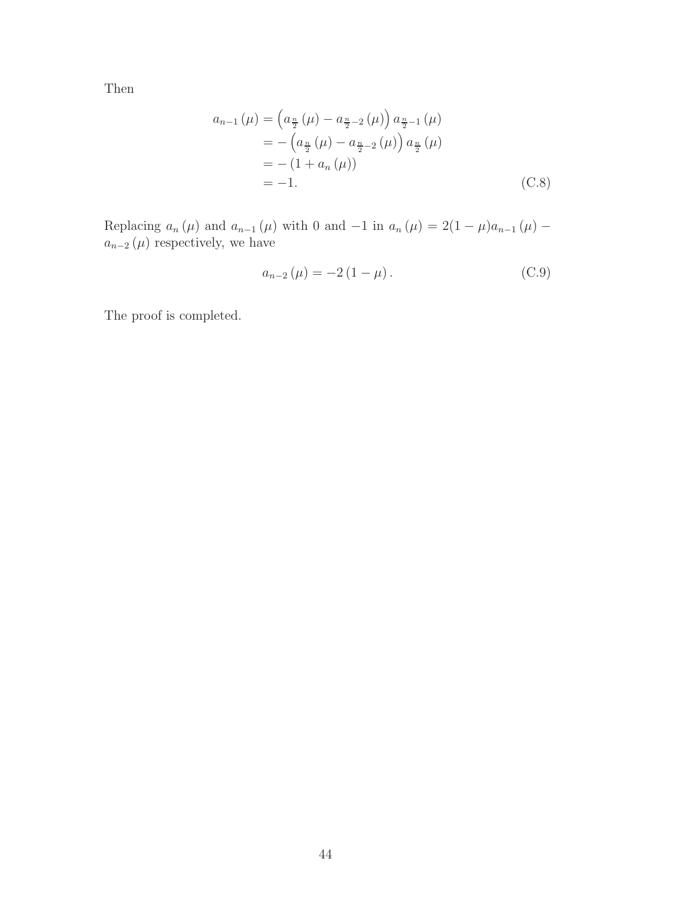Then

$$
\begin{aligned}
a_{n-1}(\mu) &= \left(a_{\frac{n}{2}}(\mu) - a_{\frac{n}{2}-2}(\mu)\right) a_{\frac{n}{2}-1}(\mu) \\
&= -\left(a_{\frac{n}{2}}(\mu) - a_{\frac{n}{2}-2}(\mu)\right) a_{\frac{n}{2}}(\mu) \\
&= -\left(1 + a_n(\mu)\right) \\
&= -1.
\end{aligned} \tag{C.8}
$$

Replacing $a_n(\mu)$ and $a_{n-1}(\mu)$ with 0 and $-1$ in $a_n(\mu) = 2(1-\mu)a_{n-1}(\mu) - a_{n-2}(\mu)$ respectively, we have

$$
a_{n-2}(\mu) = -2(1-\mu). \tag{C.9}
$$

The proof is completed.